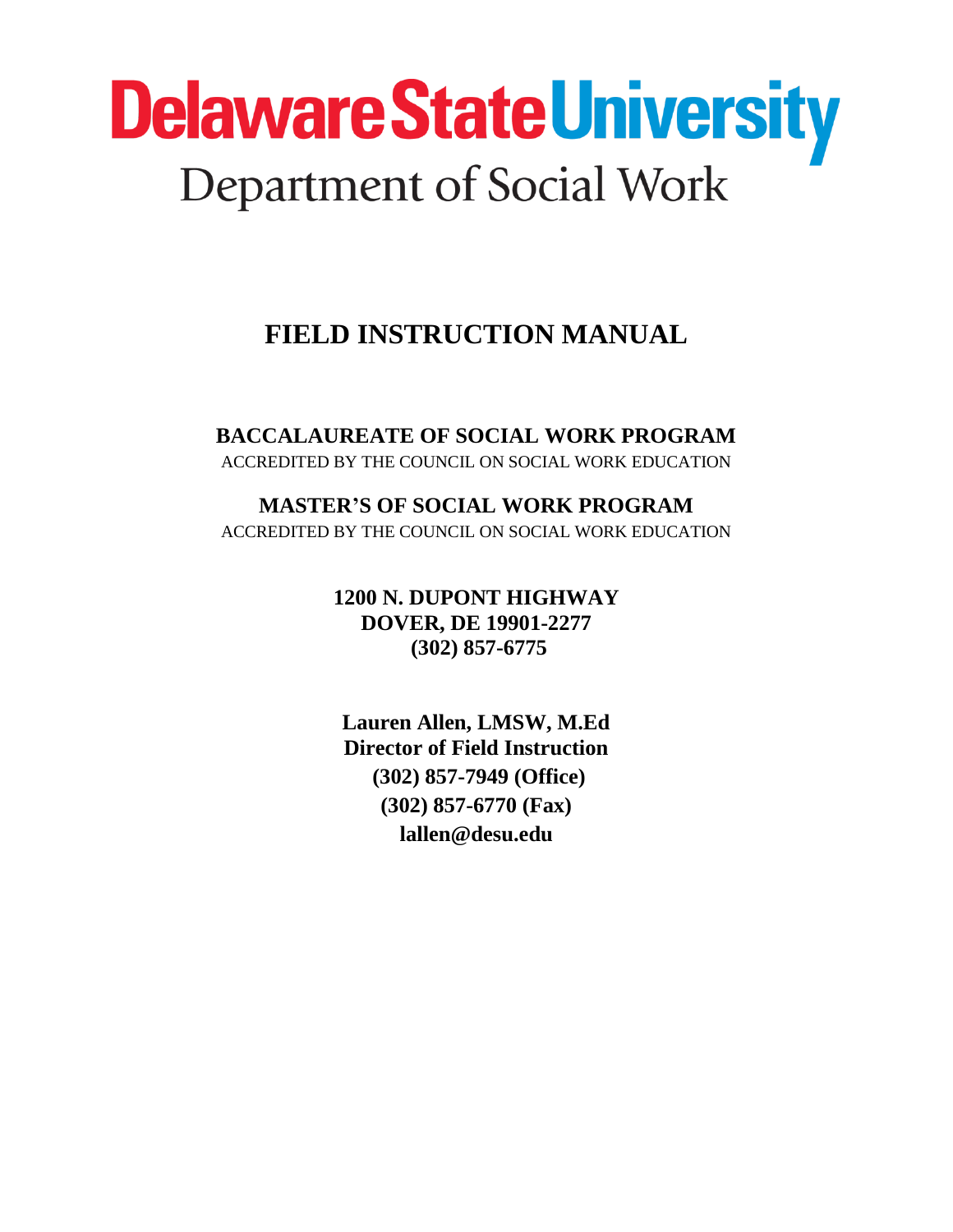# Delaware State University

## Department of Social Work

# FIELD INSTRUCTION MANUAL

**BACCALAUREATE OF SOCIAL WORK PROGRAM**

ACCREDITED BY THE COUNCIL ON SOCIAL WORK EDUCATION

**MASTER'S OF SOCIAL WORK PROGRAM**

ACCREDITED BY THE COUNCIL ON SOCIAL WORK EDUCATION

**1200 N. DUPONT HIGHWAY**
**DOVER, DE 19901-2277**
**(302) 857-6775**

**Lauren Allen, LMSW, M.Ed**
**Director of Field Instruction**
**(302) 857-7949 (Office)**
**(302) 857-6770 (Fax)**
**lallen@desu.edu**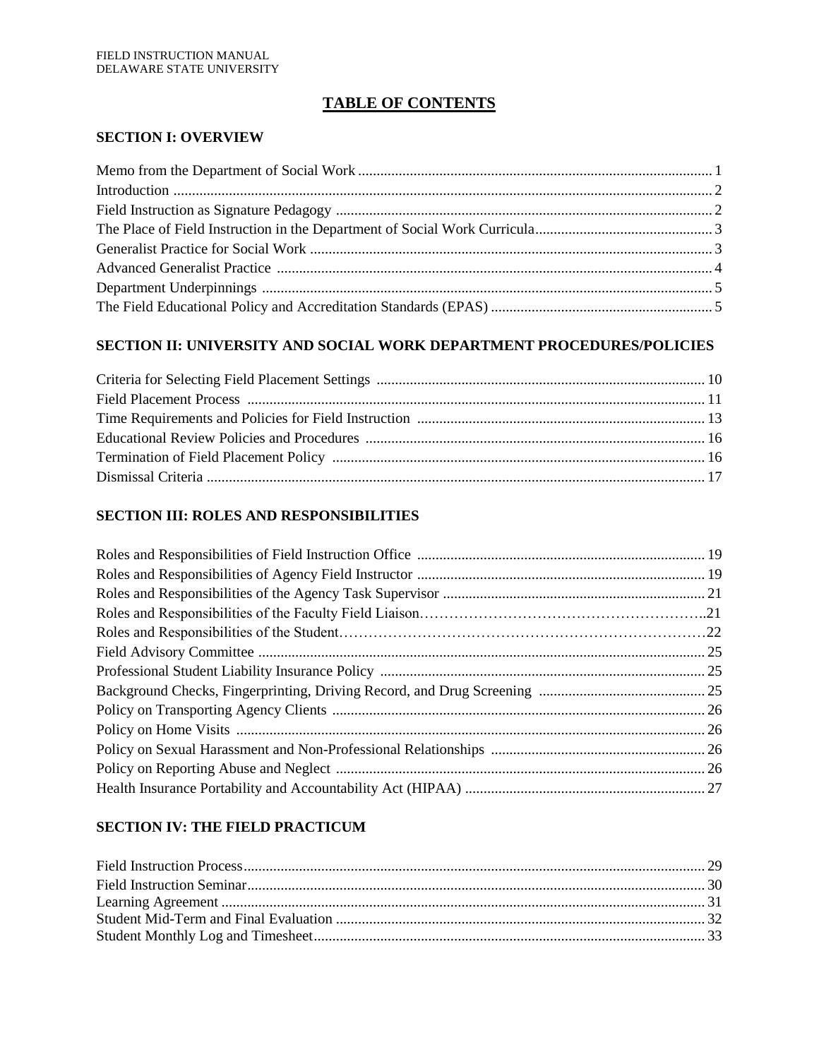## TABLE OF CONTENTS

### SECTION I: OVERVIEW

| | |
|---|---|
| Memo from the Department of Social Work | 1 |
| Introduction | 2 |
| Field Instruction as Signature Pedagogy | 2 |
| The Place of Field Instruction in the Department of Social Work Curricula | 3 |
| Generalist Practice for Social Work | 3 |
| Advanced Generalist Practice | 4 |
| Department Underpinnings | 5 |
| The Field Educational Policy and Accreditation Standards (EPAS) | 5 |

### SECTION II: UNIVERSITY AND SOCIAL WORK DEPARTMENT PROCEDURES/POLICIES

| | |
|---|---|
| Criteria for Selecting Field Placement Settings | 10 |
| Field Placement Process | 11 |
| Time Requirements and Policies for Field Instruction | 13 |
| Educational Review Policies and Procedures | 16 |
| Termination of Field Placement Policy | 16 |
| Dismissal Criteria | 17 |

### SECTION III: ROLES AND RESPONSIBILITIES

| | |
|---|---|
| Roles and Responsibilities of Field Instruction Office | 19 |
| Roles and Responsibilities of Agency Field Instructor | 19 |
| Roles and Responsibilities of the Agency Task Supervisor | 21 |
| Roles and Responsibilities of the Faculty Field Liaison | 21 |
| Roles and Responsibilities of the Student | 22 |
| Field Advisory Committee | 25 |
| Professional Student Liability Insurance Policy | 25 |
| Background Checks, Fingerprinting, Driving Record, and Drug Screening | 25 |
| Policy on Transporting Agency Clients | 26 |
| Policy on Home Visits | 26 |
| Policy on Sexual Harassment and Non-Professional Relationships | 26 |
| Policy on Reporting Abuse and Neglect | 26 |
| Health Insurance Portability and Accountability Act (HIPAA) | 27 |

### SECTION IV: THE FIELD PRACTICUM

| | |
|---|---|
| Field Instruction Process | 29 |
| Field Instruction Seminar | 30 |
| Learning Agreement | 31 |
| Student Mid-Term and Final Evaluation | 32 |
| Student Monthly Log and Timesheet | 33 |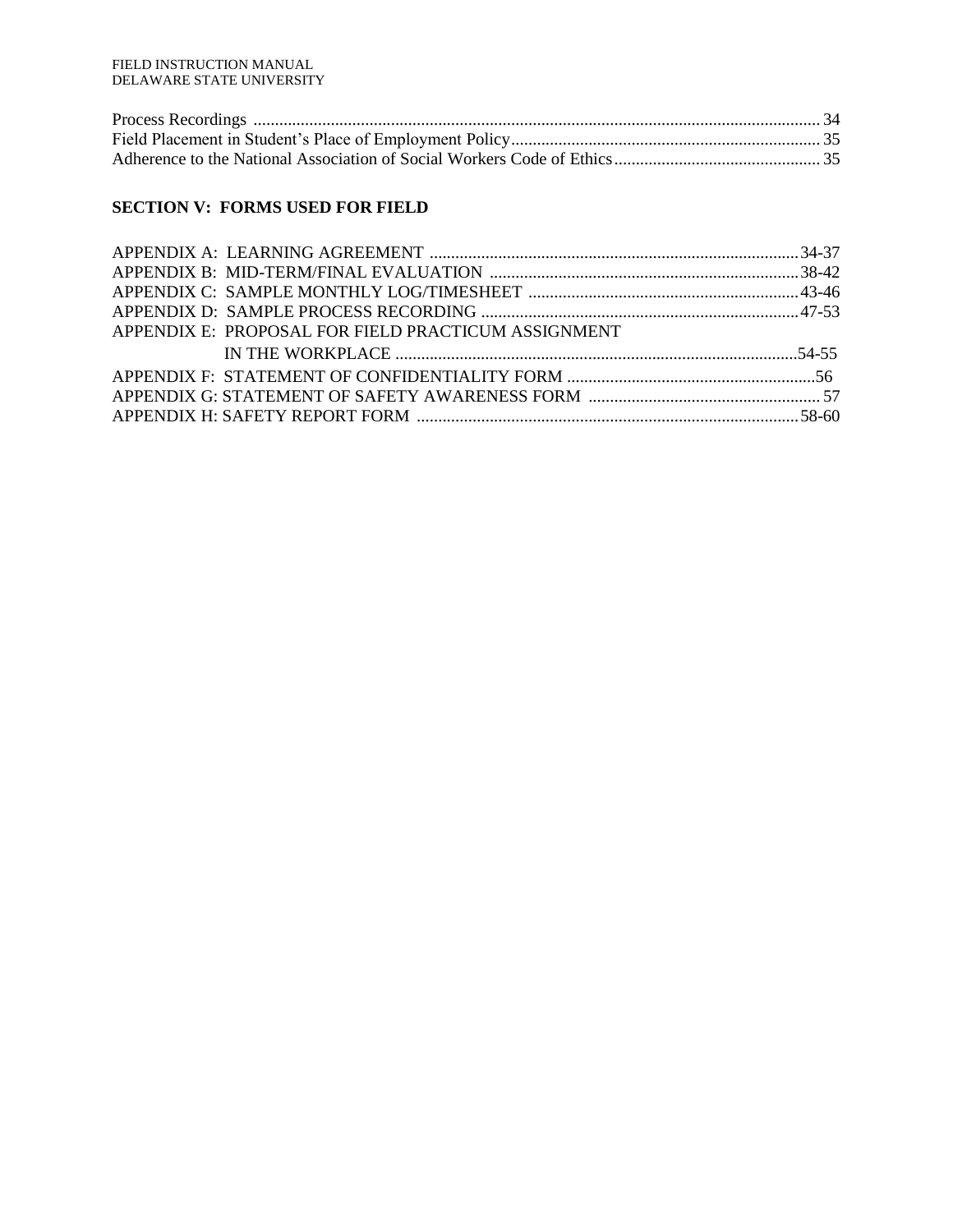Process Recordings ..................................................................................................................................... 34
Field Placement in Student's Place of Employment Policy ....................................................................... 35
Adherence to the National Association of Social Workers Code of Ethics ................................................ 35

**SECTION V: FORMS USED FOR FIELD**

APPENDIX A: LEARNING AGREEMENT ..................................................................................... 34-37
APPENDIX B: MID-TERM/FINAL EVALUATION ........................................................................ 38-42
APPENDIX C: SAMPLE MONTHLY LOG/TIMESHEET ............................................................... 43-46
APPENDIX D: SAMPLE PROCESS RECORDING .......................................................................... 47-53
APPENDIX E: PROPOSAL FOR FIELD PRACTICUM ASSIGNMENT IN THE WORKPLACE ............................................................................................ 54-55
APPENDIX F: STATEMENT OF CONFIDENTIALITY FORM .......................................................... 56
APPENDIX G: STATEMENT OF SAFETY AWARENESS FORM ...................................................... 57
APPENDIX H: SAFETY REPORT FORM ......................................................................................... 58-60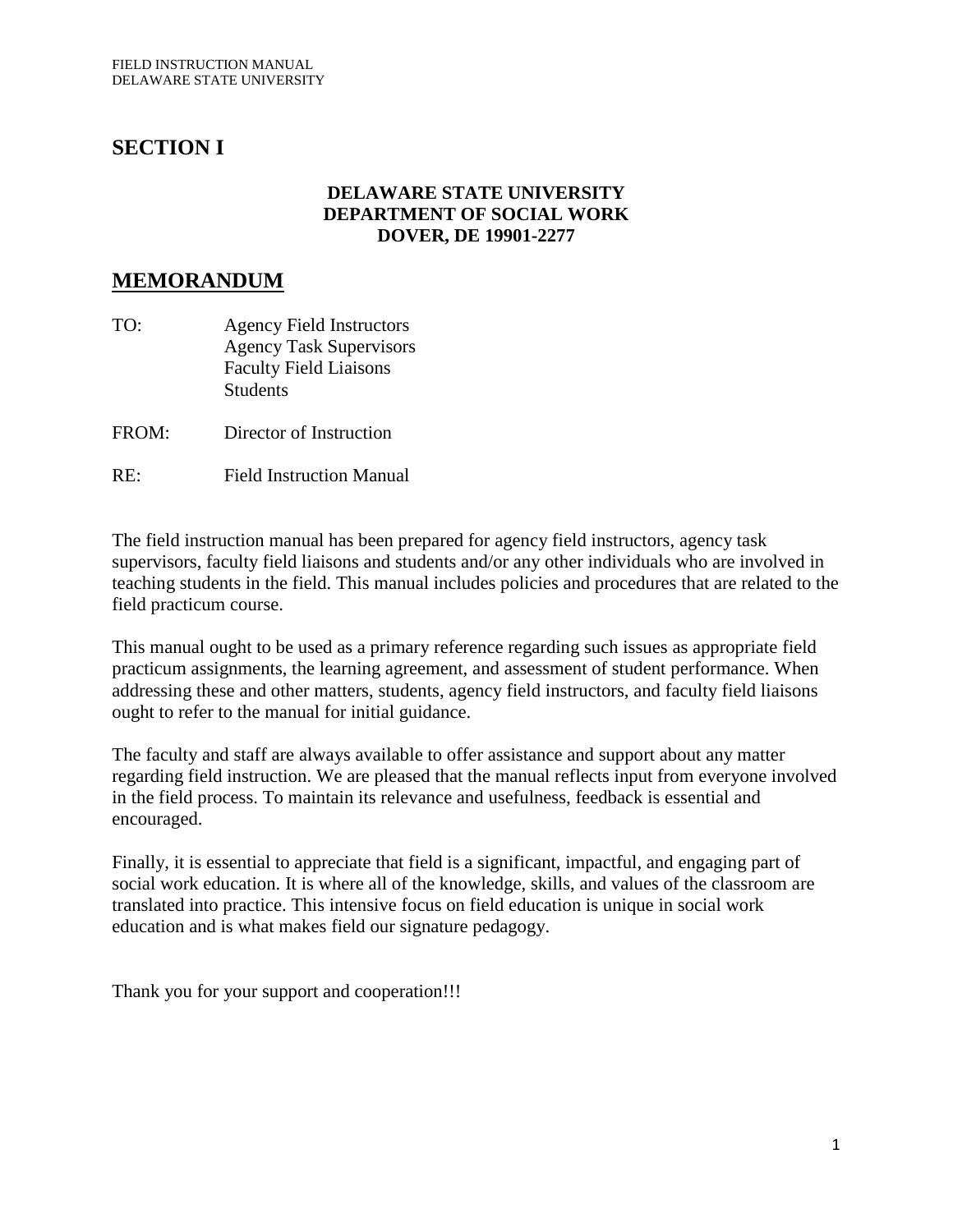# SECTION I

**DELAWARE STATE UNIVERSITY**
**DEPARTMENT OF SOCIAL WORK**
**DOVER, DE 19901-2277**

## MEMORANDUM

TO: Agency Field Instructors
Agency Task Supervisors
Faculty Field Liaisons
Students

FROM: Director of Instruction

RE: Field Instruction Manual

The field instruction manual has been prepared for agency field instructors, agency task supervisors, faculty field liaisons and students and/or any other individuals who are involved in teaching students in the field. This manual includes policies and procedures that are related to the field practicum course.

This manual ought to be used as a primary reference regarding such issues as appropriate field practicum assignments, the learning agreement, and assessment of student performance. When addressing these and other matters, students, agency field instructors, and faculty field liaisons ought to refer to the manual for initial guidance.

The faculty and staff are always available to offer assistance and support about any matter regarding field instruction. We are pleased that the manual reflects input from everyone involved in the field process. To maintain its relevance and usefulness, feedback is essential and encouraged.

Finally, it is essential to appreciate that field is a significant, impactful, and engaging part of social work education. It is where all of the knowledge, skills, and values of the classroom are translated into practice. This intensive focus on field education is unique in social work education and is what makes field our signature pedagogy.

Thank you for your support and cooperation!!!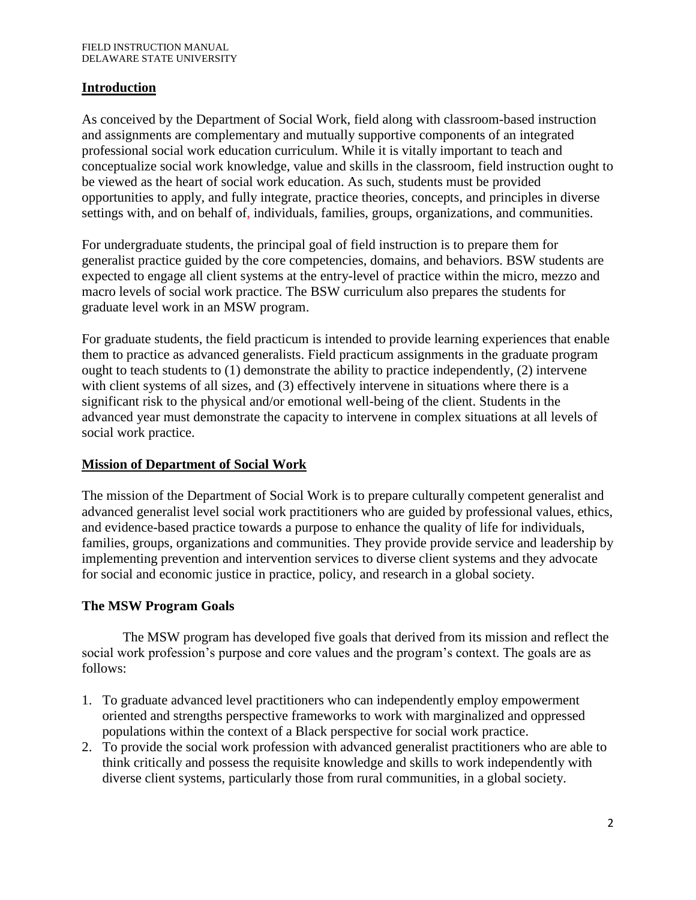## Introduction

As conceived by the Department of Social Work, field along with classroom-based instruction and assignments are complementary and mutually supportive components of an integrated professional social work education curriculum. While it is vitally important to teach and conceptualize social work knowledge, value and skills in the classroom, field instruction ought to be viewed as the heart of social work education. As such, students must be provided opportunities to apply, and fully integrate, practice theories, concepts, and principles in diverse settings with, and on behalf of, individuals, families, groups, organizations, and communities.

For undergraduate students, the principal goal of field instruction is to prepare them for generalist practice guided by the core competencies, domains, and behaviors. BSW students are expected to engage all client systems at the entry-level of practice within the micro, mezzo and macro levels of social work practice. The BSW curriculum also prepares the students for graduate level work in an MSW program.

For graduate students, the field practicum is intended to provide learning experiences that enable them to practice as advanced generalists. Field practicum assignments in the graduate program ought to teach students to (1) demonstrate the ability to practice independently, (2) intervene with client systems of all sizes, and (3) effectively intervene in situations where there is a significant risk to the physical and/or emotional well-being of the client. Students in the advanced year must demonstrate the capacity to intervene in complex situations at all levels of social work practice.

## Mission of Department of Social Work

The mission of the Department of Social Work is to prepare culturally competent generalist and advanced generalist level social work practitioners who are guided by professional values, ethics, and evidence-based practice towards a purpose to enhance the quality of life for individuals, families, groups, organizations and communities. They provide provide service and leadership by implementing prevention and intervention services to diverse client systems and they advocate for social and economic justice in practice, policy, and research in a global society.

## The MSW Program Goals

The MSW program has developed five goals that derived from its mission and reflect the social work profession's purpose and core values and the program's context. The goals are as follows:

1. To graduate advanced level practitioners who can independently employ empowerment oriented and strengths perspective frameworks to work with marginalized and oppressed populations within the context of a Black perspective for social work practice.
2. To provide the social work profession with advanced generalist practitioners who are able to think critically and possess the requisite knowledge and skills to work independently with diverse client systems, particularly those from rural communities, in a global society.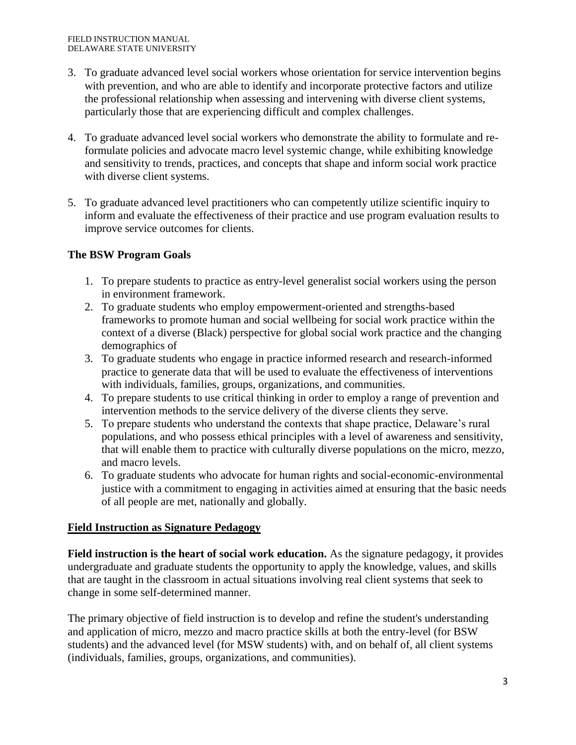3. To graduate advanced level social workers whose orientation for service intervention begins with prevention, and who are able to identify and incorporate protective factors and utilize the professional relationship when assessing and intervening with diverse client systems, particularly those that are experiencing difficult and complex challenges.

4. To graduate advanced level social workers who demonstrate the ability to formulate and re-formulate policies and advocate macro level systemic change, while exhibiting knowledge and sensitivity to trends, practices, and concepts that shape and inform social work practice with diverse client systems.

5. To graduate advanced level practitioners who can competently utilize scientific inquiry to inform and evaluate the effectiveness of their practice and use program evaluation results to improve service outcomes for clients.

**The BSW Program Goals**

1. To prepare students to practice as entry-level generalist social workers using the person in environment framework.
2. To graduate students who employ empowerment-oriented and strengths-based frameworks to promote human and social wellbeing for social work practice within the context of a diverse (Black) perspective for global social work practice and the changing demographics of
3. To graduate students who engage in practice informed research and research-informed practice to generate data that will be used to evaluate the effectiveness of interventions with individuals, families, groups, organizations, and communities.
4. To prepare students to use critical thinking in order to employ a range of prevention and intervention methods to the service delivery of the diverse clients they serve.
5. To prepare students who understand the contexts that shape practice, Delaware's rural populations, and who possess ethical principles with a level of awareness and sensitivity, that will enable them to practice with culturally diverse populations on the micro, mezzo, and macro levels.
6. To graduate students who advocate for human rights and social-economic-environmental justice with a commitment to engaging in activities aimed at ensuring that the basic needs of all people are met, nationally and globally.

## Field Instruction as Signature Pedagogy

**Field instruction is the heart of social work education.** As the signature pedagogy, it provides undergraduate and graduate students the opportunity to apply the knowledge, values, and skills that are taught in the classroom in actual situations involving real client systems that seek to change in some self-determined manner.

The primary objective of field instruction is to develop and refine the student's understanding and application of micro, mezzo and macro practice skills at both the entry-level (for BSW students) and the advanced level (for MSW students) with, and on behalf of, all client systems (individuals, families, groups, organizations, and communities).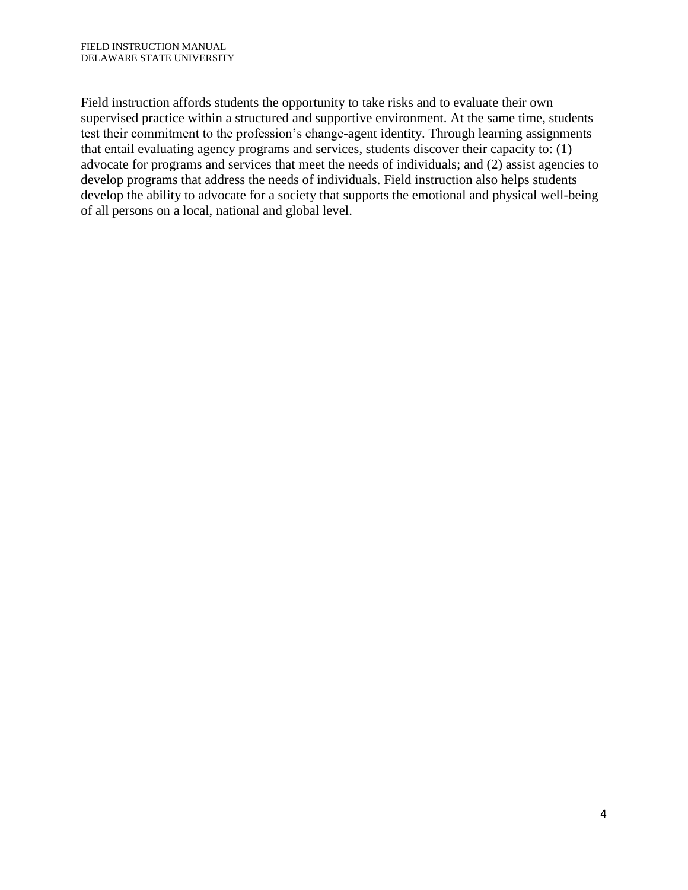Field instruction affords students the opportunity to take risks and to evaluate their own supervised practice within a structured and supportive environment. At the same time, students test their commitment to the profession's change-agent identity. Through learning assignments that entail evaluating agency programs and services, students discover their capacity to: (1) advocate for programs and services that meet the needs of individuals; and (2) assist agencies to develop programs that address the needs of individuals. Field instruction also helps students develop the ability to advocate for a society that supports the emotional and physical well-being of all persons on a local, national and global level.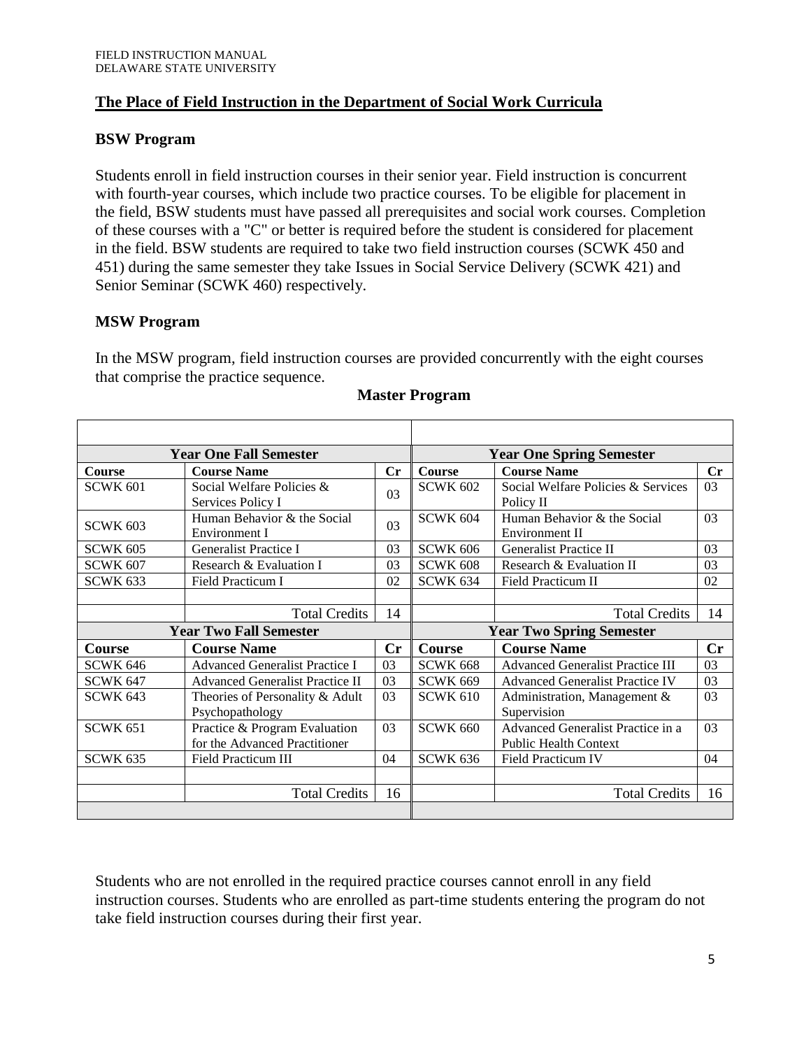## The Place of Field Instruction in the Department of Social Work Curricula

### BSW Program

Students enroll in field instruction courses in their senior year. Field instruction is concurrent with fourth-year courses, which include two practice courses. To be eligible for placement in the field, BSW students must have passed all prerequisites and social work courses. Completion of these courses with a "C" or better is required before the student is considered for placement in the field. BSW students are required to take two field instruction courses (SCWK 450 and 451) during the same semester they take Issues in Social Service Delivery (SCWK 421) and Senior Seminar (SCWK 460) respectively.

### MSW Program

In the MSW program, field instruction courses are provided concurrently with the eight courses that comprise the practice sequence.

**Master Program**

| Year One Fall Semester | | | Year One Spring Semester | | |
|---|---|---|---|---|---|
| **Course** | **Course Name** | **Cr** | **Course** | **Course Name** | **Cr** |
| SCWK 601 | Social Welfare Policies & Services Policy I | 03 | SCWK 602 | Social Welfare Policies & Services Policy II | 03 |
| SCWK 603 | Human Behavior & the Social Environment I | 03 | SCWK 604 | Human Behavior & the Social Environment II | 03 |
| SCWK 605 | Generalist Practice I | 03 | SCWK 606 | Generalist Practice II | 03 |
| SCWK 607 | Research & Evaluation I | 03 | SCWK 608 | Research & Evaluation II | 03 |
| SCWK 633 | Field Practicum I | 02 | SCWK 634 | Field Practicum II | 02 |
| | | | | | |
| | Total Credits | 14 | | Total Credits | 14 |
| **Year Two Fall Semester** | | | **Year Two Spring Semester** | | |
| **Course** | **Course Name** | **Cr** | **Course** | **Course Name** | **Cr** |
| SCWK 646 | Advanced Generalist Practice I | 03 | SCWK 668 | Advanced Generalist Practice III | 03 |
| SCWK 647 | Advanced Generalist Practice II | 03 | SCWK 669 | Advanced Generalist Practice IV | 03 |
| SCWK 643 | Theories of Personality & Adult Psychopathology | 03 | SCWK 610 | Administration, Management & Supervision | 03 |
| SCWK 651 | Practice & Program Evaluation for the Advanced Practitioner | 03 | SCWK 660 | Advanced Generalist Practice in a Public Health Context | 03 |
| SCWK 635 | Field Practicum III | 04 | SCWK 636 | Field Practicum IV | 04 |
| | | | | | |
| | Total Credits | 16 | | Total Credits | 16 |

Students who are not enrolled in the required practice courses cannot enroll in any field instruction courses. Students who are enrolled as part-time students entering the program do not take field instruction courses during their first year.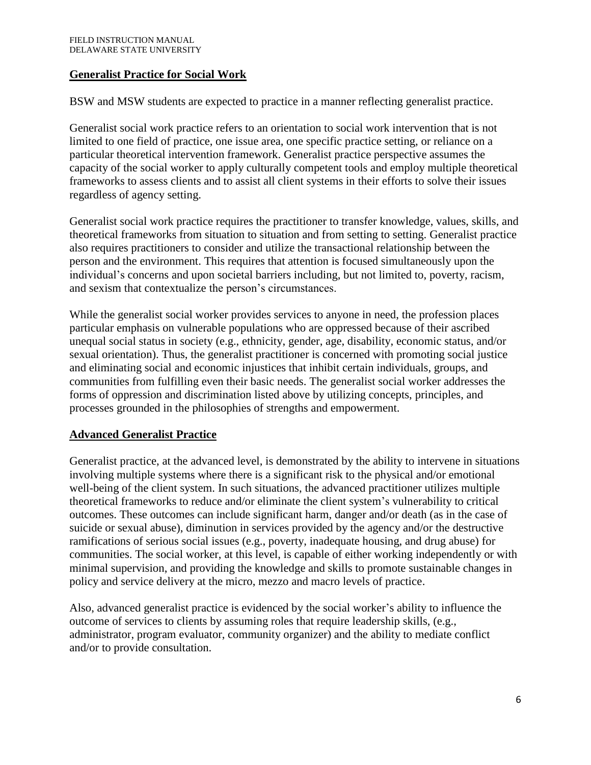## Generalist Practice for Social Work

BSW and MSW students are expected to practice in a manner reflecting generalist practice.

Generalist social work practice refers to an orientation to social work intervention that is not limited to one field of practice, one issue area, one specific practice setting, or reliance on a particular theoretical intervention framework. Generalist practice perspective assumes the capacity of the social worker to apply culturally competent tools and employ multiple theoretical frameworks to assess clients and to assist all client systems in their efforts to solve their issues regardless of agency setting.

Generalist social work practice requires the practitioner to transfer knowledge, values, skills, and theoretical frameworks from situation to situation and from setting to setting. Generalist practice also requires practitioners to consider and utilize the transactional relationship between the person and the environment. This requires that attention is focused simultaneously upon the individual's concerns and upon societal barriers including, but not limited to, poverty, racism, and sexism that contextualize the person's circumstances.

While the generalist social worker provides services to anyone in need, the profession places particular emphasis on vulnerable populations who are oppressed because of their ascribed unequal social status in society (e.g., ethnicity, gender, age, disability, economic status, and/or sexual orientation). Thus, the generalist practitioner is concerned with promoting social justice and eliminating social and economic injustices that inhibit certain individuals, groups, and communities from fulfilling even their basic needs. The generalist social worker addresses the forms of oppression and discrimination listed above by utilizing concepts, principles, and processes grounded in the philosophies of strengths and empowerment.

## Advanced Generalist Practice

Generalist practice, at the advanced level, is demonstrated by the ability to intervene in situations involving multiple systems where there is a significant risk to the physical and/or emotional well-being of the client system. In such situations, the advanced practitioner utilizes multiple theoretical frameworks to reduce and/or eliminate the client system's vulnerability to critical outcomes. These outcomes can include significant harm, danger and/or death (as in the case of suicide or sexual abuse), diminution in services provided by the agency and/or the destructive ramifications of serious social issues (e.g., poverty, inadequate housing, and drug abuse) for communities. The social worker, at this level, is capable of either working independently or with minimal supervision, and providing the knowledge and skills to promote sustainable changes in policy and service delivery at the micro, mezzo and macro levels of practice.

Also, advanced generalist practice is evidenced by the social worker's ability to influence the outcome of services to clients by assuming roles that require leadership skills, (e.g., administrator, program evaluator, community organizer) and the ability to mediate conflict and/or to provide consultation.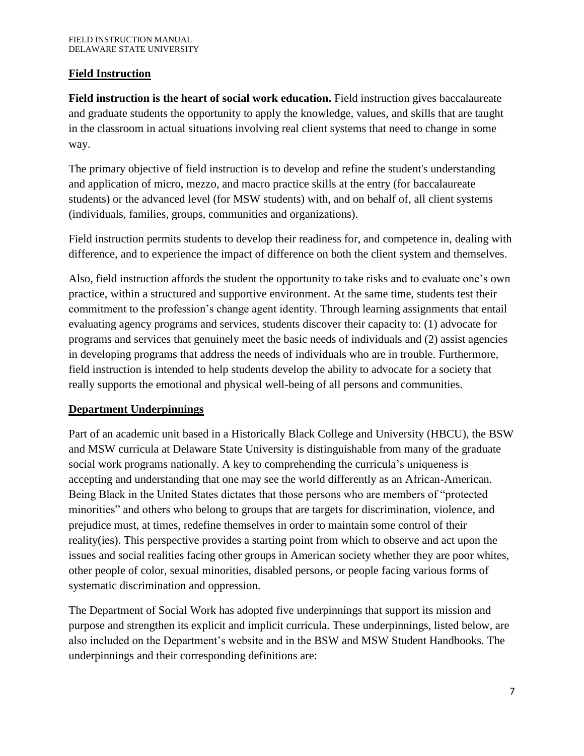## Field Instruction

**Field instruction is the heart of social work education.** Field instruction gives baccalaureate and graduate students the opportunity to apply the knowledge, values, and skills that are taught in the classroom in actual situations involving real client systems that need to change in some way.

The primary objective of field instruction is to develop and refine the student's understanding and application of micro, mezzo, and macro practice skills at the entry (for baccalaureate students) or the advanced level (for MSW students) with, and on behalf of, all client systems (individuals, families, groups, communities and organizations).

Field instruction permits students to develop their readiness for, and competence in, dealing with difference, and to experience the impact of difference on both the client system and themselves.

Also, field instruction affords the student the opportunity to take risks and to evaluate one's own practice, within a structured and supportive environment. At the same time, students test their commitment to the profession's change agent identity. Through learning assignments that entail evaluating agency programs and services, students discover their capacity to: (1) advocate for programs and services that genuinely meet the basic needs of individuals and (2) assist agencies in developing programs that address the needs of individuals who are in trouble. Furthermore, field instruction is intended to help students develop the ability to advocate for a society that really supports the emotional and physical well-being of all persons and communities.

## Department Underpinnings

Part of an academic unit based in a Historically Black College and University (HBCU), the BSW and MSW curricula at Delaware State University is distinguishable from many of the graduate social work programs nationally. A key to comprehending the curricula's uniqueness is accepting and understanding that one may see the world differently as an African-American. Being Black in the United States dictates that those persons who are members of "protected minorities" and others who belong to groups that are targets for discrimination, violence, and prejudice must, at times, redefine themselves in order to maintain some control of their reality(ies). This perspective provides a starting point from which to observe and act upon the issues and social realities facing other groups in American society whether they are poor whites, other people of color, sexual minorities, disabled persons, or people facing various forms of systematic discrimination and oppression.

The Department of Social Work has adopted five underpinnings that support its mission and purpose and strengthen its explicit and implicit curricula. These underpinnings, listed below, are also included on the Department's website and in the BSW and MSW Student Handbooks. The underpinnings and their corresponding definitions are: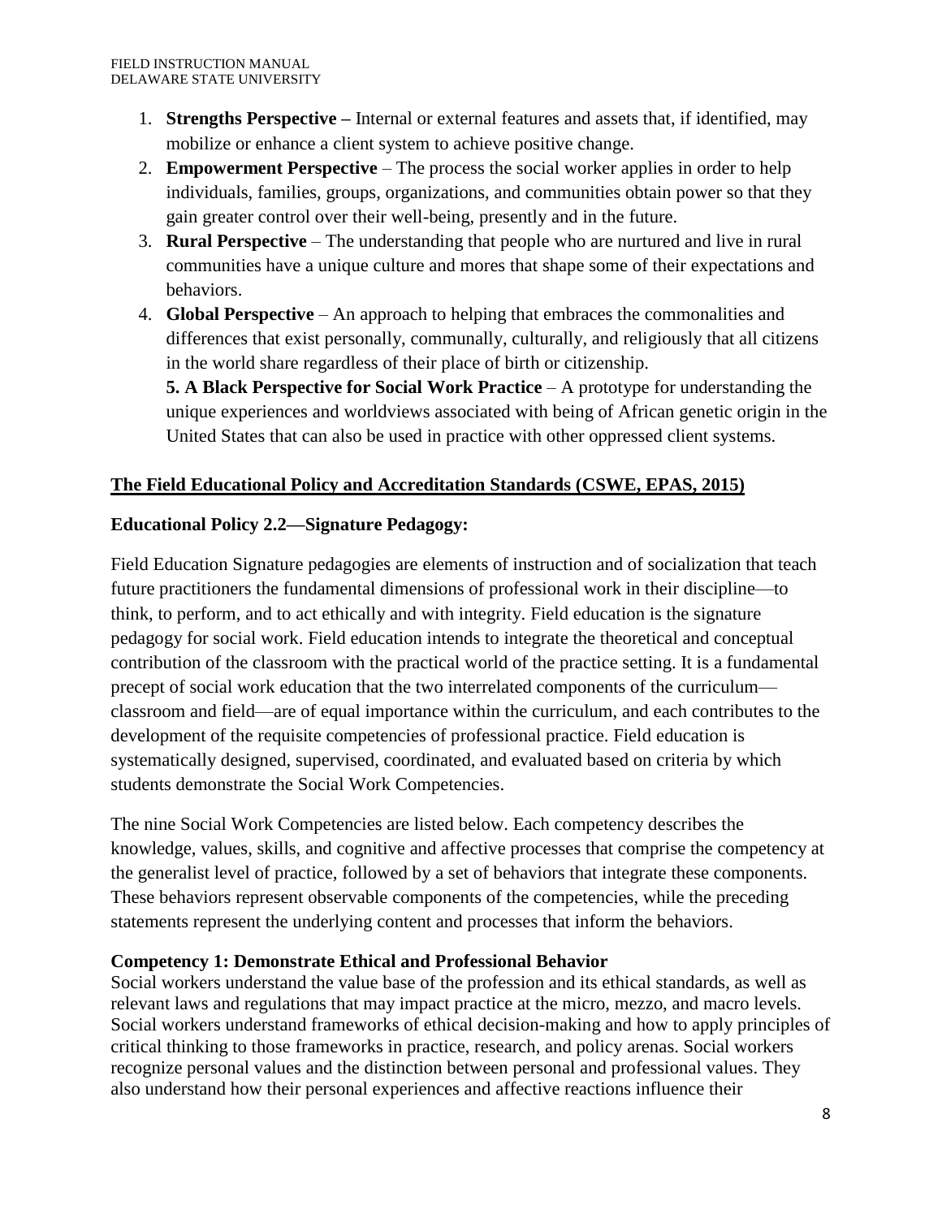1. **Strengths Perspective –** Internal or external features and assets that, if identified, may mobilize or enhance a client system to achieve positive change.
2. **Empowerment Perspective** – The process the social worker applies in order to help individuals, families, groups, organizations, and communities obtain power so that they gain greater control over their well-being, presently and in the future.
3. **Rural Perspective** – The understanding that people who are nurtured and live in rural communities have a unique culture and mores that shape some of their expectations and behaviors.
4. **Global Perspective** – An approach to helping that embraces the commonalities and differences that exist personally, communally, culturally, and religiously that all citizens in the world share regardless of their place of birth or citizenship.

   **5. A Black Perspective for Social Work Practice** – A prototype for understanding the unique experiences and worldviews associated with being of African genetic origin in the United States that can also be used in practice with other oppressed client systems.

## The Field Educational Policy and Accreditation Standards (CSWE, EPAS, 2015)

### Educational Policy 2.2—Signature Pedagogy:

Field Education Signature pedagogies are elements of instruction and of socialization that teach future practitioners the fundamental dimensions of professional work in their discipline—to think, to perform, and to act ethically and with integrity. Field education is the signature pedagogy for social work. Field education intends to integrate the theoretical and conceptual contribution of the classroom with the practical world of the practice setting. It is a fundamental precept of social work education that the two interrelated components of the curriculum—classroom and field—are of equal importance within the curriculum, and each contributes to the development of the requisite competencies of professional practice. Field education is systematically designed, supervised, coordinated, and evaluated based on criteria by which students demonstrate the Social Work Competencies.

The nine Social Work Competencies are listed below. Each competency describes the knowledge, values, skills, and cognitive and affective processes that comprise the competency at the generalist level of practice, followed by a set of behaviors that integrate these components. These behaviors represent observable components of the competencies, while the preceding statements represent the underlying content and processes that inform the behaviors.

### Competency 1: Demonstrate Ethical and Professional Behavior

Social workers understand the value base of the profession and its ethical standards, as well as relevant laws and regulations that may impact practice at the micro, mezzo, and macro levels. Social workers understand frameworks of ethical decision-making and how to apply principles of critical thinking to those frameworks in practice, research, and policy arenas. Social workers recognize personal values and the distinction between personal and professional values. They also understand how their personal experiences and affective reactions influence their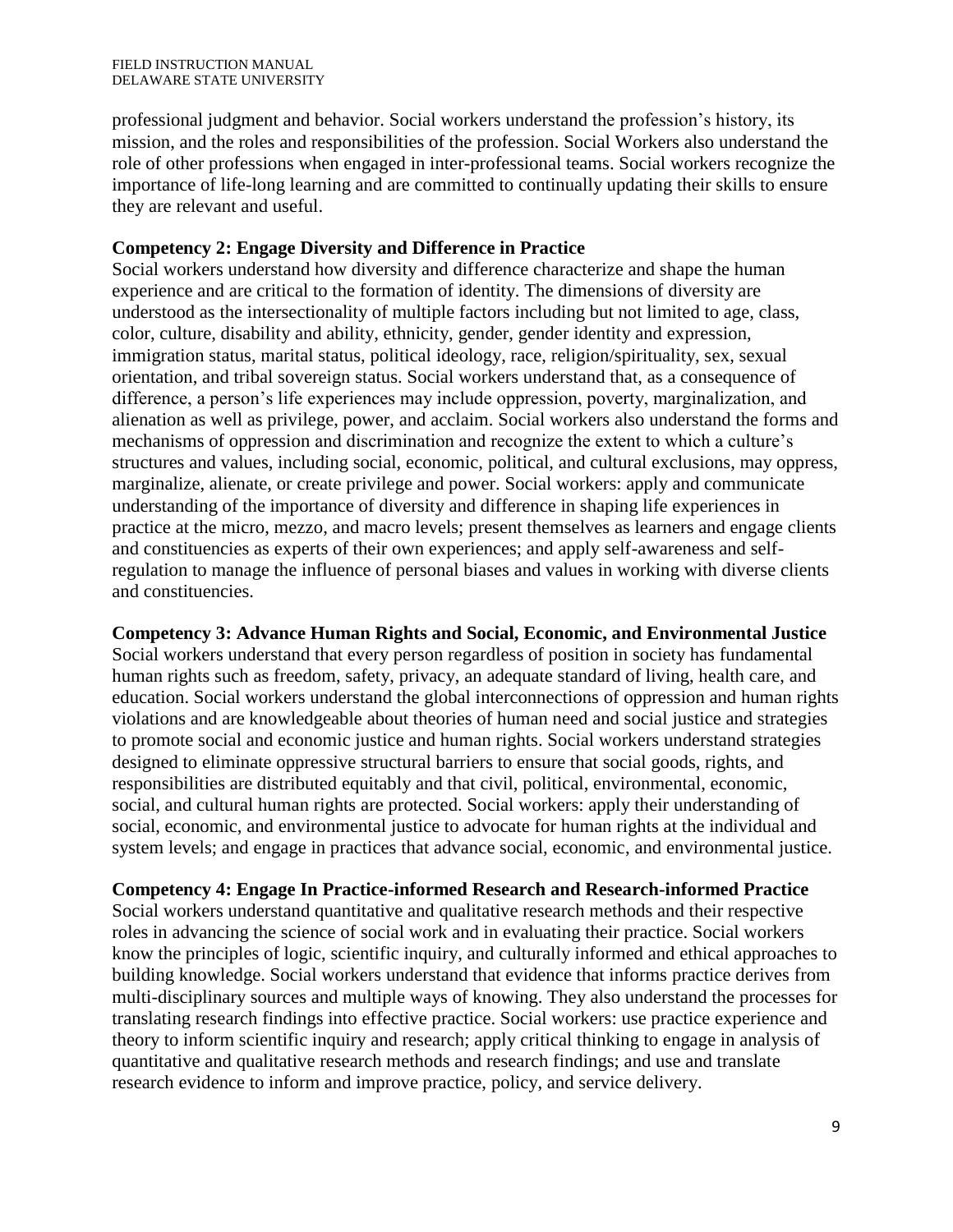professional judgment and behavior. Social workers understand the profession's history, its mission, and the roles and responsibilities of the profession. Social Workers also understand the role of other professions when engaged in inter-professional teams. Social workers recognize the importance of life-long learning and are committed to continually updating their skills to ensure they are relevant and useful.

**Competency 2: Engage Diversity and Difference in Practice**

Social workers understand how diversity and difference characterize and shape the human experience and are critical to the formation of identity. The dimensions of diversity are understood as the intersectionality of multiple factors including but not limited to age, class, color, culture, disability and ability, ethnicity, gender, gender identity and expression, immigration status, marital status, political ideology, race, religion/spirituality, sex, sexual orientation, and tribal sovereign status. Social workers understand that, as a consequence of difference, a person's life experiences may include oppression, poverty, marginalization, and alienation as well as privilege, power, and acclaim. Social workers also understand the forms and mechanisms of oppression and discrimination and recognize the extent to which a culture's structures and values, including social, economic, political, and cultural exclusions, may oppress, marginalize, alienate, or create privilege and power. Social workers: apply and communicate understanding of the importance of diversity and difference in shaping life experiences in practice at the micro, mezzo, and macro levels; present themselves as learners and engage clients and constituencies as experts of their own experiences; and apply self-awareness and self-regulation to manage the influence of personal biases and values in working with diverse clients and constituencies.

**Competency 3: Advance Human Rights and Social, Economic, and Environmental Justice**

Social workers understand that every person regardless of position in society has fundamental human rights such as freedom, safety, privacy, an adequate standard of living, health care, and education. Social workers understand the global interconnections of oppression and human rights violations and are knowledgeable about theories of human need and social justice and strategies to promote social and economic justice and human rights. Social workers understand strategies designed to eliminate oppressive structural barriers to ensure that social goods, rights, and responsibilities are distributed equitably and that civil, political, environmental, economic, social, and cultural human rights are protected. Social workers: apply their understanding of social, economic, and environmental justice to advocate for human rights at the individual and system levels; and engage in practices that advance social, economic, and environmental justice.

**Competency 4: Engage In Practice-informed Research and Research-informed Practice**

Social workers understand quantitative and qualitative research methods and their respective roles in advancing the science of social work and in evaluating their practice. Social workers know the principles of logic, scientific inquiry, and culturally informed and ethical approaches to building knowledge. Social workers understand that evidence that informs practice derives from multi-disciplinary sources and multiple ways of knowing. They also understand the processes for translating research findings into effective practice. Social workers: use practice experience and theory to inform scientific inquiry and research; apply critical thinking to engage in analysis of quantitative and qualitative research methods and research findings; and use and translate research evidence to inform and improve practice, policy, and service delivery.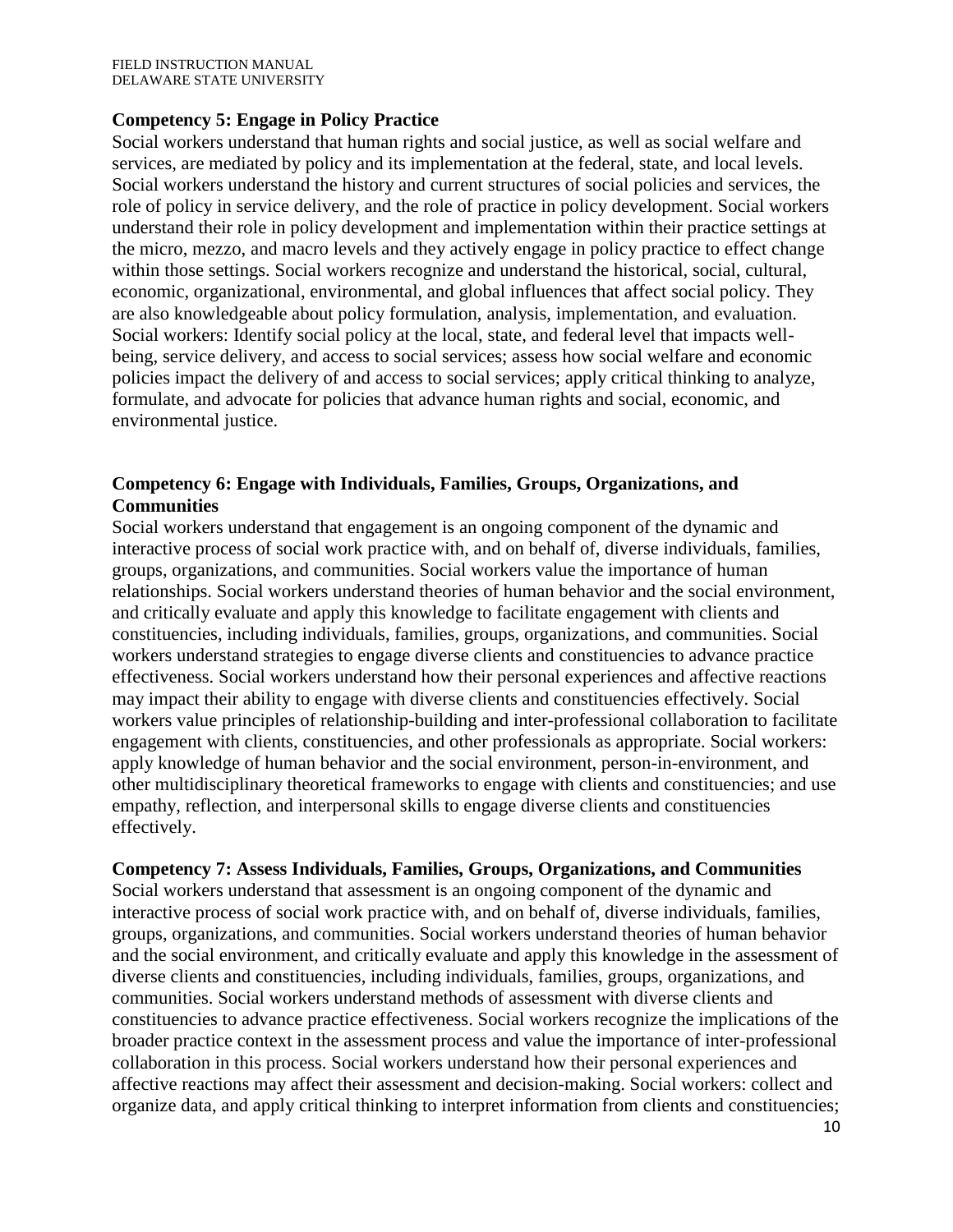**Competency 5: Engage in Policy Practice**

Social workers understand that human rights and social justice, as well as social welfare and services, are mediated by policy and its implementation at the federal, state, and local levels. Social workers understand the history and current structures of social policies and services, the role of policy in service delivery, and the role of practice in policy development. Social workers understand their role in policy development and implementation within their practice settings at the micro, mezzo, and macro levels and they actively engage in policy practice to effect change within those settings. Social workers recognize and understand the historical, social, cultural, economic, organizational, environmental, and global influences that affect social policy. They are also knowledgeable about policy formulation, analysis, implementation, and evaluation. Social workers: Identify social policy at the local, state, and federal level that impacts well-being, service delivery, and access to social services; assess how social welfare and economic policies impact the delivery of and access to social services; apply critical thinking to analyze, formulate, and advocate for policies that advance human rights and social, economic, and environmental justice.

**Competency 6: Engage with Individuals, Families, Groups, Organizations, and Communities**

Social workers understand that engagement is an ongoing component of the dynamic and interactive process of social work practice with, and on behalf of, diverse individuals, families, groups, organizations, and communities. Social workers value the importance of human relationships. Social workers understand theories of human behavior and the social environment, and critically evaluate and apply this knowledge to facilitate engagement with clients and constituencies, including individuals, families, groups, organizations, and communities. Social workers understand strategies to engage diverse clients and constituencies to advance practice effectiveness. Social workers understand how their personal experiences and affective reactions may impact their ability to engage with diverse clients and constituencies effectively. Social workers value principles of relationship-building and inter-professional collaboration to facilitate engagement with clients, constituencies, and other professionals as appropriate. Social workers: apply knowledge of human behavior and the social environment, person-in-environment, and other multidisciplinary theoretical frameworks to engage with clients and constituencies; and use empathy, reflection, and interpersonal skills to engage diverse clients and constituencies effectively.

**Competency 7: Assess Individuals, Families, Groups, Organizations, and Communities**

Social workers understand that assessment is an ongoing component of the dynamic and interactive process of social work practice with, and on behalf of, diverse individuals, families, groups, organizations, and communities. Social workers understand theories of human behavior and the social environment, and critically evaluate and apply this knowledge in the assessment of diverse clients and constituencies, including individuals, families, groups, organizations, and communities. Social workers understand methods of assessment with diverse clients and constituencies to advance practice effectiveness. Social workers recognize the implications of the broader practice context in the assessment process and value the importance of inter-professional collaboration in this process. Social workers understand how their personal experiences and affective reactions may affect their assessment and decision-making. Social workers: collect and organize data, and apply critical thinking to interpret information from clients and constituencies;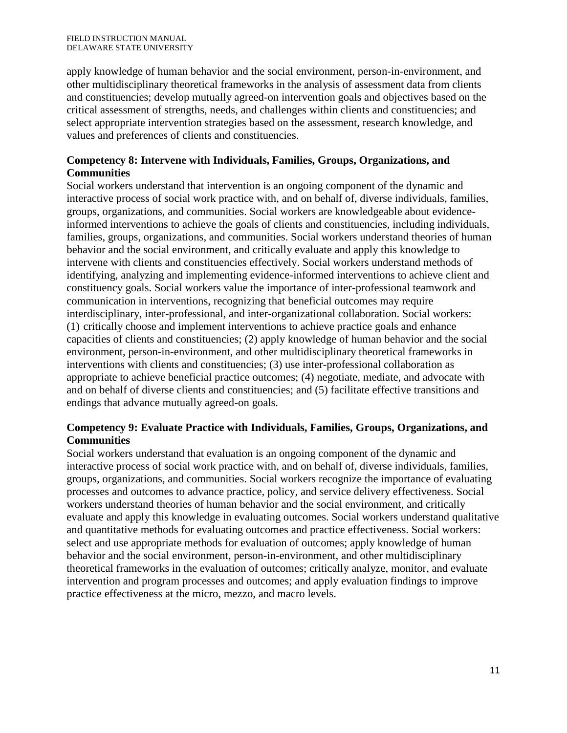apply knowledge of human behavior and the social environment, person-in-environment, and other multidisciplinary theoretical frameworks in the analysis of assessment data from clients and constituencies; develop mutually agreed-on intervention goals and objectives based on the critical assessment of strengths, needs, and challenges within clients and constituencies; and select appropriate intervention strategies based on the assessment, research knowledge, and values and preferences of clients and constituencies.

**Competency 8: Intervene with Individuals, Families, Groups, Organizations, and Communities**

Social workers understand that intervention is an ongoing component of the dynamic and interactive process of social work practice with, and on behalf of, diverse individuals, families, groups, organizations, and communities. Social workers are knowledgeable about evidence-informed interventions to achieve the goals of clients and constituencies, including individuals, families, groups, organizations, and communities. Social workers understand theories of human behavior and the social environment, and critically evaluate and apply this knowledge to intervene with clients and constituencies effectively. Social workers understand methods of identifying, analyzing and implementing evidence-informed interventions to achieve client and constituency goals. Social workers value the importance of inter-professional teamwork and communication in interventions, recognizing that beneficial outcomes may require interdisciplinary, inter-professional, and inter-organizational collaboration. Social workers: (1) critically choose and implement interventions to achieve practice goals and enhance capacities of clients and constituencies; (2) apply knowledge of human behavior and the social environment, person-in-environment, and other multidisciplinary theoretical frameworks in interventions with clients and constituencies; (3) use inter-professional collaboration as appropriate to achieve beneficial practice outcomes; (4) negotiate, mediate, and advocate with and on behalf of diverse clients and constituencies; and (5) facilitate effective transitions and endings that advance mutually agreed-on goals.

**Competency 9: Evaluate Practice with Individuals, Families, Groups, Organizations, and Communities**

Social workers understand that evaluation is an ongoing component of the dynamic and interactive process of social work practice with, and on behalf of, diverse individuals, families, groups, organizations, and communities. Social workers recognize the importance of evaluating processes and outcomes to advance practice, policy, and service delivery effectiveness. Social workers understand theories of human behavior and the social environment, and critically evaluate and apply this knowledge in evaluating outcomes. Social workers understand qualitative and quantitative methods for evaluating outcomes and practice effectiveness. Social workers: select and use appropriate methods for evaluation of outcomes; apply knowledge of human behavior and the social environment, person-in-environment, and other multidisciplinary theoretical frameworks in the evaluation of outcomes; critically analyze, monitor, and evaluate intervention and program processes and outcomes; and apply evaluation findings to improve practice effectiveness at the micro, mezzo, and macro levels.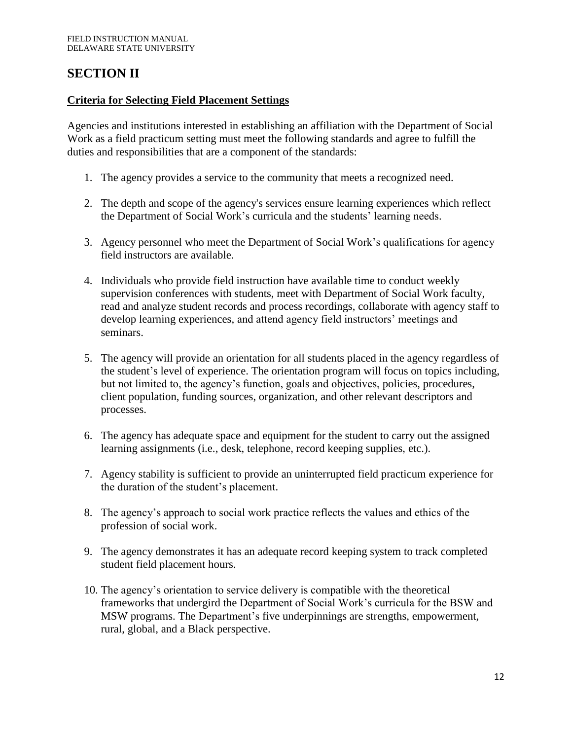# SECTION II

**Criteria for Selecting Field Placement Settings**

Agencies and institutions interested in establishing an affiliation with the Department of Social Work as a field practicum setting must meet the following standards and agree to fulfill the duties and responsibilities that are a component of the standards:

1. The agency provides a service to the community that meets a recognized need.

2. The depth and scope of the agency's services ensure learning experiences which reflect the Department of Social Work's curricula and the students' learning needs.

3. Agency personnel who meet the Department of Social Work's qualifications for agency field instructors are available.

4. Individuals who provide field instruction have available time to conduct weekly supervision conferences with students, meet with Department of Social Work faculty, read and analyze student records and process recordings, collaborate with agency staff to develop learning experiences, and attend agency field instructors' meetings and seminars.

5. The agency will provide an orientation for all students placed in the agency regardless of the student's level of experience. The orientation program will focus on topics including, but not limited to, the agency's function, goals and objectives, policies, procedures, client population, funding sources, organization, and other relevant descriptors and processes.

6. The agency has adequate space and equipment for the student to carry out the assigned learning assignments (i.e., desk, telephone, record keeping supplies, etc.).

7. Agency stability is sufficient to provide an uninterrupted field practicum experience for the duration of the student's placement.

8. The agency's approach to social work practice reflects the values and ethics of the profession of social work.

9. The agency demonstrates it has an adequate record keeping system to track completed student field placement hours.

10. The agency's orientation to service delivery is compatible with the theoretical frameworks that undergird the Department of Social Work's curricula for the BSW and MSW programs. The Department's five underpinnings are strengths, empowerment, rural, global, and a Black perspective.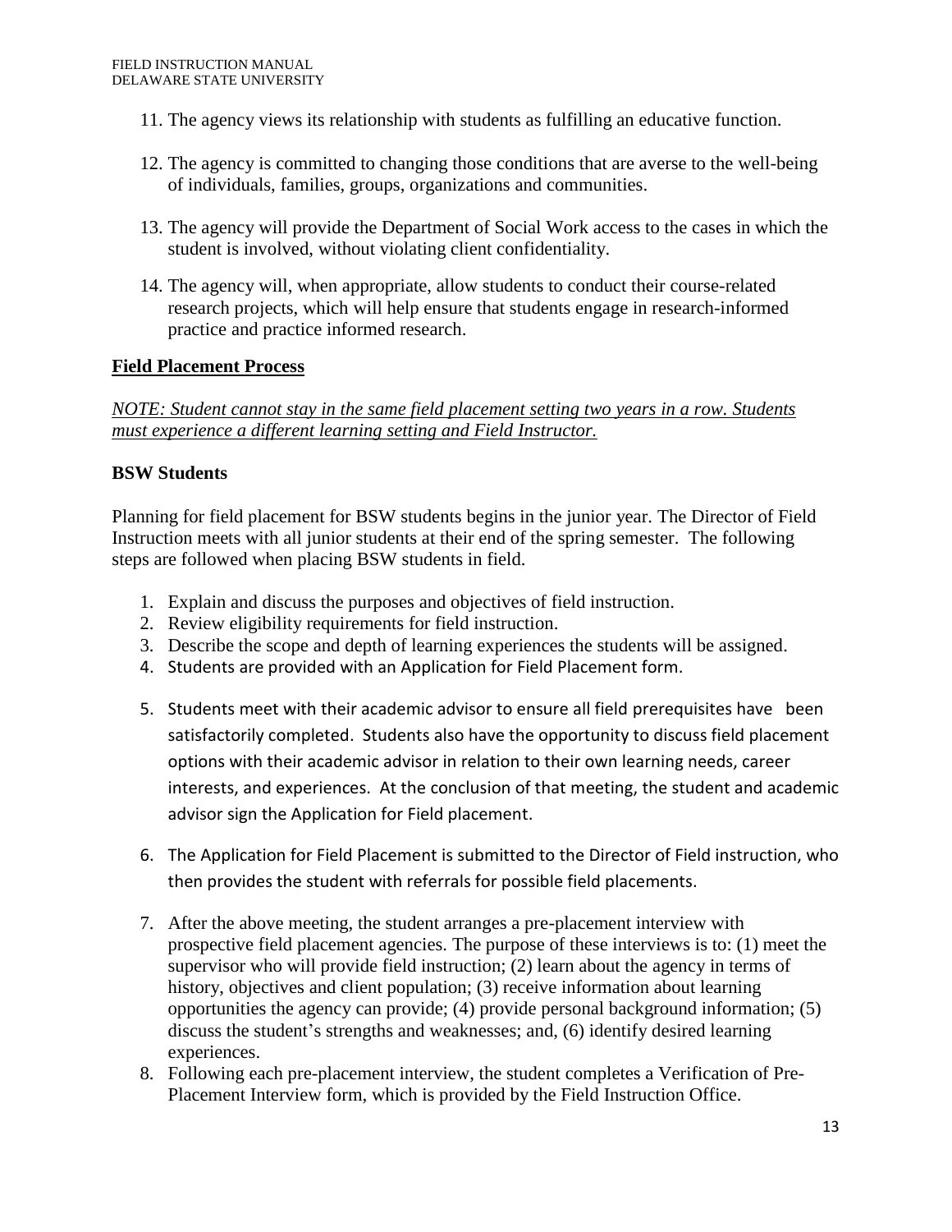11. The agency views its relationship with students as fulfilling an educative function.

12. The agency is committed to changing those conditions that are averse to the well-being of individuals, families, groups, organizations and communities.

13. The agency will provide the Department of Social Work access to the cases in which the student is involved, without violating client confidentiality.

14. The agency will, when appropriate, allow students to conduct their course-related research projects, which will help ensure that students engage in research-informed practice and practice informed research.

## Field Placement Process

*NOTE: Student cannot stay in the same field placement setting two years in a row. Students must experience a different learning setting and Field Instructor.*

### BSW Students

Planning for field placement for BSW students begins in the junior year. The Director of Field Instruction meets with all junior students at their end of the spring semester. The following steps are followed when placing BSW students in field.

1. Explain and discuss the purposes and objectives of field instruction.
2. Review eligibility requirements for field instruction.
3. Describe the scope and depth of learning experiences the students will be assigned.
4. Students are provided with an Application for Field Placement form.
5. Students meet with their academic advisor to ensure all field prerequisites have been satisfactorily completed. Students also have the opportunity to discuss field placement options with their academic advisor in relation to their own learning needs, career interests, and experiences. At the conclusion of that meeting, the student and academic advisor sign the Application for Field placement.
6. The Application for Field Placement is submitted to the Director of Field instruction, who then provides the student with referrals for possible field placements.
7. After the above meeting, the student arranges a pre-placement interview with prospective field placement agencies. The purpose of these interviews is to: (1) meet the supervisor who will provide field instruction; (2) learn about the agency in terms of history, objectives and client population; (3) receive information about learning opportunities the agency can provide; (4) provide personal background information; (5) discuss the student's strengths and weaknesses; and, (6) identify desired learning experiences.
8. Following each pre-placement interview, the student completes a Verification of Pre-Placement Interview form, which is provided by the Field Instruction Office.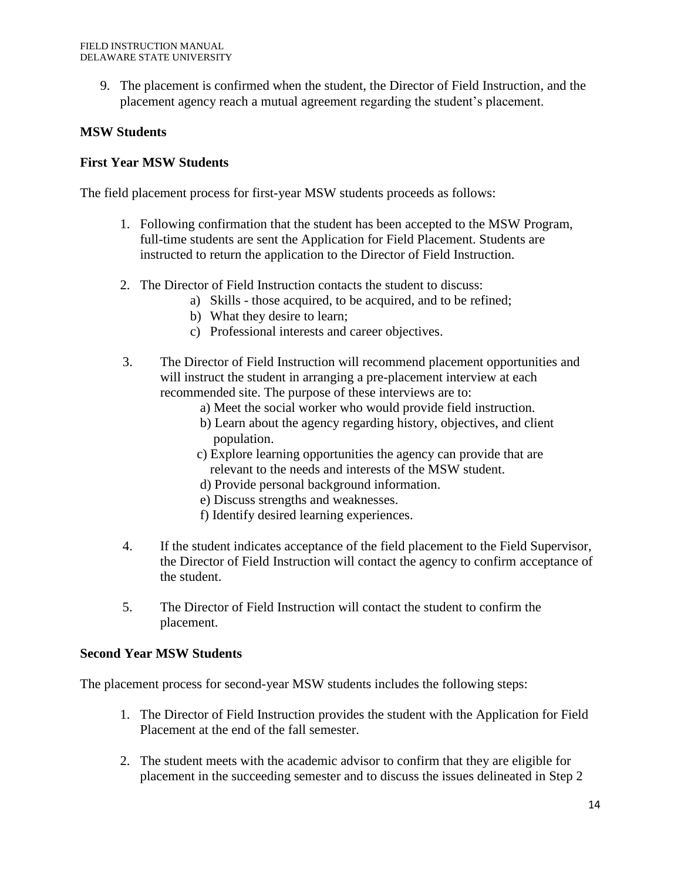9. The placement is confirmed when the student, the Director of Field Instruction, and the placement agency reach a mutual agreement regarding the student's placement.

**MSW Students**

**First Year MSW Students**

The field placement process for first-year MSW students proceeds as follows:

1. Following confirmation that the student has been accepted to the MSW Program, full-time students are sent the Application for Field Placement. Students are instructed to return the application to the Director of Field Instruction.

2. The Director of Field Instruction contacts the student to discuss:
    a) Skills - those acquired, to be acquired, and to be refined;
    b) What they desire to learn;
    c) Professional interests and career objectives.

3. The Director of Field Instruction will recommend placement opportunities and will instruct the student in arranging a pre-placement interview at each recommended site. The purpose of these interviews are to:
    a) Meet the social worker who would provide field instruction.
    b) Learn about the agency regarding history, objectives, and client population.
    c) Explore learning opportunities the agency can provide that are relevant to the needs and interests of the MSW student.
    d) Provide personal background information.
    e) Discuss strengths and weaknesses.
    f) Identify desired learning experiences.

4. If the student indicates acceptance of the field placement to the Field Supervisor, the Director of Field Instruction will contact the agency to confirm acceptance of the student.

5. The Director of Field Instruction will contact the student to confirm the placement.

**Second Year MSW Students**

The placement process for second-year MSW students includes the following steps:

1. The Director of Field Instruction provides the student with the Application for Field Placement at the end of the fall semester.

2. The student meets with the academic advisor to confirm that they are eligible for placement in the succeeding semester and to discuss the issues delineated in Step 2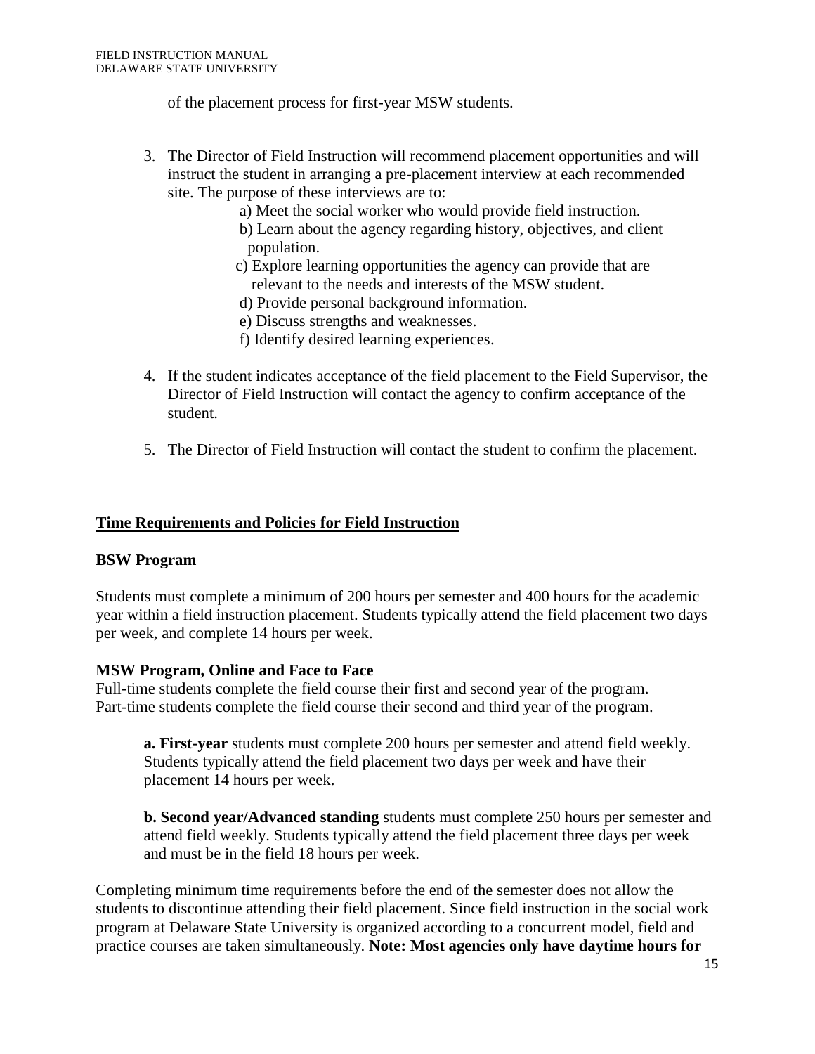of the placement process for first-year MSW students.

3. The Director of Field Instruction will recommend placement opportunities and will instruct the student in arranging a pre-placement interview at each recommended site. The purpose of these interviews are to:
   - a) Meet the social worker who would provide field instruction.
   - b) Learn about the agency regarding history, objectives, and client population.
   - c) Explore learning opportunities the agency can provide that are relevant to the needs and interests of the MSW student.
   - d) Provide personal background information.
   - e) Discuss strengths and weaknesses.
   - f) Identify desired learning experiences.
4. If the student indicates acceptance of the field placement to the Field Supervisor, the Director of Field Instruction will contact the agency to confirm acceptance of the student.
5. The Director of Field Instruction will contact the student to confirm the placement.

## Time Requirements and Policies for Field Instruction

### BSW Program

Students must complete a minimum of 200 hours per semester and 400 hours for the academic year within a field instruction placement. Students typically attend the field placement two days per week, and complete 14 hours per week.

### MSW Program, Online and Face to Face

Full-time students complete the field course their first and second year of the program.
Part-time students complete the field course their second and third year of the program.

**a. First-year** students must complete 200 hours per semester and attend field weekly. Students typically attend the field placement two days per week and have their placement 14 hours per week.

**b. Second year/Advanced standing** students must complete 250 hours per semester and attend field weekly. Students typically attend the field placement three days per week and must be in the field 18 hours per week.

Completing minimum time requirements before the end of the semester does not allow the students to discontinue attending their field placement. Since field instruction in the social work program at Delaware State University is organized according to a concurrent model, field and practice courses are taken simultaneously. **Note: Most agencies only have daytime hours for**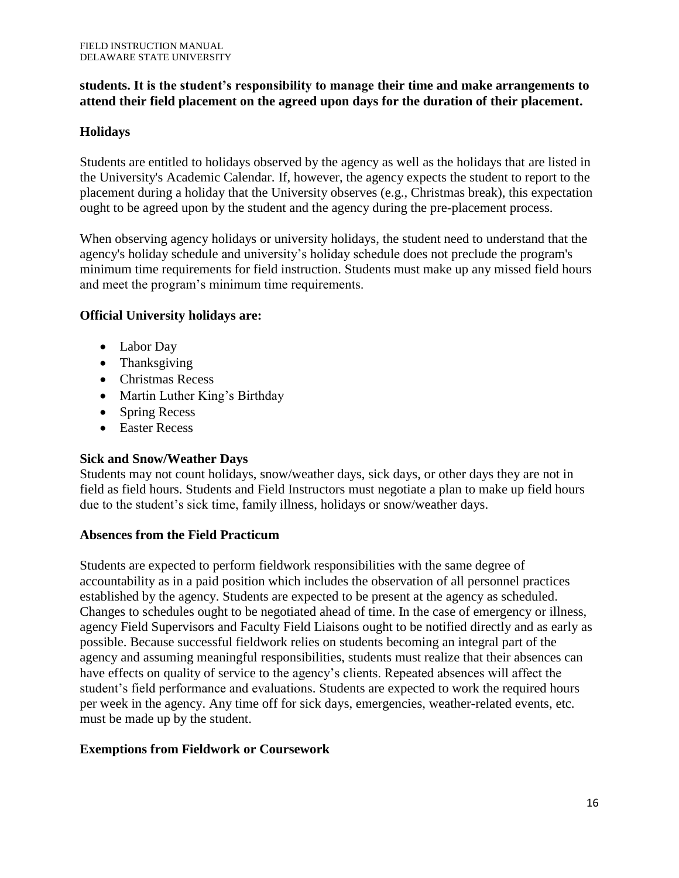**students. It is the student's responsibility to manage their time and make arrangements to attend their field placement on the agreed upon days for the duration of their placement.**

### Holidays

Students are entitled to holidays observed by the agency as well as the holidays that are listed in the University's Academic Calendar. If, however, the agency expects the student to report to the placement during a holiday that the University observes (e.g., Christmas break), this expectation ought to be agreed upon by the student and the agency during the pre-placement process.

When observing agency holidays or university holidays, the student need to understand that the agency's holiday schedule and university's holiday schedule does not preclude the program's minimum time requirements for field instruction. Students must make up any missed field hours and meet the program's minimum time requirements.

### Official University holidays are:

- Labor Day
- Thanksgiving
- Christmas Recess
- Martin Luther King's Birthday
- Spring Recess
- Easter Recess

### Sick and Snow/Weather Days

Students may not count holidays, snow/weather days, sick days, or other days they are not in field as field hours. Students and Field Instructors must negotiate a plan to make up field hours due to the student's sick time, family illness, holidays or snow/weather days.

### Absences from the Field Practicum

Students are expected to perform fieldwork responsibilities with the same degree of accountability as in a paid position which includes the observation of all personnel practices established by the agency. Students are expected to be present at the agency as scheduled. Changes to schedules ought to be negotiated ahead of time. In the case of emergency or illness, agency Field Supervisors and Faculty Field Liaisons ought to be notified directly and as early as possible. Because successful fieldwork relies on students becoming an integral part of the agency and assuming meaningful responsibilities, students must realize that their absences can have effects on quality of service to the agency's clients. Repeated absences will affect the student's field performance and evaluations. Students are expected to work the required hours per week in the agency. Any time off for sick days, emergencies, weather-related events, etc. must be made up by the student.

### Exemptions from Fieldwork or Coursework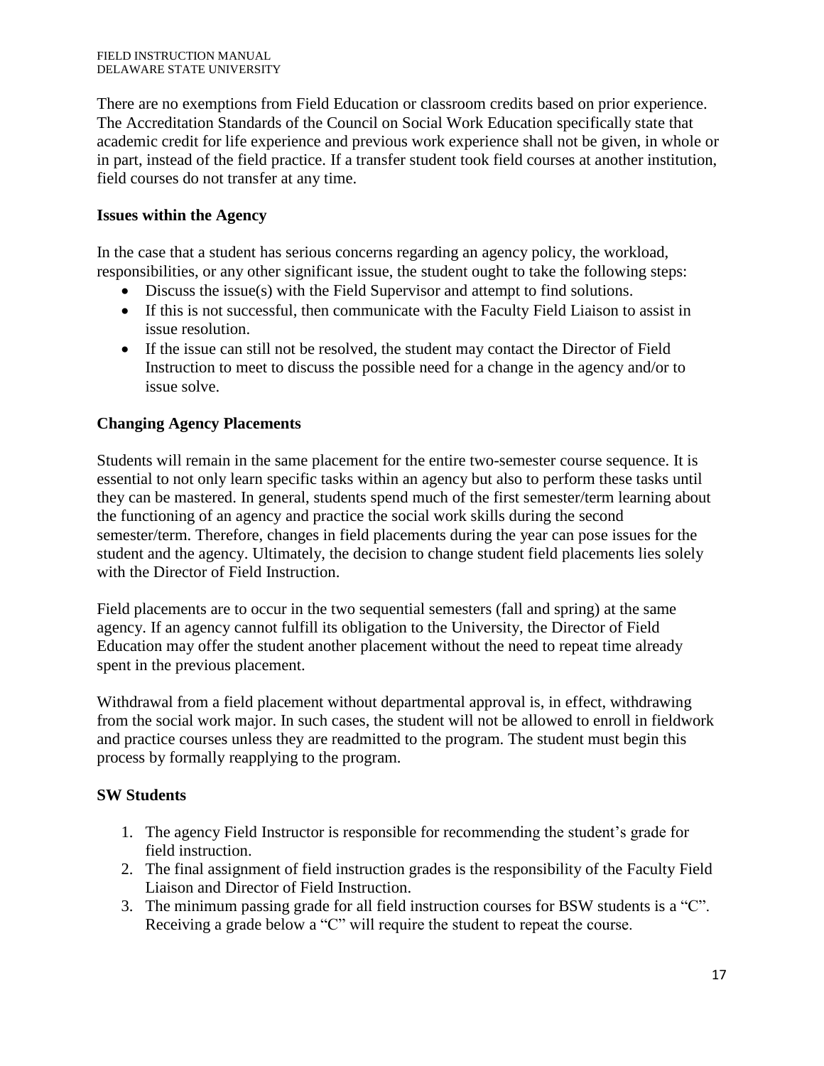There are no exemptions from Field Education or classroom credits based on prior experience. The Accreditation Standards of the Council on Social Work Education specifically state that academic credit for life experience and previous work experience shall not be given, in whole or in part, instead of the field practice. If a transfer student took field courses at another institution, field courses do not transfer at any time.

**Issues within the Agency**

In the case that a student has serious concerns regarding an agency policy, the workload, responsibilities, or any other significant issue, the student ought to take the following steps:

- Discuss the issue(s) with the Field Supervisor and attempt to find solutions.
- If this is not successful, then communicate with the Faculty Field Liaison to assist in issue resolution.
- If the issue can still not be resolved, the student may contact the Director of Field Instruction to meet to discuss the possible need for a change in the agency and/or to issue solve.

**Changing Agency Placements**

Students will remain in the same placement for the entire two-semester course sequence. It is essential to not only learn specific tasks within an agency but also to perform these tasks until they can be mastered. In general, students spend much of the first semester/term learning about the functioning of an agency and practice the social work skills during the second semester/term. Therefore, changes in field placements during the year can pose issues for the student and the agency. Ultimately, the decision to change student field placements lies solely with the Director of Field Instruction.

Field placements are to occur in the two sequential semesters (fall and spring) at the same agency. If an agency cannot fulfill its obligation to the University, the Director of Field Education may offer the student another placement without the need to repeat time already spent in the previous placement.

Withdrawal from a field placement without departmental approval is, in effect, withdrawing from the social work major. In such cases, the student will not be allowed to enroll in fieldwork and practice courses unless they are readmitted to the program. The student must begin this process by formally reapplying to the program.

**SW Students**

1. The agency Field Instructor is responsible for recommending the student's grade for field instruction.
2. The final assignment of field instruction grades is the responsibility of the Faculty Field Liaison and Director of Field Instruction.
3. The minimum passing grade for all field instruction courses for BSW students is a "C". Receiving a grade below a "C" will require the student to repeat the course.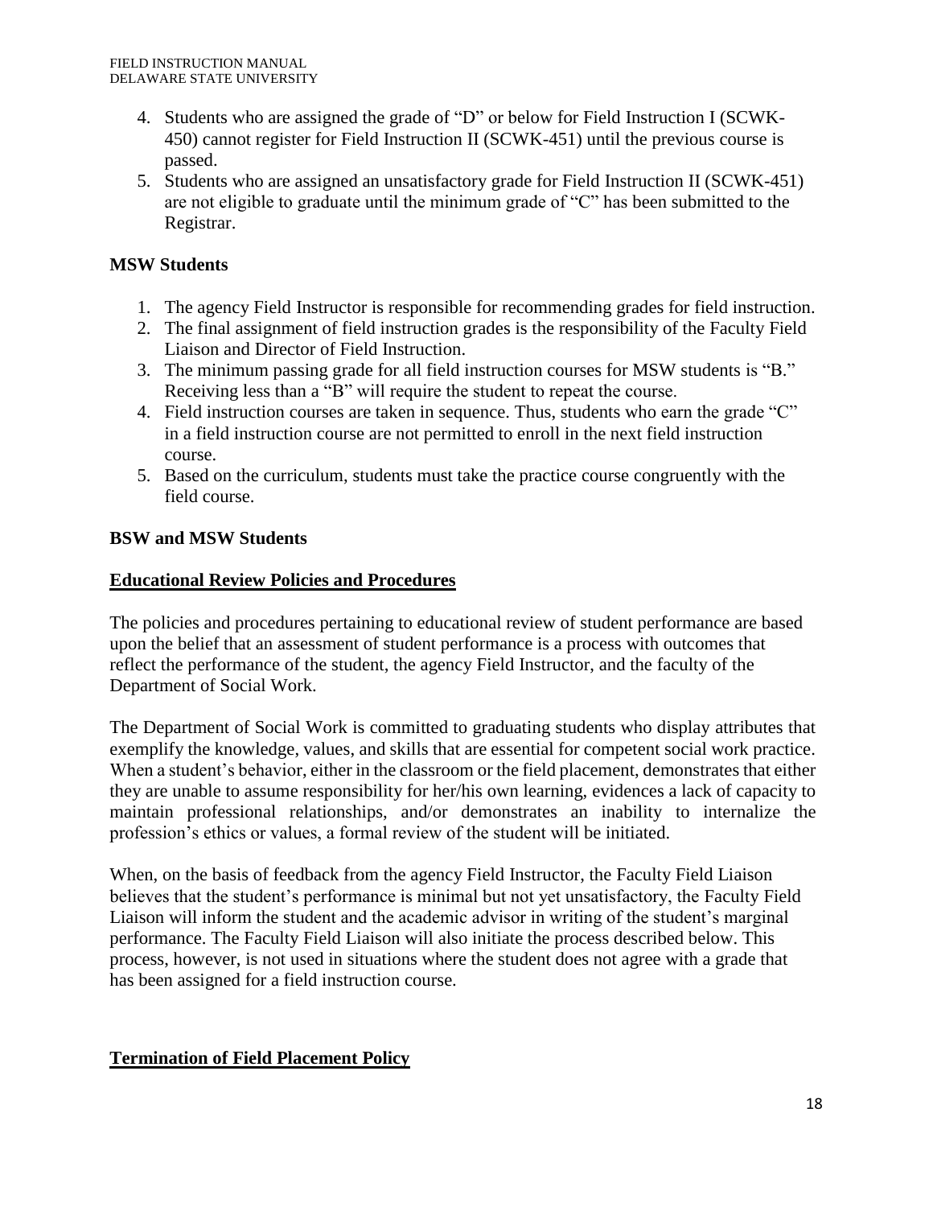4. Students who are assigned the grade of "D" or below for Field Instruction I (SCWK-450) cannot register for Field Instruction II (SCWK-451) until the previous course is passed.
5. Students who are assigned an unsatisfactory grade for Field Instruction II (SCWK-451) are not eligible to graduate until the minimum grade of "C" has been submitted to the Registrar.

**MSW Students**

1. The agency Field Instructor is responsible for recommending grades for field instruction.
2. The final assignment of field instruction grades is the responsibility of the Faculty Field Liaison and Director of Field Instruction.
3. The minimum passing grade for all field instruction courses for MSW students is "B." Receiving less than a "B" will require the student to repeat the course.
4. Field instruction courses are taken in sequence. Thus, students who earn the grade "C" in a field instruction course are not permitted to enroll in the next field instruction course.
5. Based on the curriculum, students must take the practice course congruently with the field course.

**BSW and MSW Students**

**Educational Review Policies and Procedures**

The policies and procedures pertaining to educational review of student performance are based upon the belief that an assessment of student performance is a process with outcomes that reflect the performance of the student, the agency Field Instructor, and the faculty of the Department of Social Work.

The Department of Social Work is committed to graduating students who display attributes that exemplify the knowledge, values, and skills that are essential for competent social work practice. When a student's behavior, either in the classroom or the field placement, demonstrates that either they are unable to assume responsibility for her/his own learning, evidences a lack of capacity to maintain professional relationships, and/or demonstrates an inability to internalize the profession's ethics or values, a formal review of the student will be initiated.

When, on the basis of feedback from the agency Field Instructor, the Faculty Field Liaison believes that the student's performance is minimal but not yet unsatisfactory, the Faculty Field Liaison will inform the student and the academic advisor in writing of the student's marginal performance. The Faculty Field Liaison will also initiate the process described below. This process, however, is not used in situations where the student does not agree with a grade that has been assigned for a field instruction course.

**Termination of Field Placement Policy**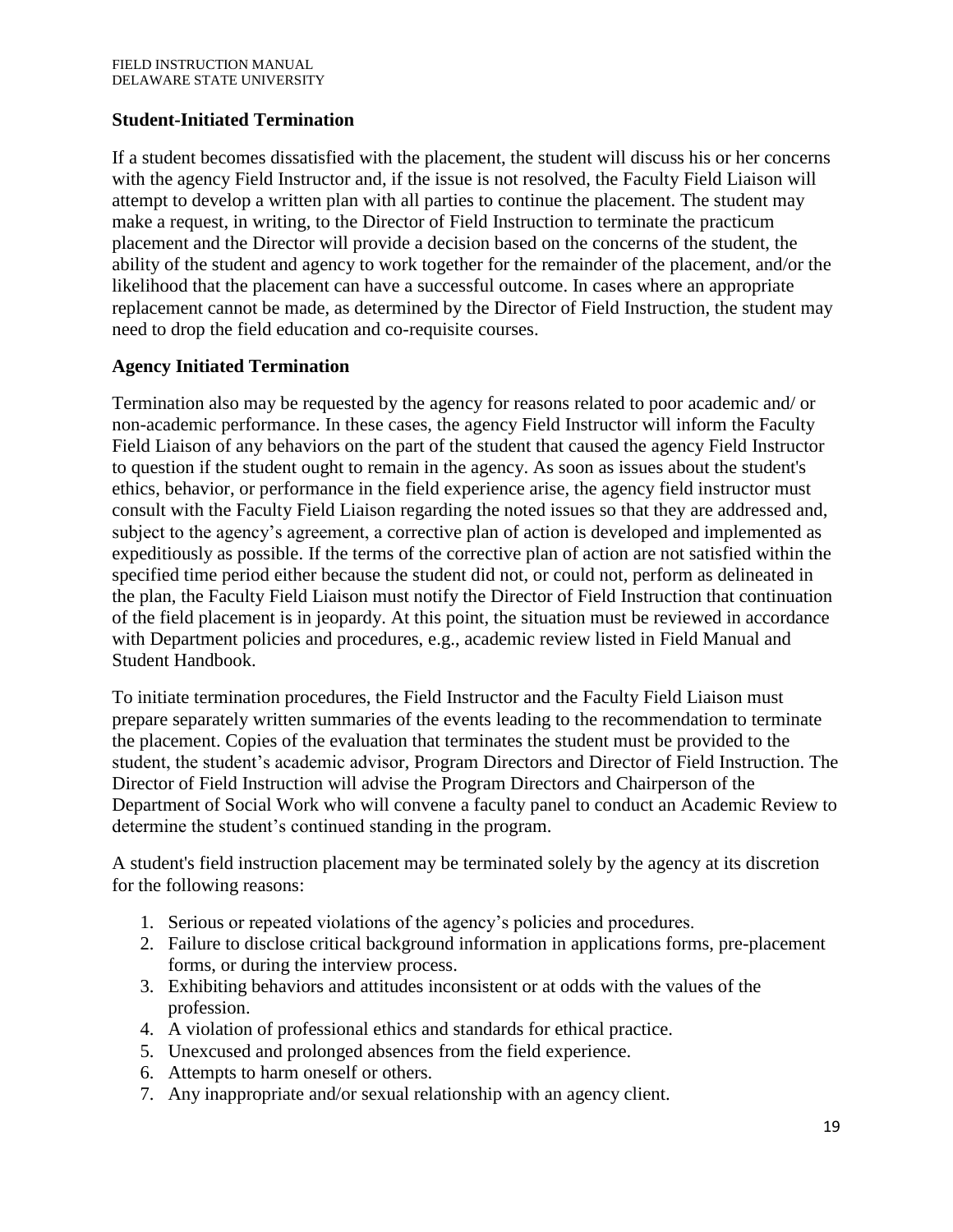### Student-Initiated Termination

If a student becomes dissatisfied with the placement, the student will discuss his or her concerns with the agency Field Instructor and, if the issue is not resolved, the Faculty Field Liaison will attempt to develop a written plan with all parties to continue the placement. The student may make a request, in writing, to the Director of Field Instruction to terminate the practicum placement and the Director will provide a decision based on the concerns of the student, the ability of the student and agency to work together for the remainder of the placement, and/or the likelihood that the placement can have a successful outcome. In cases where an appropriate replacement cannot be made, as determined by the Director of Field Instruction, the student may need to drop the field education and co-requisite courses.

### Agency Initiated Termination

Termination also may be requested by the agency for reasons related to poor academic and/ or non-academic performance. In these cases, the agency Field Instructor will inform the Faculty Field Liaison of any behaviors on the part of the student that caused the agency Field Instructor to question if the student ought to remain in the agency. As soon as issues about the student's ethics, behavior, or performance in the field experience arise, the agency field instructor must consult with the Faculty Field Liaison regarding the noted issues so that they are addressed and, subject to the agency's agreement, a corrective plan of action is developed and implemented as expeditiously as possible. If the terms of the corrective plan of action are not satisfied within the specified time period either because the student did not, or could not, perform as delineated in the plan, the Faculty Field Liaison must notify the Director of Field Instruction that continuation of the field placement is in jeopardy. At this point, the situation must be reviewed in accordance with Department policies and procedures, e.g., academic review listed in Field Manual and Student Handbook.

To initiate termination procedures, the Field Instructor and the Faculty Field Liaison must prepare separately written summaries of the events leading to the recommendation to terminate the placement. Copies of the evaluation that terminates the student must be provided to the student, the student's academic advisor, Program Directors and Director of Field Instruction. The Director of Field Instruction will advise the Program Directors and Chairperson of the Department of Social Work who will convene a faculty panel to conduct an Academic Review to determine the student's continued standing in the program.

A student's field instruction placement may be terminated solely by the agency at its discretion for the following reasons:

1. Serious or repeated violations of the agency's policies and procedures.
2. Failure to disclose critical background information in applications forms, pre-placement forms, or during the interview process.
3. Exhibiting behaviors and attitudes inconsistent or at odds with the values of the profession.
4. A violation of professional ethics and standards for ethical practice.
5. Unexcused and prolonged absences from the field experience.
6. Attempts to harm oneself or others.
7. Any inappropriate and/or sexual relationship with an agency client.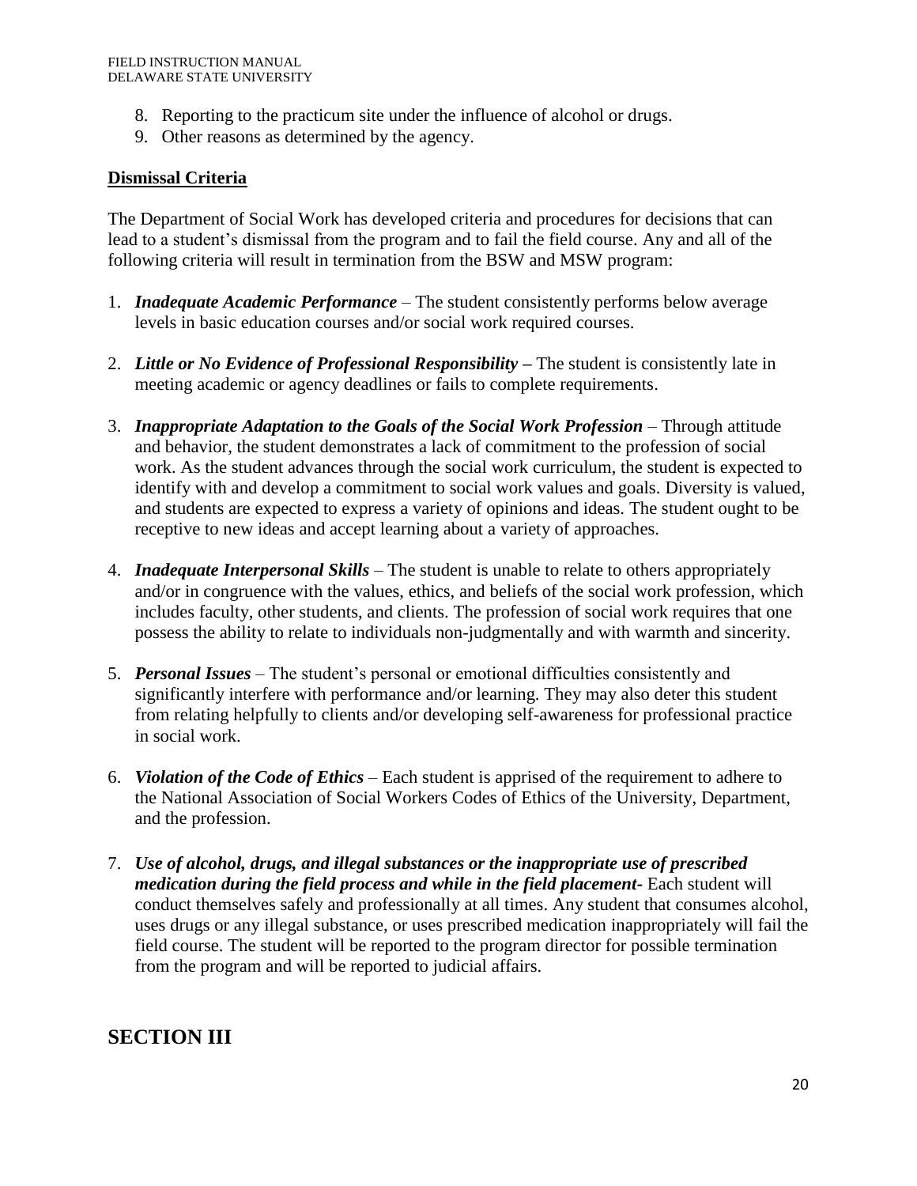8. Reporting to the practicum site under the influence of alcohol or drugs.
9. Other reasons as determined by the agency.

**Dismissal Criteria**

The Department of Social Work has developed criteria and procedures for decisions that can lead to a student's dismissal from the program and to fail the field course. Any and all of the following criteria will result in termination from the BSW and MSW program:

1. ***Inadequate Academic Performance*** – The student consistently performs below average levels in basic education courses and/or social work required courses.

2. ***Little or No Evidence of Professional Responsibility*** **–** The student is consistently late in meeting academic or agency deadlines or fails to complete requirements.

3. ***Inappropriate Adaptation to the Goals of the Social Work Profession*** – Through attitude and behavior, the student demonstrates a lack of commitment to the profession of social work. As the student advances through the social work curriculum, the student is expected to identify with and develop a commitment to social work values and goals. Diversity is valued, and students are expected to express a variety of opinions and ideas. The student ought to be receptive to new ideas and accept learning about a variety of approaches.

4. ***Inadequate Interpersonal Skills*** – The student is unable to relate to others appropriately and/or in congruence with the values, ethics, and beliefs of the social work profession, which includes faculty, other students, and clients. The profession of social work requires that one possess the ability to relate to individuals non-judgmentally and with warmth and sincerity.

5. ***Personal Issues*** – The student's personal or emotional difficulties consistently and significantly interfere with performance and/or learning. They may also deter this student from relating helpfully to clients and/or developing self-awareness for professional practice in social work.

6. ***Violation of the Code of Ethics*** – Each student is apprised of the requirement to adhere to the National Association of Social Workers Codes of Ethics of the University, Department, and the profession.

7. ***Use of alcohol, drugs, and illegal substances or the inappropriate use of prescribed medication during the field process and while in the field placement-*** Each student will conduct themselves safely and professionally at all times. Any student that consumes alcohol, uses drugs or any illegal substance, or uses prescribed medication inappropriately will fail the field course. The student will be reported to the program director for possible termination from the program and will be reported to judicial affairs.

## SECTION III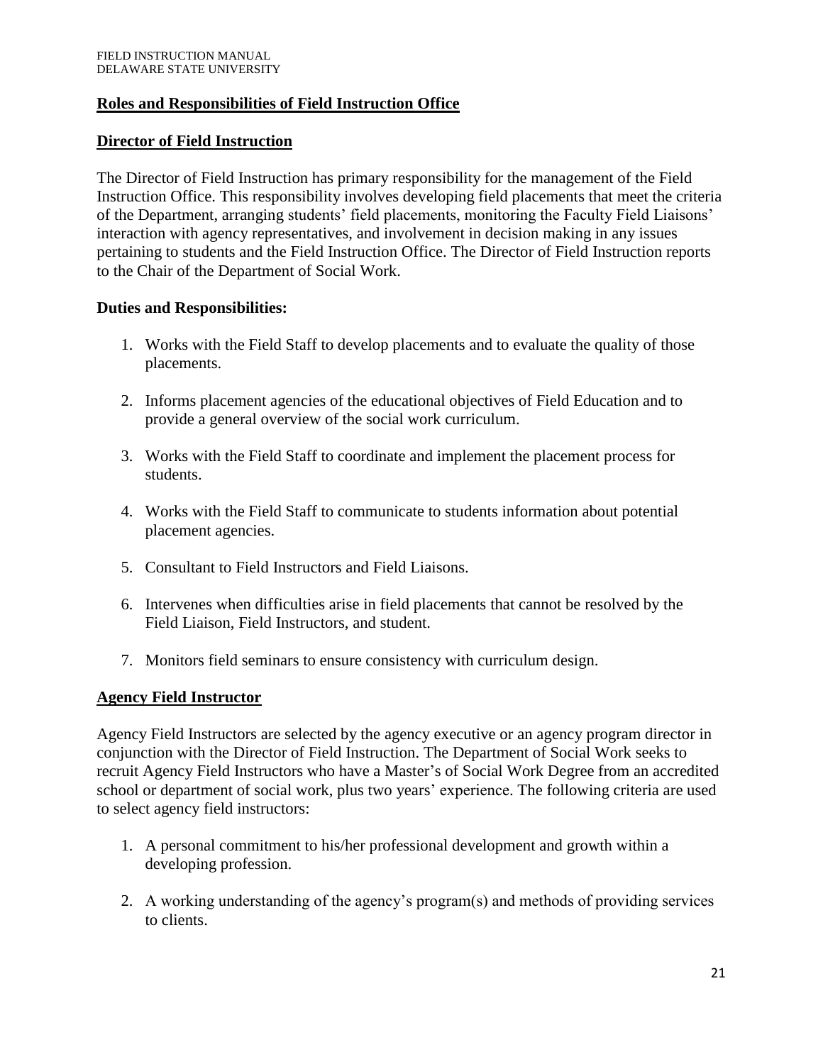## Roles and Responsibilities of Field Instruction Office

### Director of Field Instruction

The Director of Field Instruction has primary responsibility for the management of the Field Instruction Office. This responsibility involves developing field placements that meet the criteria of the Department, arranging students' field placements, monitoring the Faculty Field Liaisons' interaction with agency representatives, and involvement in decision making in any issues pertaining to students and the Field Instruction Office. The Director of Field Instruction reports to the Chair of the Department of Social Work.

**Duties and Responsibilities:**

1. Works with the Field Staff to develop placements and to evaluate the quality of those placements.
2. Informs placement agencies of the educational objectives of Field Education and to provide a general overview of the social work curriculum.
3. Works with the Field Staff to coordinate and implement the placement process for students.
4. Works with the Field Staff to communicate to students information about potential placement agencies.
5. Consultant to Field Instructors and Field Liaisons.
6. Intervenes when difficulties arise in field placements that cannot be resolved by the Field Liaison, Field Instructors, and student.
7. Monitors field seminars to ensure consistency with curriculum design.

### Agency Field Instructor

Agency Field Instructors are selected by the agency executive or an agency program director in conjunction with the Director of Field Instruction. The Department of Social Work seeks to recruit Agency Field Instructors who have a Master's of Social Work Degree from an accredited school or department of social work, plus two years' experience. The following criteria are used to select agency field instructors:

1. A personal commitment to his/her professional development and growth within a developing profession.
2. A working understanding of the agency's program(s) and methods of providing services to clients.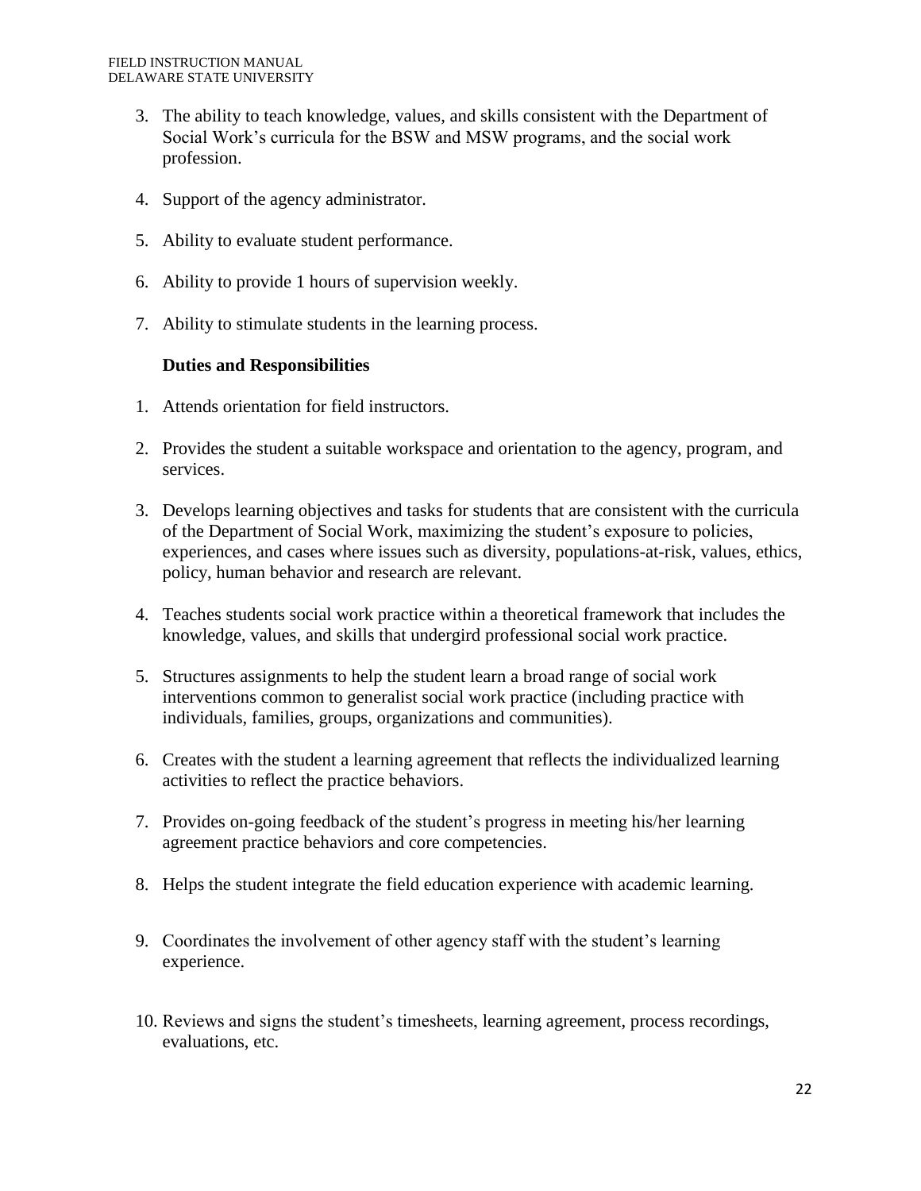3. The ability to teach knowledge, values, and skills consistent with the Department of Social Work's curricula for the BSW and MSW programs, and the social work profession.

4. Support of the agency administrator.

5. Ability to evaluate student performance.

6. Ability to provide 1 hours of supervision weekly.

7. Ability to stimulate students in the learning process.

**Duties and Responsibilities**

1. Attends orientation for field instructors.

2. Provides the student a suitable workspace and orientation to the agency, program, and services.

3. Develops learning objectives and tasks for students that are consistent with the curricula of the Department of Social Work, maximizing the student's exposure to policies, experiences, and cases where issues such as diversity, populations-at-risk, values, ethics, policy, human behavior and research are relevant.

4. Teaches students social work practice within a theoretical framework that includes the knowledge, values, and skills that undergird professional social work practice.

5. Structures assignments to help the student learn a broad range of social work interventions common to generalist social work practice (including practice with individuals, families, groups, organizations and communities).

6. Creates with the student a learning agreement that reflects the individualized learning activities to reflect the practice behaviors.

7. Provides on-going feedback of the student's progress in meeting his/her learning agreement practice behaviors and core competencies.

8. Helps the student integrate the field education experience with academic learning.

9. Coordinates the involvement of other agency staff with the student's learning experience.

10. Reviews and signs the student's timesheets, learning agreement, process recordings, evaluations, etc.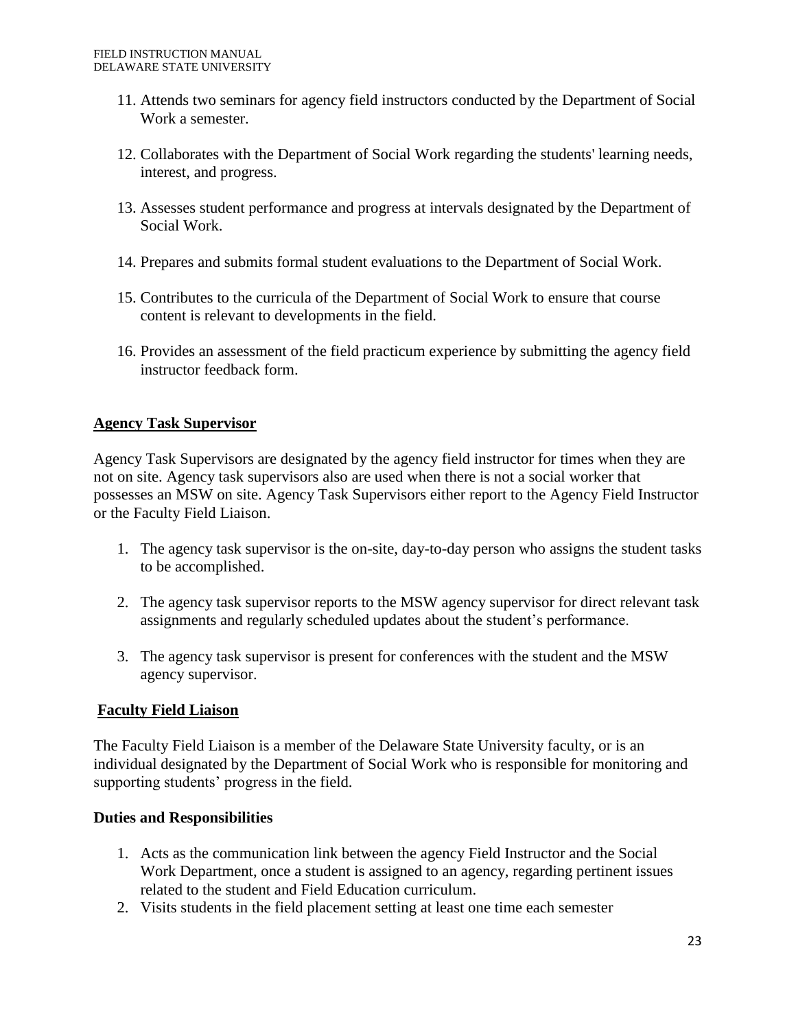11. Attends two seminars for agency field instructors conducted by the Department of Social Work a semester.

12. Collaborates with the Department of Social Work regarding the students' learning needs, interest, and progress.

13. Assesses student performance and progress at intervals designated by the Department of Social Work.

14. Prepares and submits formal student evaluations to the Department of Social Work.

15. Contributes to the curricula of the Department of Social Work to ensure that course content is relevant to developments in the field.

16. Provides an assessment of the field practicum experience by submitting the agency field instructor feedback form.

## Agency Task Supervisor

Agency Task Supervisors are designated by the agency field instructor for times when they are not on site. Agency task supervisors also are used when there is not a social worker that possesses an MSW on site. Agency Task Supervisors either report to the Agency Field Instructor or the Faculty Field Liaison.

1. The agency task supervisor is the on-site, day-to-day person who assigns the student tasks to be accomplished.

2. The agency task supervisor reports to the MSW agency supervisor for direct relevant task assignments and regularly scheduled updates about the student's performance.

3. The agency task supervisor is present for conferences with the student and the MSW agency supervisor.

## Faculty Field Liaison

The Faculty Field Liaison is a member of the Delaware State University faculty, or is an individual designated by the Department of Social Work who is responsible for monitoring and supporting students' progress in the field.

### Duties and Responsibilities

1. Acts as the communication link between the agency Field Instructor and the Social Work Department, once a student is assigned to an agency, regarding pertinent issues related to the student and Field Education curriculum.
2. Visits students in the field placement setting at least one time each semester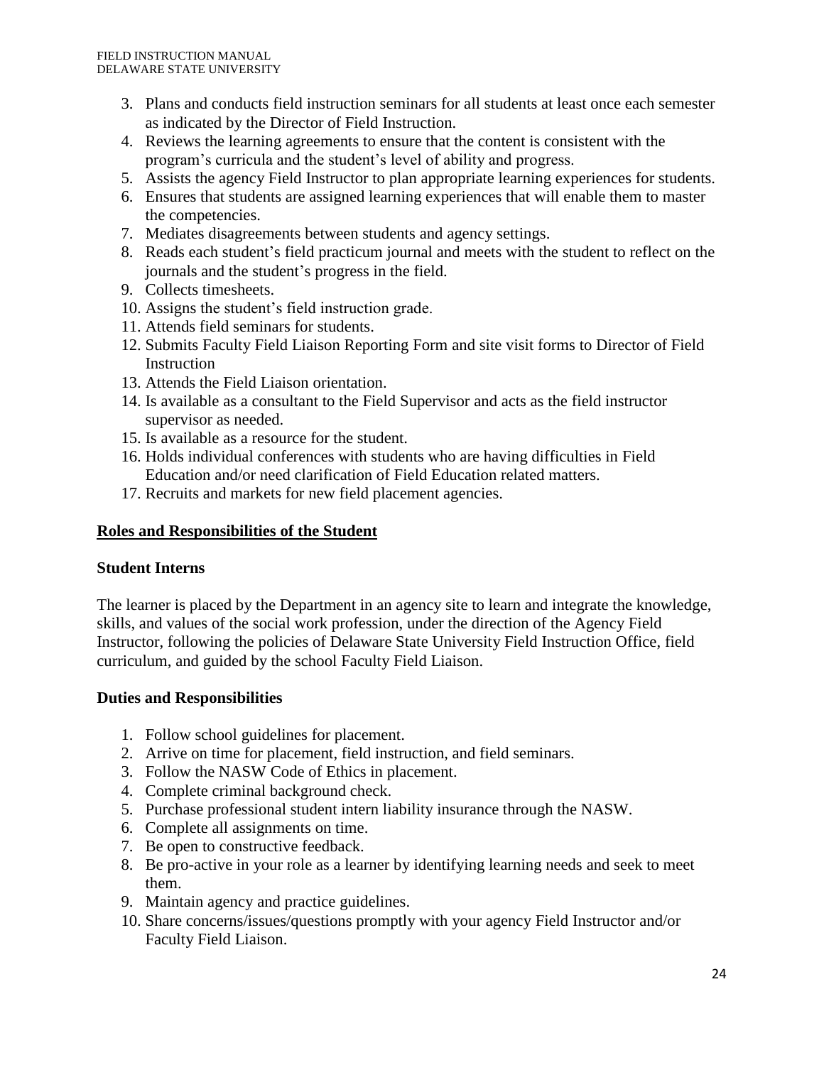3. Plans and conducts field instruction seminars for all students at least once each semester as indicated by the Director of Field Instruction.
4. Reviews the learning agreements to ensure that the content is consistent with the program's curricula and the student's level of ability and progress.
5. Assists the agency Field Instructor to plan appropriate learning experiences for students.
6. Ensures that students are assigned learning experiences that will enable them to master the competencies.
7. Mediates disagreements between students and agency settings.
8. Reads each student's field practicum journal and meets with the student to reflect on the journals and the student's progress in the field.
9. Collects timesheets.
10. Assigns the student's field instruction grade.
11. Attends field seminars for students.
12. Submits Faculty Field Liaison Reporting Form and site visit forms to Director of Field Instruction
13. Attends the Field Liaison orientation.
14. Is available as a consultant to the Field Supervisor and acts as the field instructor supervisor as needed.
15. Is available as a resource for the student.
16. Holds individual conferences with students who are having difficulties in Field Education and/or need clarification of Field Education related matters.
17. Recruits and markets for new field placement agencies.

## Roles and Responsibilities of the Student

### Student Interns

The learner is placed by the Department in an agency site to learn and integrate the knowledge, skills, and values of the social work profession, under the direction of the Agency Field Instructor, following the policies of Delaware State University Field Instruction Office, field curriculum, and guided by the school Faculty Field Liaison.

### Duties and Responsibilities

1. Follow school guidelines for placement.
2. Arrive on time for placement, field instruction, and field seminars.
3. Follow the NASW Code of Ethics in placement.
4. Complete criminal background check.
5. Purchase professional student intern liability insurance through the NASW.
6. Complete all assignments on time.
7. Be open to constructive feedback.
8. Be pro-active in your role as a learner by identifying learning needs and seek to meet them.
9. Maintain agency and practice guidelines.
10. Share concerns/issues/questions promptly with your agency Field Instructor and/or Faculty Field Liaison.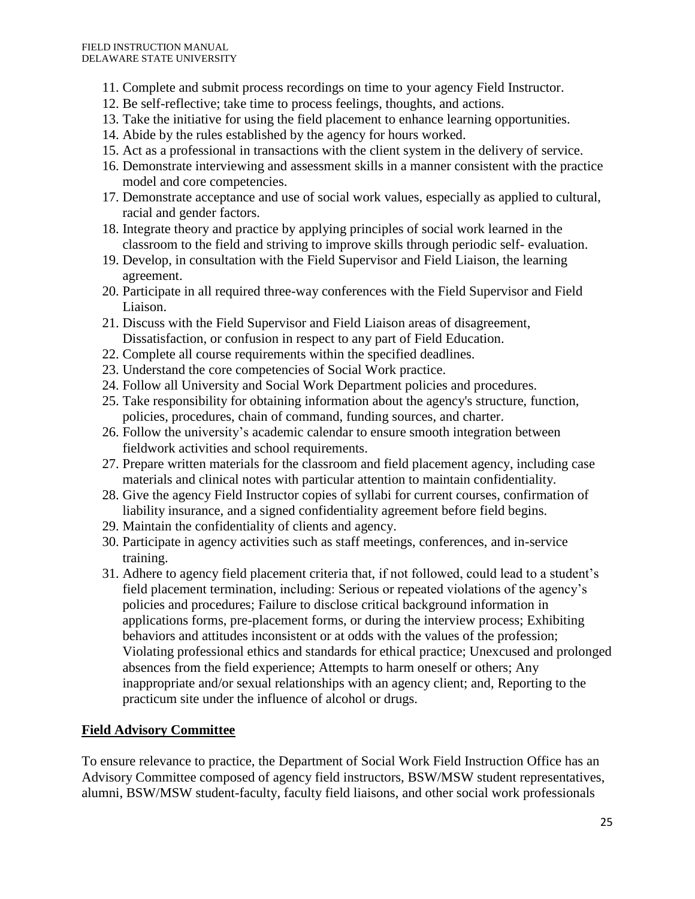11. Complete and submit process recordings on time to your agency Field Instructor.
12. Be self-reflective; take time to process feelings, thoughts, and actions.
13. Take the initiative for using the field placement to enhance learning opportunities.
14. Abide by the rules established by the agency for hours worked.
15. Act as a professional in transactions with the client system in the delivery of service.
16. Demonstrate interviewing and assessment skills in a manner consistent with the practice model and core competencies.
17. Demonstrate acceptance and use of social work values, especially as applied to cultural, racial and gender factors.
18. Integrate theory and practice by applying principles of social work learned in the classroom to the field and striving to improve skills through periodic self- evaluation.
19. Develop, in consultation with the Field Supervisor and Field Liaison, the learning agreement.
20. Participate in all required three-way conferences with the Field Supervisor and Field Liaison.
21. Discuss with the Field Supervisor and Field Liaison areas of disagreement, Dissatisfaction, or confusion in respect to any part of Field Education.
22. Complete all course requirements within the specified deadlines.
23. Understand the core competencies of Social Work practice.
24. Follow all University and Social Work Department policies and procedures.
25. Take responsibility for obtaining information about the agency's structure, function, policies, procedures, chain of command, funding sources, and charter.
26. Follow the university's academic calendar to ensure smooth integration between fieldwork activities and school requirements.
27. Prepare written materials for the classroom and field placement agency, including case materials and clinical notes with particular attention to maintain confidentiality.
28. Give the agency Field Instructor copies of syllabi for current courses, confirmation of liability insurance, and a signed confidentiality agreement before field begins.
29. Maintain the confidentiality of clients and agency.
30. Participate in agency activities such as staff meetings, conferences, and in-service training.
31. Adhere to agency field placement criteria that, if not followed, could lead to a student's field placement termination, including: Serious or repeated violations of the agency's policies and procedures; Failure to disclose critical background information in applications forms, pre-placement forms, or during the interview process; Exhibiting behaviors and attitudes inconsistent or at odds with the values of the profession; Violating professional ethics and standards for ethical practice; Unexcused and prolonged absences from the field experience; Attempts to harm oneself or others; Any inappropriate and/or sexual relationships with an agency client; and, Reporting to the practicum site under the influence of alcohol or drugs.

## Field Advisory Committee

To ensure relevance to practice, the Department of Social Work Field Instruction Office has an Advisory Committee composed of agency field instructors, BSW/MSW student representatives, alumni, BSW/MSW student-faculty, faculty field liaisons, and other social work professionals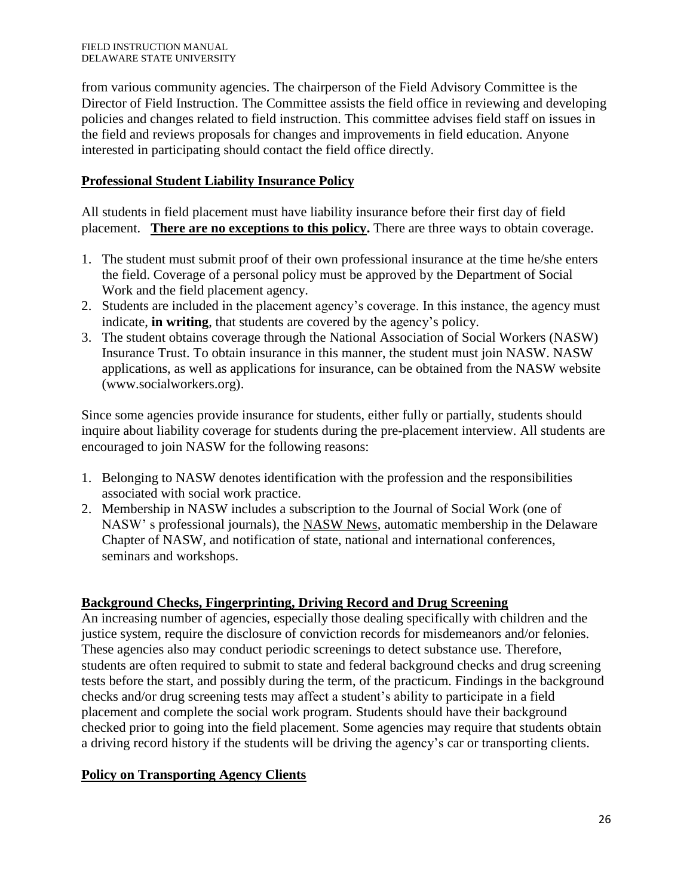from various community agencies. The chairperson of the Field Advisory Committee is the Director of Field Instruction. The Committee assists the field office in reviewing and developing policies and changes related to field instruction. This committee advises field staff on issues in the field and reviews proposals for changes and improvements in field education. Anyone interested in participating should contact the field office directly.

## Professional Student Liability Insurance Policy

All students in field placement must have liability insurance before their first day of field placement. **There are no exceptions to this policy.** There are three ways to obtain coverage.

1. The student must submit proof of their own professional insurance at the time he/she enters the field. Coverage of a personal policy must be approved by the Department of Social Work and the field placement agency.
2. Students are included in the placement agency's coverage. In this instance, the agency must indicate, **in writing**, that students are covered by the agency's policy.
3. The student obtains coverage through the National Association of Social Workers (NASW) Insurance Trust. To obtain insurance in this manner, the student must join NASW. NASW applications, as well as applications for insurance, can be obtained from the NASW website (www.socialworkers.org).

Since some agencies provide insurance for students, either fully or partially, students should inquire about liability coverage for students during the pre-placement interview. All students are encouraged to join NASW for the following reasons:

1. Belonging to NASW denotes identification with the profession and the responsibilities associated with social work practice.
2. Membership in NASW includes a subscription to the Journal of Social Work (one of NASW' s professional journals), the NASW News, automatic membership in the Delaware Chapter of NASW, and notification of state, national and international conferences, seminars and workshops.

## Background Checks, Fingerprinting, Driving Record and Drug Screening

An increasing number of agencies, especially those dealing specifically with children and the justice system, require the disclosure of conviction records for misdemeanors and/or felonies. These agencies also may conduct periodic screenings to detect substance use. Therefore, students are often required to submit to state and federal background checks and drug screening tests before the start, and possibly during the term, of the practicum. Findings in the background checks and/or drug screening tests may affect a student's ability to participate in a field placement and complete the social work program. Students should have their background checked prior to going into the field placement. Some agencies may require that students obtain a driving record history if the students will be driving the agency's car or transporting clients.

## Policy on Transporting Agency Clients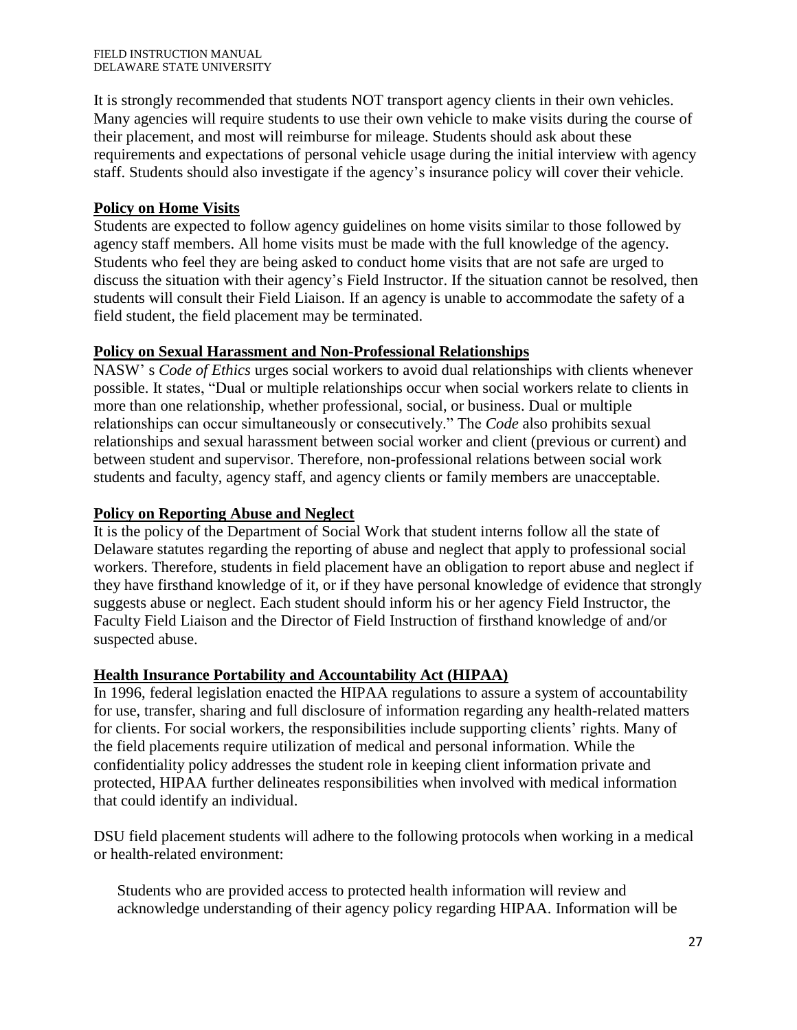It is strongly recommended that students NOT transport agency clients in their own vehicles. Many agencies will require students to use their own vehicle to make visits during the course of their placement, and most will reimburse for mileage. Students should ask about these requirements and expectations of personal vehicle usage during the initial interview with agency staff. Students should also investigate if the agency's insurance policy will cover their vehicle.

## Policy on Home Visits

Students are expected to follow agency guidelines on home visits similar to those followed by agency staff members. All home visits must be made with the full knowledge of the agency. Students who feel they are being asked to conduct home visits that are not safe are urged to discuss the situation with their agency's Field Instructor. If the situation cannot be resolved, then students will consult their Field Liaison. If an agency is unable to accommodate the safety of a field student, the field placement may be terminated.

## Policy on Sexual Harassment and Non-Professional Relationships

NASW' s *Code of Ethics* urges social workers to avoid dual relationships with clients whenever possible. It states, "Dual or multiple relationships occur when social workers relate to clients in more than one relationship, whether professional, social, or business. Dual or multiple relationships can occur simultaneously or consecutively." The *Code* also prohibits sexual relationships and sexual harassment between social worker and client (previous or current) and between student and supervisor. Therefore, non-professional relations between social work students and faculty, agency staff, and agency clients or family members are unacceptable.

## Policy on Reporting Abuse and Neglect

It is the policy of the Department of Social Work that student interns follow all the state of Delaware statutes regarding the reporting of abuse and neglect that apply to professional social workers. Therefore, students in field placement have an obligation to report abuse and neglect if they have firsthand knowledge of it, or if they have personal knowledge of evidence that strongly suggests abuse or neglect. Each student should inform his or her agency Field Instructor, the Faculty Field Liaison and the Director of Field Instruction of firsthand knowledge of and/or suspected abuse.

## Health Insurance Portability and Accountability Act (HIPAA)

In 1996, federal legislation enacted the HIPAA regulations to assure a system of accountability for use, transfer, sharing and full disclosure of information regarding any health-related matters for clients. For social workers, the responsibilities include supporting clients' rights. Many of the field placements require utilization of medical and personal information. While the confidentiality policy addresses the student role in keeping client information private and protected, HIPAA further delineates responsibilities when involved with medical information that could identify an individual.

DSU field placement students will adhere to the following protocols when working in a medical or health-related environment:

Students who are provided access to protected health information will review and acknowledge understanding of their agency policy regarding HIPAA. Information will be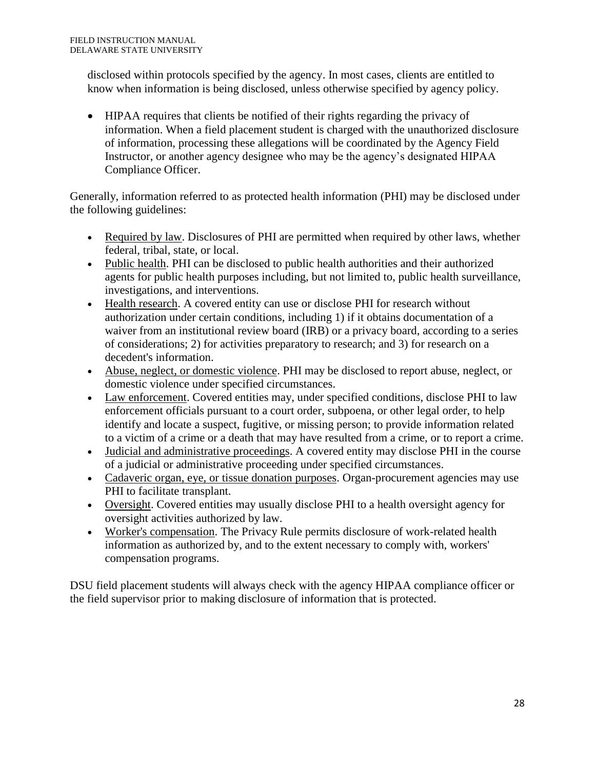disclosed within protocols specified by the agency. In most cases, clients are entitled to know when information is being disclosed, unless otherwise specified by agency policy.

- HIPAA requires that clients be notified of their rights regarding the privacy of information. When a field placement student is charged with the unauthorized disclosure of information, processing these allegations will be coordinated by the Agency Field Instructor, or another agency designee who may be the agency's designated HIPAA Compliance Officer.

Generally, information referred to as protected health information (PHI) may be disclosed under the following guidelines:

- Required by law. Disclosures of PHI are permitted when required by other laws, whether federal, tribal, state, or local.
- Public health. PHI can be disclosed to public health authorities and their authorized agents for public health purposes including, but not limited to, public health surveillance, investigations, and interventions.
- Health research. A covered entity can use or disclose PHI for research without authorization under certain conditions, including 1) if it obtains documentation of a waiver from an institutional review board (IRB) or a privacy board, according to a series of considerations; 2) for activities preparatory to research; and 3) for research on a decedent's information.
- Abuse, neglect, or domestic violence. PHI may be disclosed to report abuse, neglect, or domestic violence under specified circumstances.
- Law enforcement. Covered entities may, under specified conditions, disclose PHI to law enforcement officials pursuant to a court order, subpoena, or other legal order, to help identify and locate a suspect, fugitive, or missing person; to provide information related to a victim of a crime or a death that may have resulted from a crime, or to report a crime.
- Judicial and administrative proceedings. A covered entity may disclose PHI in the course of a judicial or administrative proceeding under specified circumstances.
- Cadaveric organ, eye, or tissue donation purposes. Organ-procurement agencies may use PHI to facilitate transplant.
- Oversight. Covered entities may usually disclose PHI to a health oversight agency for oversight activities authorized by law.
- Worker's compensation. The Privacy Rule permits disclosure of work-related health information as authorized by, and to the extent necessary to comply with, workers' compensation programs.

DSU field placement students will always check with the agency HIPAA compliance officer or the field supervisor prior to making disclosure of information that is protected.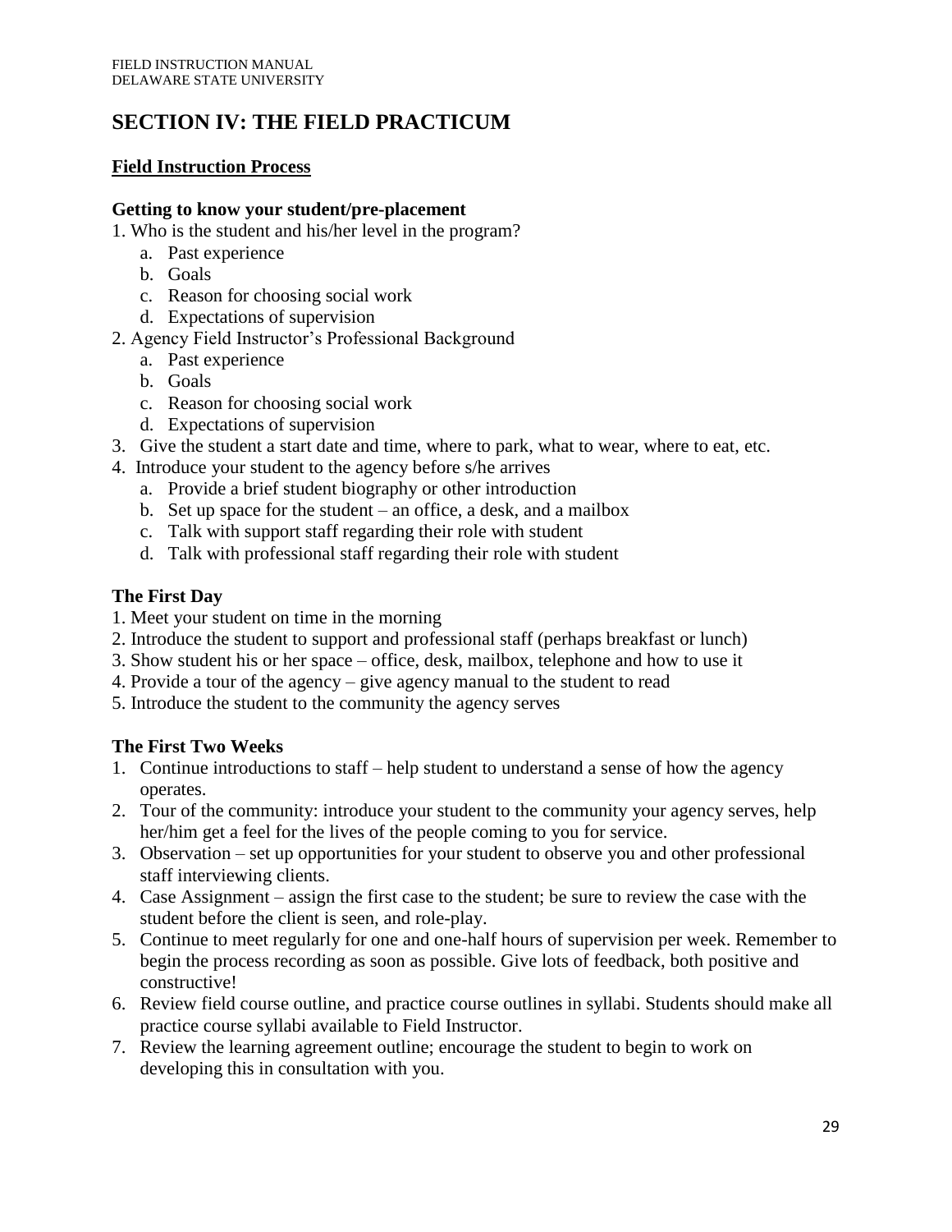# SECTION IV: THE FIELD PRACTICUM

## Field Instruction Process

### Getting to know your student/pre-placement

1. Who is the student and his/her level in the program?
   a. Past experience
   b. Goals
   c. Reason for choosing social work
   d. Expectations of supervision
2. Agency Field Instructor's Professional Background
   a. Past experience
   b. Goals
   c. Reason for choosing social work
   d. Expectations of supervision
3. Give the student a start date and time, where to park, what to wear, where to eat, etc.
4. Introduce your student to the agency before s/he arrives
   a. Provide a brief student biography or other introduction
   b. Set up space for the student – an office, a desk, and a mailbox
   c. Talk with support staff regarding their role with student
   d. Talk with professional staff regarding their role with student

### The First Day

1. Meet your student on time in the morning
2. Introduce the student to support and professional staff (perhaps breakfast or lunch)
3. Show student his or her space – office, desk, mailbox, telephone and how to use it
4. Provide a tour of the agency – give agency manual to the student to read
5. Introduce the student to the community the agency serves

### The First Two Weeks

1. Continue introductions to staff – help student to understand a sense of how the agency operates.
2. Tour of the community: introduce your student to the community your agency serves, help her/him get a feel for the lives of the people coming to you for service.
3. Observation – set up opportunities for your student to observe you and other professional staff interviewing clients.
4. Case Assignment – assign the first case to the student; be sure to review the case with the student before the client is seen, and role-play.
5. Continue to meet regularly for one and one-half hours of supervision per week. Remember to begin the process recording as soon as possible. Give lots of feedback, both positive and constructive!
6. Review field course outline, and practice course outlines in syllabi. Students should make all practice course syllabi available to Field Instructor.
7. Review the learning agreement outline; encourage the student to begin to work on developing this in consultation with you.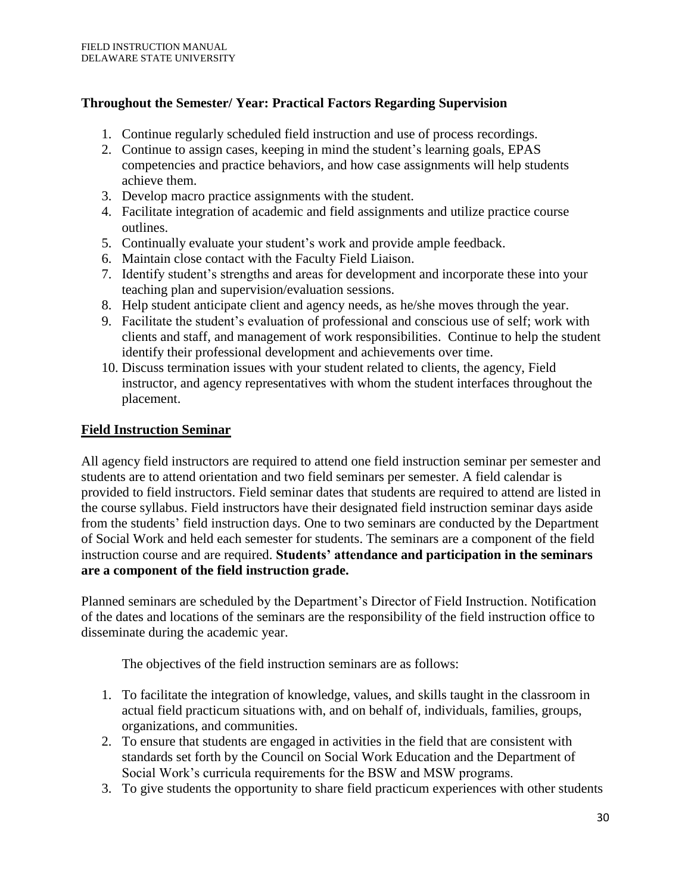**Throughout the Semester/ Year: Practical Factors Regarding Supervision**

1. Continue regularly scheduled field instruction and use of process recordings.
2. Continue to assign cases, keeping in mind the student's learning goals, EPAS competencies and practice behaviors, and how case assignments will help students achieve them.
3. Develop macro practice assignments with the student.
4. Facilitate integration of academic and field assignments and utilize practice course outlines.
5. Continually evaluate your student's work and provide ample feedback.
6. Maintain close contact with the Faculty Field Liaison.
7. Identify student's strengths and areas for development and incorporate these into your teaching plan and supervision/evaluation sessions.
8. Help student anticipate client and agency needs, as he/she moves through the year.
9. Facilitate the student's evaluation of professional and conscious use of self; work with clients and staff, and management of work responsibilities. Continue to help the student identify their professional development and achievements over time.
10. Discuss termination issues with your student related to clients, the agency, Field instructor, and agency representatives with whom the student interfaces throughout the placement.

## Field Instruction Seminar

All agency field instructors are required to attend one field instruction seminar per semester and students are to attend orientation and two field seminars per semester. A field calendar is provided to field instructors. Field seminar dates that students are required to attend are listed in the course syllabus. Field instructors have their designated field instruction seminar days aside from the students' field instruction days. One to two seminars are conducted by the Department of Social Work and held each semester for students. The seminars are a component of the field instruction course and are required. **Students' attendance and participation in the seminars are a component of the field instruction grade.**

Planned seminars are scheduled by the Department's Director of Field Instruction. Notification of the dates and locations of the seminars are the responsibility of the field instruction office to disseminate during the academic year.

The objectives of the field instruction seminars are as follows:

1. To facilitate the integration of knowledge, values, and skills taught in the classroom in actual field practicum situations with, and on behalf of, individuals, families, groups, organizations, and communities.
2. To ensure that students are engaged in activities in the field that are consistent with standards set forth by the Council on Social Work Education and the Department of Social Work's curricula requirements for the BSW and MSW programs.
3. To give students the opportunity to share field practicum experiences with other students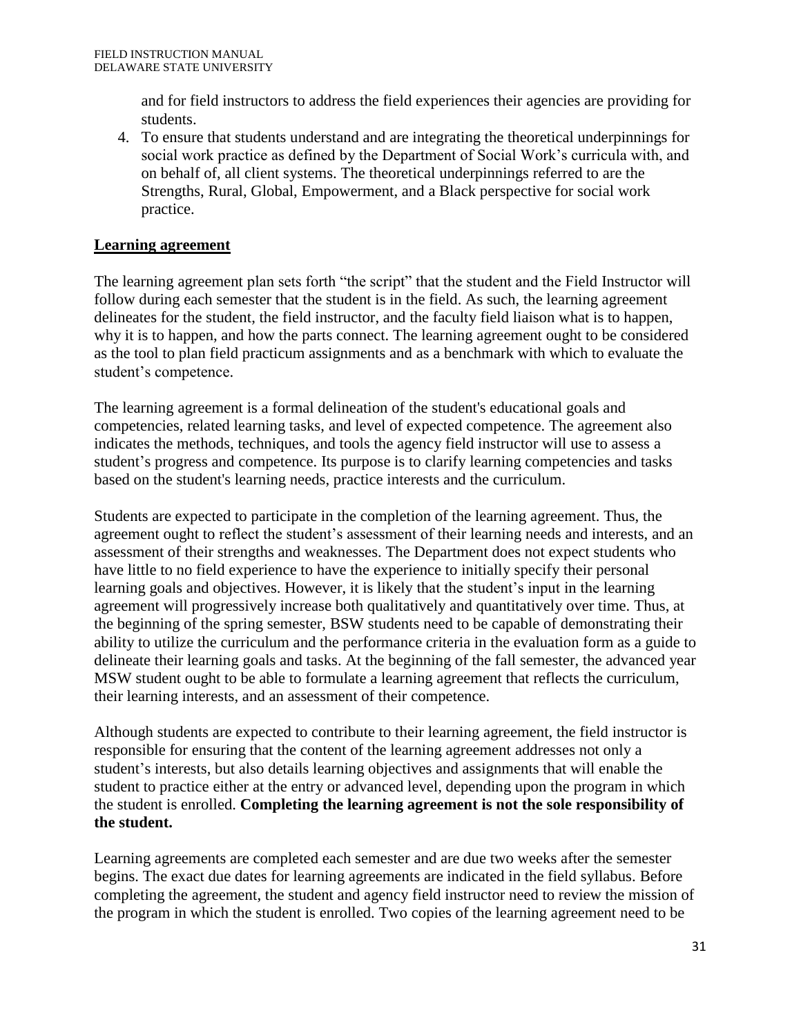and for field instructors to address the field experiences their agencies are providing for students.

4. To ensure that students understand and are integrating the theoretical underpinnings for social work practice as defined by the Department of Social Work's curricula with, and on behalf of, all client systems. The theoretical underpinnings referred to are the Strengths, Rural, Global, Empowerment, and a Black perspective for social work practice.

## Learning agreement

The learning agreement plan sets forth "the script" that the student and the Field Instructor will follow during each semester that the student is in the field. As such, the learning agreement delineates for the student, the field instructor, and the faculty field liaison what is to happen, why it is to happen, and how the parts connect. The learning agreement ought to be considered as the tool to plan field practicum assignments and as a benchmark with which to evaluate the student's competence.

The learning agreement is a formal delineation of the student's educational goals and competencies, related learning tasks, and level of expected competence. The agreement also indicates the methods, techniques, and tools the agency field instructor will use to assess a student's progress and competence. Its purpose is to clarify learning competencies and tasks based on the student's learning needs, practice interests and the curriculum.

Students are expected to participate in the completion of the learning agreement. Thus, the agreement ought to reflect the student's assessment of their learning needs and interests, and an assessment of their strengths and weaknesses. The Department does not expect students who have little to no field experience to have the experience to initially specify their personal learning goals and objectives. However, it is likely that the student's input in the learning agreement will progressively increase both qualitatively and quantitatively over time. Thus, at the beginning of the spring semester, BSW students need to be capable of demonstrating their ability to utilize the curriculum and the performance criteria in the evaluation form as a guide to delineate their learning goals and tasks. At the beginning of the fall semester, the advanced year MSW student ought to be able to formulate a learning agreement that reflects the curriculum, their learning interests, and an assessment of their competence.

Although students are expected to contribute to their learning agreement, the field instructor is responsible for ensuring that the content of the learning agreement addresses not only a student's interests, but also details learning objectives and assignments that will enable the student to practice either at the entry or advanced level, depending upon the program in which the student is enrolled. **Completing the learning agreement is not the sole responsibility of the student.**

Learning agreements are completed each semester and are due two weeks after the semester begins. The exact due dates for learning agreements are indicated in the field syllabus. Before completing the agreement, the student and agency field instructor need to review the mission of the program in which the student is enrolled. Two copies of the learning agreement need to be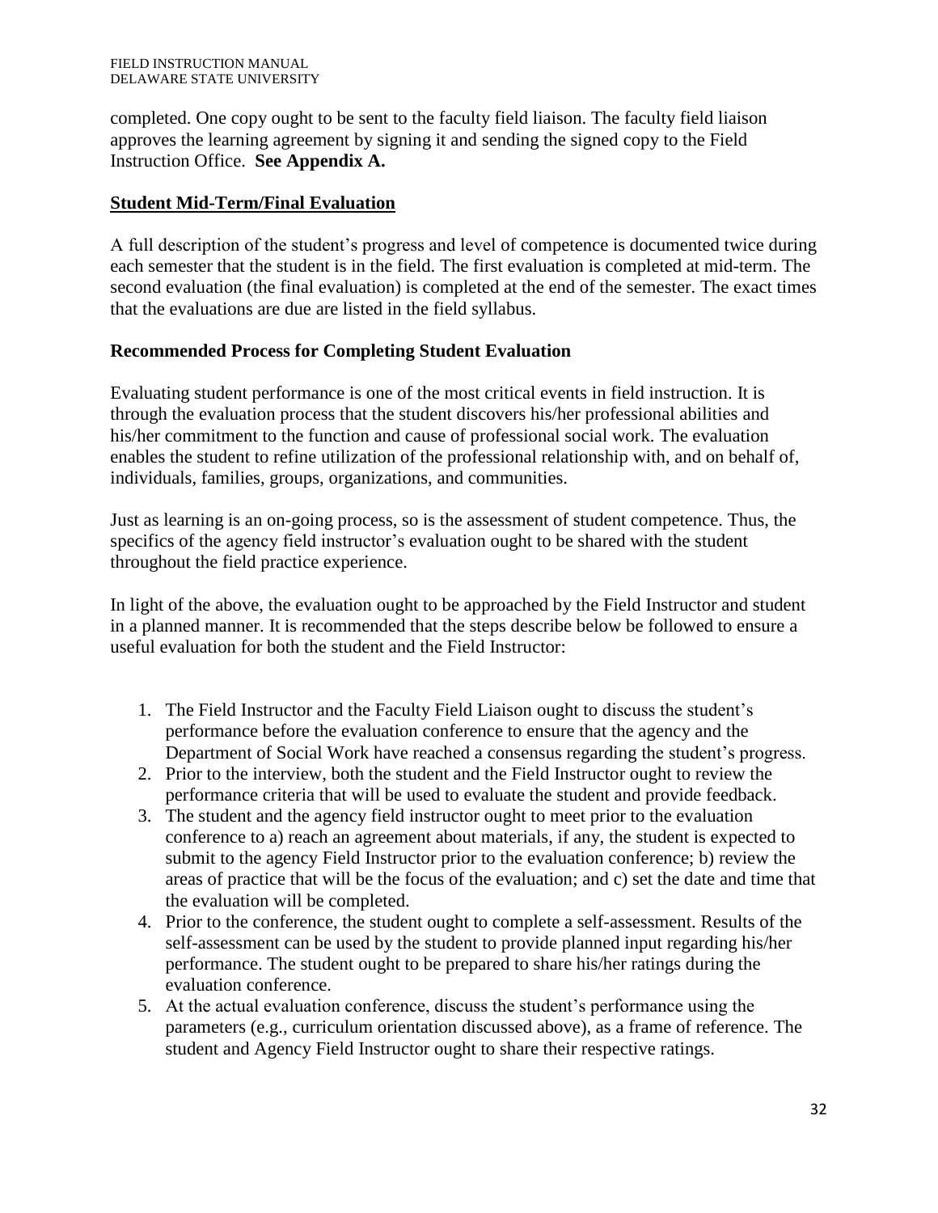completed. One copy ought to be sent to the faculty field liaison. The faculty field liaison approves the learning agreement by signing it and sending the signed copy to the Field Instruction Office. **See Appendix A.**

## Student Mid-Term/Final Evaluation

A full description of the student's progress and level of competence is documented twice during each semester that the student is in the field. The first evaluation is completed at mid-term. The second evaluation (the final evaluation) is completed at the end of the semester. The exact times that the evaluations are due are listed in the field syllabus.

### Recommended Process for Completing Student Evaluation

Evaluating student performance is one of the most critical events in field instruction. It is through the evaluation process that the student discovers his/her professional abilities and his/her commitment to the function and cause of professional social work. The evaluation enables the student to refine utilization of the professional relationship with, and on behalf of, individuals, families, groups, organizations, and communities.

Just as learning is an on-going process, so is the assessment of student competence. Thus, the specifics of the agency field instructor's evaluation ought to be shared with the student throughout the field practice experience.

In light of the above, the evaluation ought to be approached by the Field Instructor and student in a planned manner. It is recommended that the steps describe below be followed to ensure a useful evaluation for both the student and the Field Instructor:

1. The Field Instructor and the Faculty Field Liaison ought to discuss the student's performance before the evaluation conference to ensure that the agency and the Department of Social Work have reached a consensus regarding the student's progress.
2. Prior to the interview, both the student and the Field Instructor ought to review the performance criteria that will be used to evaluate the student and provide feedback.
3. The student and the agency field instructor ought to meet prior to the evaluation conference to a) reach an agreement about materials, if any, the student is expected to submit to the agency Field Instructor prior to the evaluation conference; b) review the areas of practice that will be the focus of the evaluation; and c) set the date and time that the evaluation will be completed.
4. Prior to the conference, the student ought to complete a self-assessment. Results of the self-assessment can be used by the student to provide planned input regarding his/her performance. The student ought to be prepared to share his/her ratings during the evaluation conference.
5. At the actual evaluation conference, discuss the student's performance using the parameters (e.g., curriculum orientation discussed above), as a frame of reference. The student and Agency Field Instructor ought to share their respective ratings.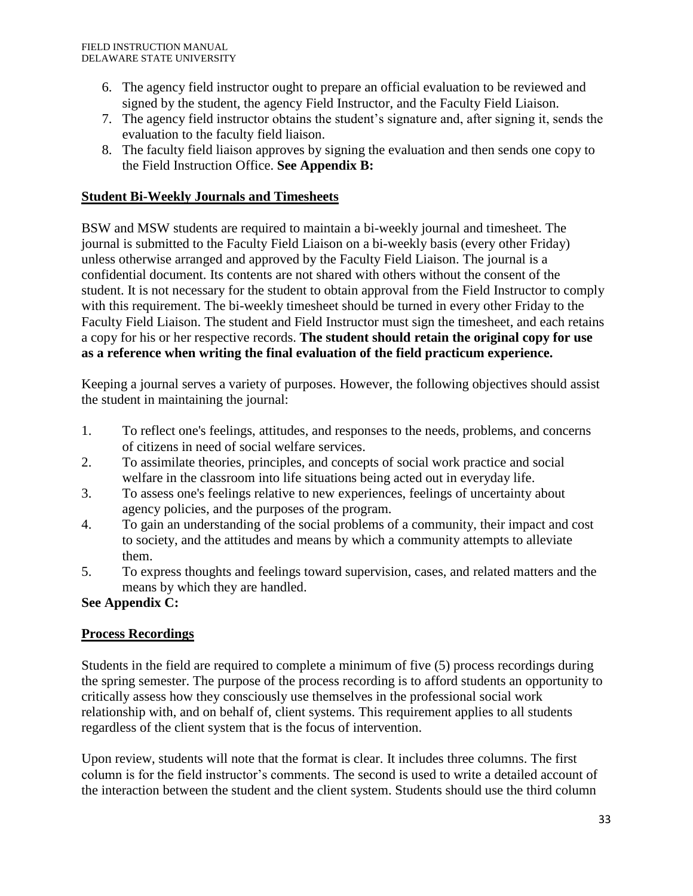6. The agency field instructor ought to prepare an official evaluation to be reviewed and signed by the student, the agency Field Instructor, and the Faculty Field Liaison.
7. The agency field instructor obtains the student's signature and, after signing it, sends the evaluation to the faculty field liaison.
8. The faculty field liaison approves by signing the evaluation and then sends one copy to the Field Instruction Office. **See Appendix B:**

## Student Bi-Weekly Journals and Timesheets

BSW and MSW students are required to maintain a bi-weekly journal and timesheet. The journal is submitted to the Faculty Field Liaison on a bi-weekly basis (every other Friday) unless otherwise arranged and approved by the Faculty Field Liaison. The journal is a confidential document. Its contents are not shared with others without the consent of the student. It is not necessary for the student to obtain approval from the Field Instructor to comply with this requirement. The bi-weekly timesheet should be turned in every other Friday to the Faculty Field Liaison. The student and Field Instructor must sign the timesheet, and each retains a copy for his or her respective records. **The student should retain the original copy for use as a reference when writing the final evaluation of the field practicum experience.**

Keeping a journal serves a variety of purposes. However, the following objectives should assist the student in maintaining the journal:

1. To reflect one's feelings, attitudes, and responses to the needs, problems, and concerns of citizens in need of social welfare services.
2. To assimilate theories, principles, and concepts of social work practice and social welfare in the classroom into life situations being acted out in everyday life.
3. To assess one's feelings relative to new experiences, feelings of uncertainty about agency policies, and the purposes of the program.
4. To gain an understanding of the social problems of a community, their impact and cost to society, and the attitudes and means by which a community attempts to alleviate them.
5. To express thoughts and feelings toward supervision, cases, and related matters and the means by which they are handled.

**See Appendix C:**

## Process Recordings

Students in the field are required to complete a minimum of five (5) process recordings during the spring semester. The purpose of the process recording is to afford students an opportunity to critically assess how they consciously use themselves in the professional social work relationship with, and on behalf of, client systems. This requirement applies to all students regardless of the client system that is the focus of intervention.

Upon review, students will note that the format is clear. It includes three columns. The first column is for the field instructor's comments. The second is used to write a detailed account of the interaction between the student and the client system. Students should use the third column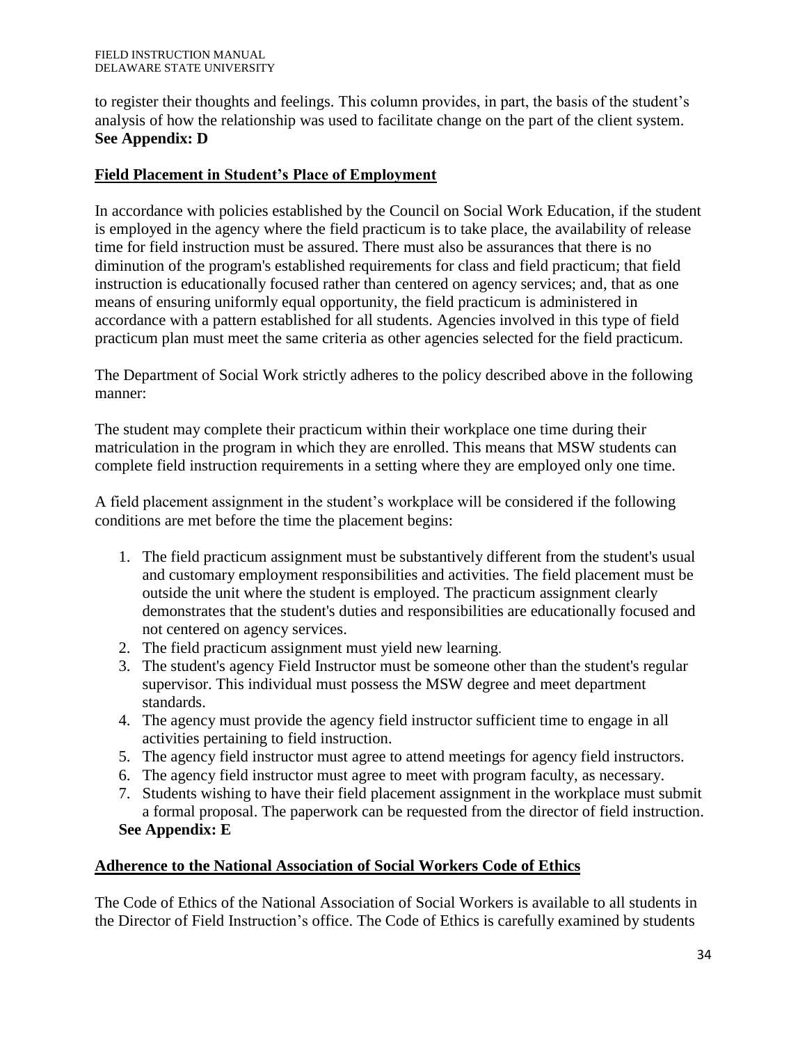to register their thoughts and feelings. This column provides, in part, the basis of the student's analysis of how the relationship was used to facilitate change on the part of the client system. **See Appendix: D**

## Field Placement in Student's Place of Employment

In accordance with policies established by the Council on Social Work Education, if the student is employed in the agency where the field practicum is to take place, the availability of release time for field instruction must be assured. There must also be assurances that there is no diminution of the program's established requirements for class and field practicum; that field instruction is educationally focused rather than centered on agency services; and, that as one means of ensuring uniformly equal opportunity, the field practicum is administered in accordance with a pattern established for all students. Agencies involved in this type of field practicum plan must meet the same criteria as other agencies selected for the field practicum.

The Department of Social Work strictly adheres to the policy described above in the following manner:

The student may complete their practicum within their workplace one time during their matriculation in the program in which they are enrolled. This means that MSW students can complete field instruction requirements in a setting where they are employed only one time.

A field placement assignment in the student's workplace will be considered if the following conditions are met before the time the placement begins:

1. The field practicum assignment must be substantively different from the student's usual and customary employment responsibilities and activities. The field placement must be outside the unit where the student is employed. The practicum assignment clearly demonstrates that the student's duties and responsibilities are educationally focused and not centered on agency services.
2. The field practicum assignment must yield new learning.
3. The student's agency Field Instructor must be someone other than the student's regular supervisor. This individual must possess the MSW degree and meet department standards.
4. The agency must provide the agency field instructor sufficient time to engage in all activities pertaining to field instruction.
5. The agency field instructor must agree to attend meetings for agency field instructors.
6. The agency field instructor must agree to meet with program faculty, as necessary.
7. Students wishing to have their field placement assignment in the workplace must submit a formal proposal. The paperwork can be requested from the director of field instruction.

**See Appendix: E**

## Adherence to the National Association of Social Workers Code of Ethics

The Code of Ethics of the National Association of Social Workers is available to all students in the Director of Field Instruction's office. The Code of Ethics is carefully examined by students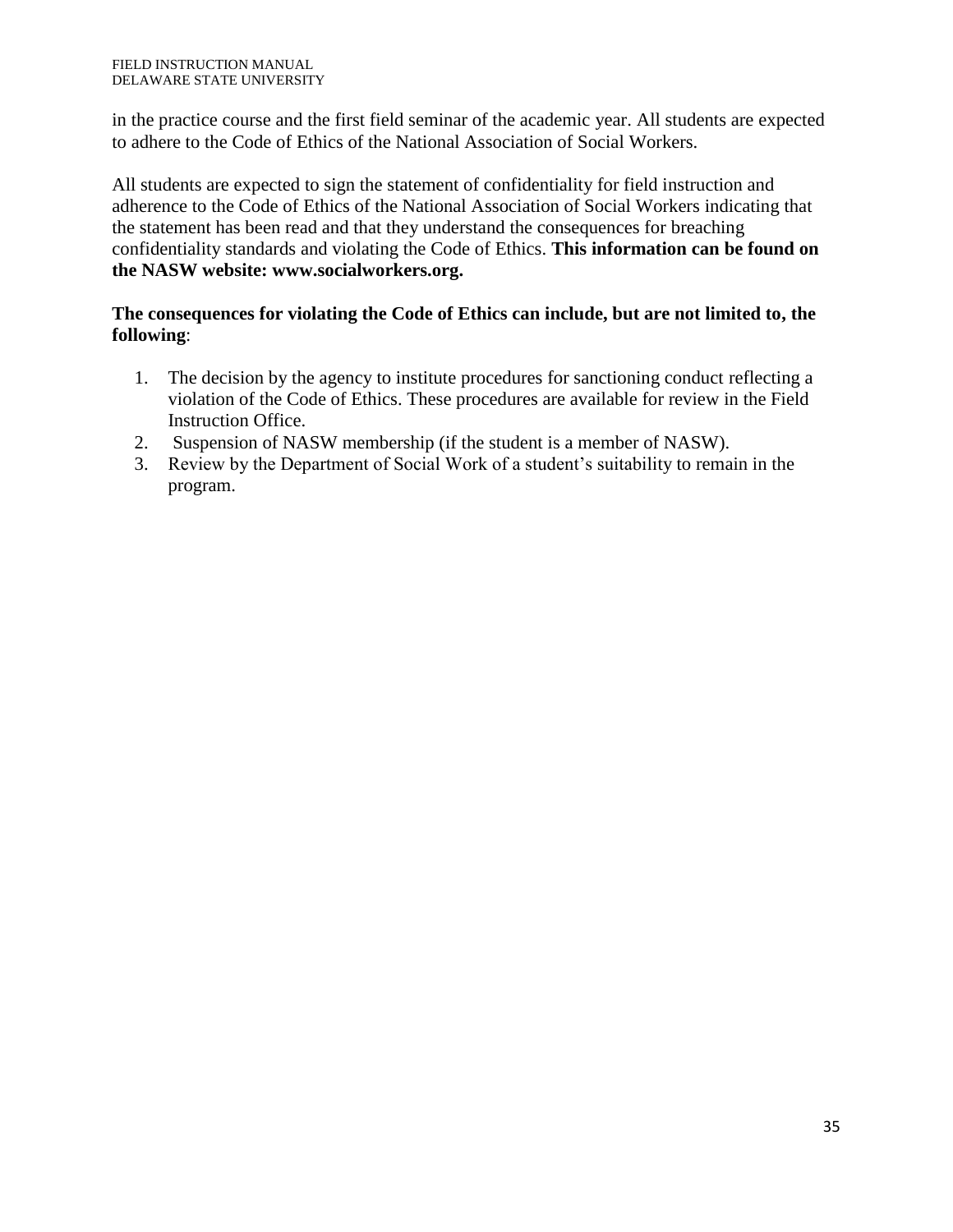in the practice course and the first field seminar of the academic year. All students are expected to adhere to the Code of Ethics of the National Association of Social Workers.

All students are expected to sign the statement of confidentiality for field instruction and adherence to the Code of Ethics of the National Association of Social Workers indicating that the statement has been read and that they understand the consequences for breaching confidentiality standards and violating the Code of Ethics. **This information can be found on the NASW website: www.socialworkers.org.**

**The consequences for violating the Code of Ethics can include, but are not limited to, the following**:

1. The decision by the agency to institute procedures for sanctioning conduct reflecting a violation of the Code of Ethics. These procedures are available for review in the Field Instruction Office.
2. Suspension of NASW membership (if the student is a member of NASW).
3. Review by the Department of Social Work of a student's suitability to remain in the program.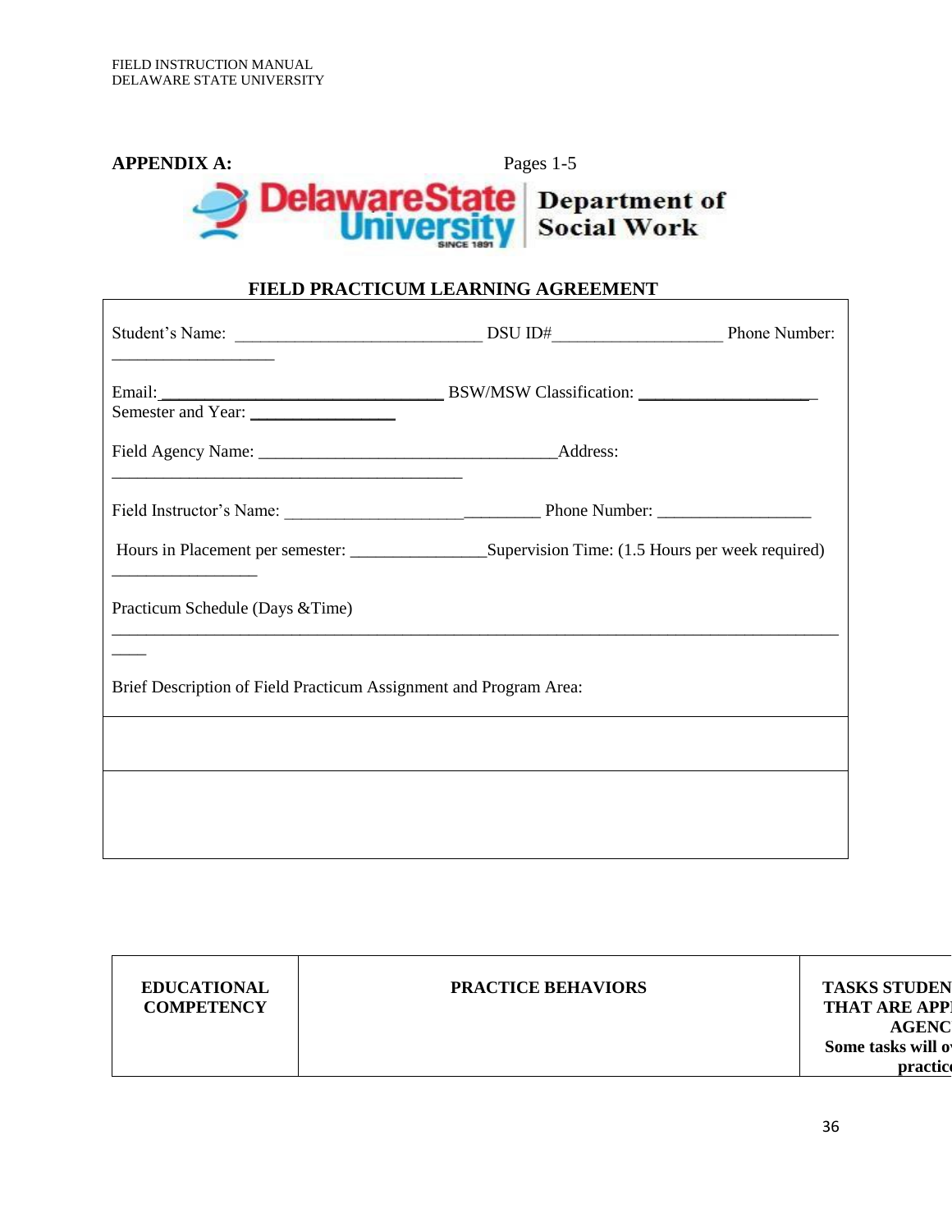**APPENDIX A:** Pages 1-5

Delaware State University Department of Social Work

## FIELD PRACTICUM LEARNING AGREEMENT

Student's Name: ____________________________ DSU ID#___________________ Phone Number: __________________

Email:________________________________ BSW/MSW Classification: ____________________
Semester and Year: ________________

Field Agency Name: __________________________________Address: ________________________________________

Field Instructor's Name: ______________________________ Phone Number: _________________

Hours in Placement per semester: _______________Supervision Time: (1.5 Hours per week required) ________________

Practicum Schedule (Days &Time) ____________________________________________________________________________________

Brief Description of Field Practicum Assignment and Program Area:

| EDUCATIONAL COMPETENCY | PRACTICE BEHAVIORS | TASKS STUDEN THAT ARE APP AGENC Some tasks will o practic |
|---|---|---|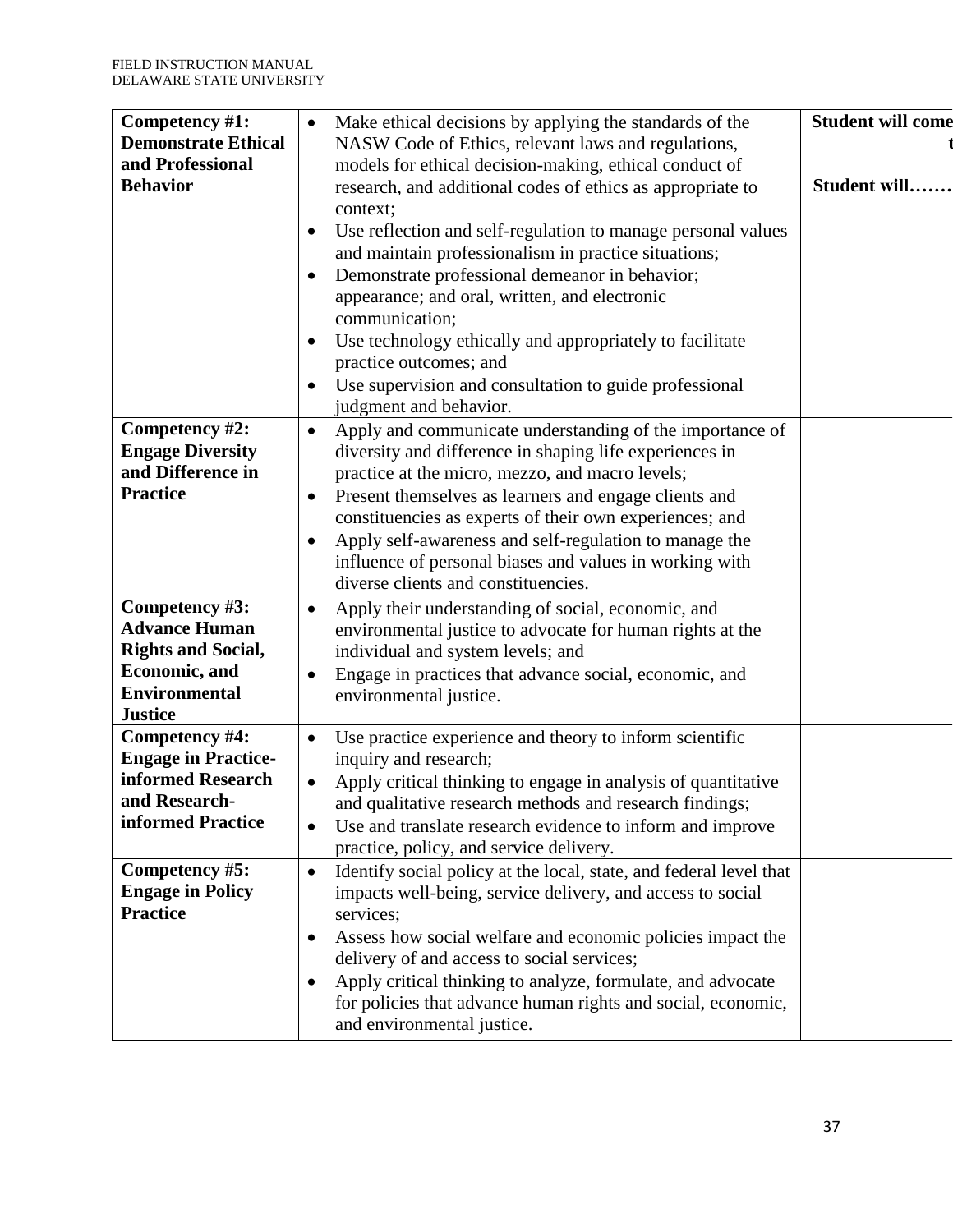| | | |
|---|---|---|
| **Competency #1: Demonstrate Ethical and Professional Behavior** | • Make ethical decisions by applying the standards of the NASW Code of Ethics, relevant laws and regulations, models for ethical decision-making, ethical conduct of research, and additional codes of ethics as appropriate to context;<br>• Use reflection and self-regulation to manage personal values and maintain professionalism in practice situations;<br>• Demonstrate professional demeanor in behavior; appearance; and oral, written, and electronic communication;<br>• Use technology ethically and appropriately to facilitate practice outcomes; and<br>• Use supervision and consultation to guide professional judgment and behavior. | **Student will come t**<br><br>**Student will……** |
| **Competency #2: Engage Diversity and Difference in Practice** | • Apply and communicate understanding of the importance of diversity and difference in shaping life experiences in practice at the micro, mezzo, and macro levels;<br>• Present themselves as learners and engage clients and constituencies as experts of their own experiences; and<br>• Apply self-awareness and self-regulation to manage the influence of personal biases and values in working with diverse clients and constituencies. | |
| **Competency #3: Advance Human Rights and Social, Economic, and Environmental Justice** | • Apply their understanding of social, economic, and environmental justice to advocate for human rights at the individual and system levels; and<br>• Engage in practices that advance social, economic, and environmental justice. | |
| **Competency #4: Engage in Practice-informed Research and Research-informed Practice** | • Use practice experience and theory to inform scientific inquiry and research;<br>• Apply critical thinking to engage in analysis of quantitative and qualitative research methods and research findings;<br>• Use and translate research evidence to inform and improve practice, policy, and service delivery. | |
| **Competency #5: Engage in Policy Practice** | • Identify social policy at the local, state, and federal level that impacts well-being, service delivery, and access to social services;<br>• Assess how social welfare and economic policies impact the delivery of and access to social services;<br>• Apply critical thinking to analyze, formulate, and advocate for policies that advance human rights and social, economic, and environmental justice. | |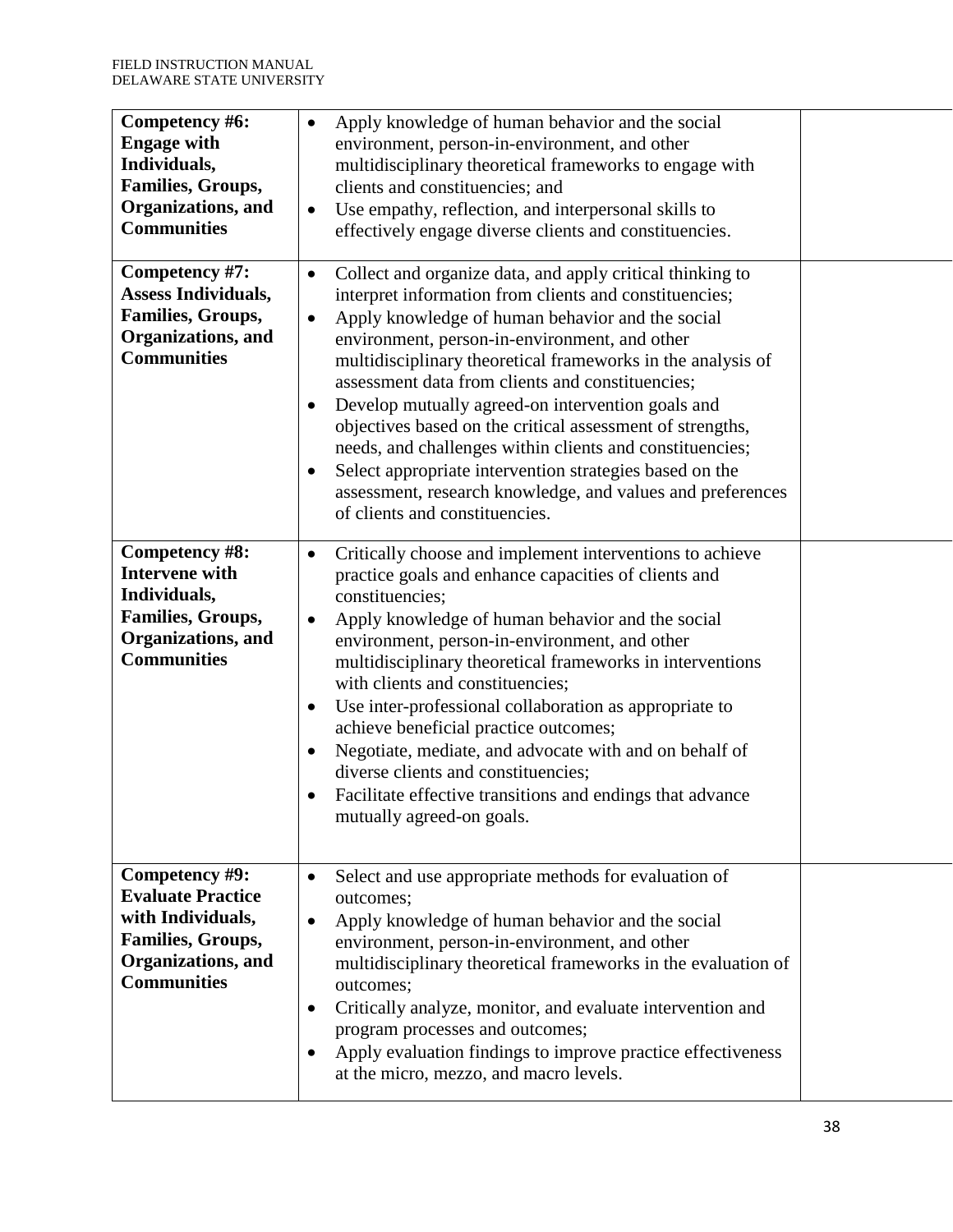| | | |
|---|---|---|
| **Competency #6: Engage with Individuals, Families, Groups, Organizations, and Communities** | • Apply knowledge of human behavior and the social environment, person-in-environment, and other multidisciplinary theoretical frameworks to engage with clients and constituencies; and<br>• Use empathy, reflection, and interpersonal skills to effectively engage diverse clients and constituencies. | |
| **Competency #7: Assess Individuals, Families, Groups, Organizations, and Communities** | • Collect and organize data, and apply critical thinking to interpret information from clients and constituencies;<br>• Apply knowledge of human behavior and the social environment, person-in-environment, and other multidisciplinary theoretical frameworks in the analysis of assessment data from clients and constituencies;<br>• Develop mutually agreed-on intervention goals and objectives based on the critical assessment of strengths, needs, and challenges within clients and constituencies;<br>• Select appropriate intervention strategies based on the assessment, research knowledge, and values and preferences of clients and constituencies. | |
| **Competency #8: Intervene with Individuals, Families, Groups, Organizations, and Communities** | • Critically choose and implement interventions to achieve practice goals and enhance capacities of clients and constituencies;<br>• Apply knowledge of human behavior and the social environment, person-in-environment, and other multidisciplinary theoretical frameworks in interventions with clients and constituencies;<br>• Use inter-professional collaboration as appropriate to achieve beneficial practice outcomes;<br>• Negotiate, mediate, and advocate with and on behalf of diverse clients and constituencies;<br>• Facilitate effective transitions and endings that advance mutually agreed-on goals. | |
| **Competency #9: Evaluate Practice with Individuals, Families, Groups, Organizations, and Communities** | • Select and use appropriate methods for evaluation of outcomes;<br>• Apply knowledge of human behavior and the social environment, person-in-environment, and other multidisciplinary theoretical frameworks in the evaluation of outcomes;<br>• Critically analyze, monitor, and evaluate intervention and program processes and outcomes;<br>• Apply evaluation findings to improve practice effectiveness at the micro, mezzo, and macro levels. | |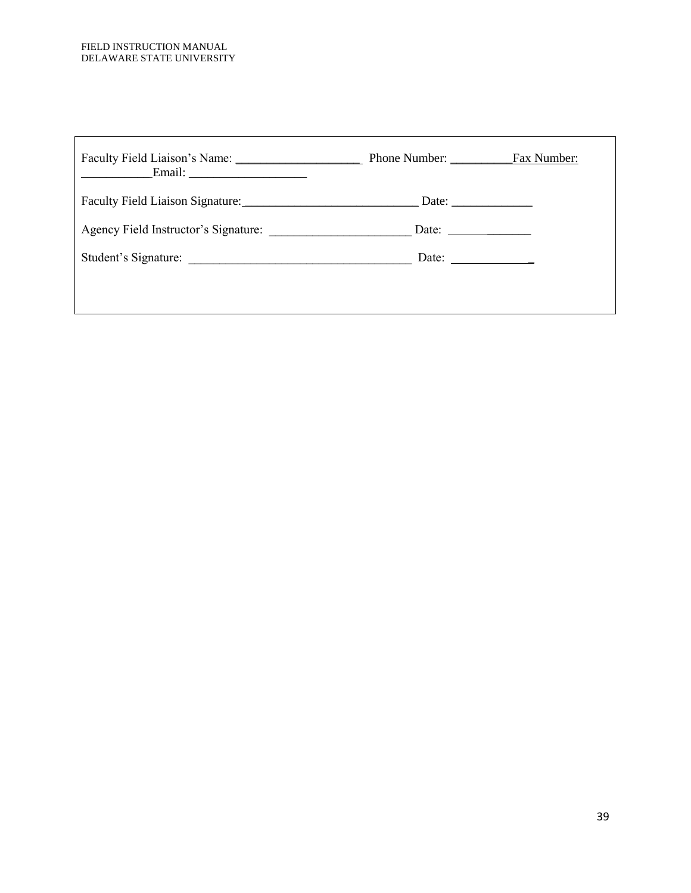Faculty Field Liaison's Name: ____________________ Phone Number: __________Fax Number: ___________Email: ___________________

Faculty Field Liaison Signature:____________________________ Date: _____________

Agency Field Instructor's Signature: ______________________ Date: ______________

Student's Signature: ___________________________________ Date: _____________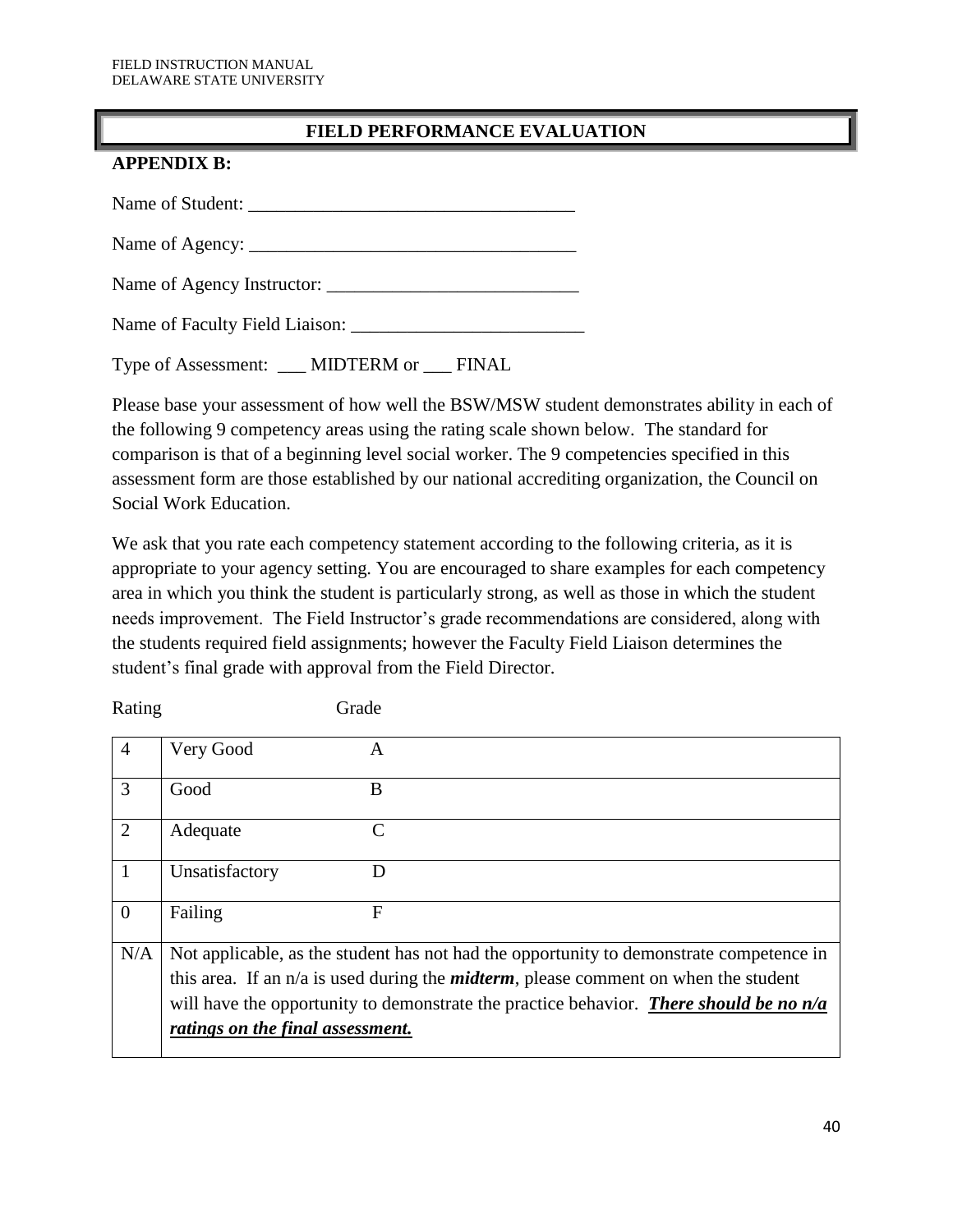# FIELD PERFORMANCE EVALUATION

**APPENDIX B:**

Name of Student: ___________________________________

Name of Agency: ___________________________________

Name of Agency Instructor: ___________________________

Name of Faculty Field Liaison: _________________________

Type of Assessment: ___ MIDTERM or ___ FINAL

Please base your assessment of how well the BSW/MSW student demonstrates ability in each of the following 9 competency areas using the rating scale shown below. The standard for comparison is that of a beginning level social worker. The 9 competencies specified in this assessment form are those established by our national accrediting organization, the Council on Social Work Education.

We ask that you rate each competency statement according to the following criteria, as it is appropriate to your agency setting. You are encouraged to share examples for each competency area in which you think the student is particularly strong, as well as those in which the student needs improvement. The Field Instructor's grade recommendations are considered, along with the students required field assignments; however the Faculty Field Liaison determines the student's final grade with approval from the Field Director.

| Rating | | Grade |
|---|---|---|
| 4 | Very Good | A |
| 3 | Good | B |
| 2 | Adequate | C |
| 1 | Unsatisfactory | D |
| 0 | Failing | F |
| N/A | Not applicable, as the student has not had the opportunity to demonstrate competence in this area. If an n/a is used during the ***midterm***, please comment on when the student will have the opportunity to demonstrate the practice behavior. ***<u>There should be no n/a ratings on the final assessment.</u>*** | |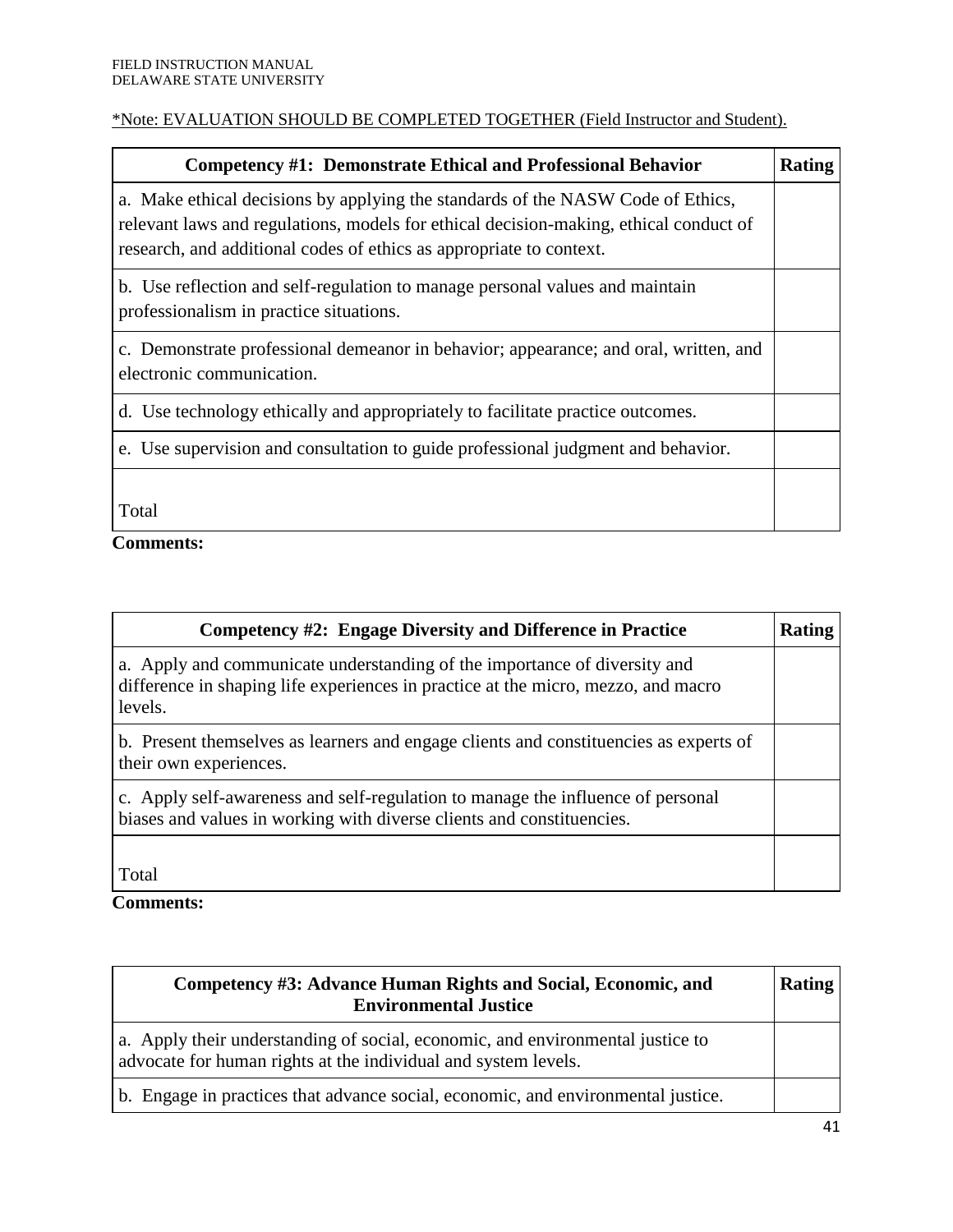<u>*Note: EVALUATION SHOULD BE COMPLETED TOGETHER (Field Instructor and Student).</u>

| Competency #1: Demonstrate Ethical and Professional Behavior | Rating |
|---|---|
| a. Make ethical decisions by applying the standards of the NASW Code of Ethics, relevant laws and regulations, models for ethical decision-making, ethical conduct of research, and additional codes of ethics as appropriate to context. | |
| b. Use reflection and self-regulation to manage personal values and maintain professionalism in practice situations. | |
| c. Demonstrate professional demeanor in behavior; appearance; and oral, written, and electronic communication. | |
| d. Use technology ethically and appropriately to facilitate practice outcomes. | |
| e. Use supervision and consultation to guide professional judgment and behavior. | |
| Total | |

**Comments:**

| Competency #2: Engage Diversity and Difference in Practice | Rating |
|---|---|
| a. Apply and communicate understanding of the importance of diversity and difference in shaping life experiences in practice at the micro, mezzo, and macro levels. | |
| b. Present themselves as learners and engage clients and constituencies as experts of their own experiences. | |
| c. Apply self-awareness and self-regulation to manage the influence of personal biases and values in working with diverse clients and constituencies. | |
| Total | |

**Comments:**

| Competency #3: Advance Human Rights and Social, Economic, and Environmental Justice | Rating |
|---|---|
| a. Apply their understanding of social, economic, and environmental justice to advocate for human rights at the individual and system levels. | |
| b. Engage in practices that advance social, economic, and environmental justice. | |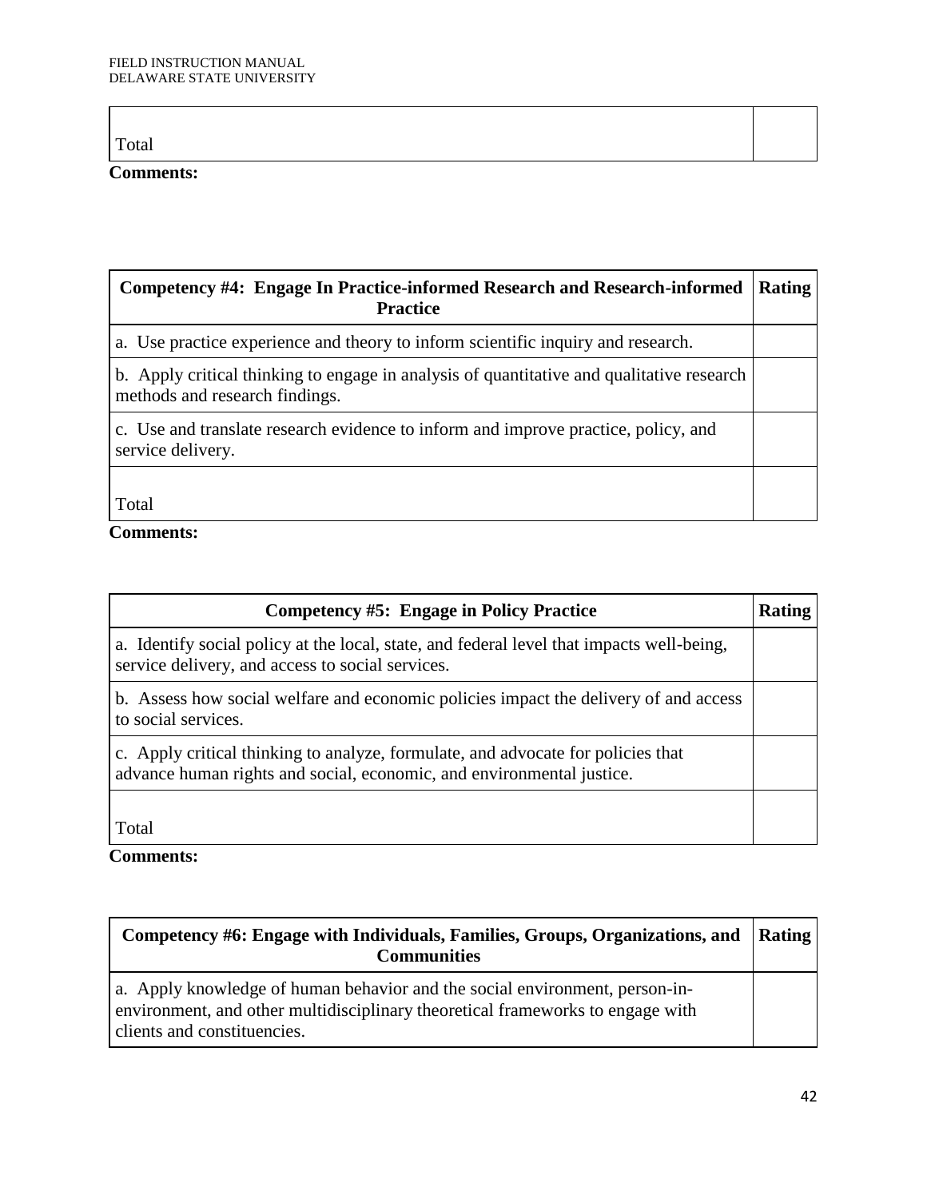| | |
|---|---|
| Total | |

**Comments:**

| Competency #4: Engage In Practice-informed Research and Research-informed Practice | Rating |
|---|---|
| a. Use practice experience and theory to inform scientific inquiry and research. | |
| b. Apply critical thinking to engage in analysis of quantitative and qualitative research methods and research findings. | |
| c. Use and translate research evidence to inform and improve practice, policy, and service delivery. | |
| Total | |

**Comments:**

| Competency #5: Engage in Policy Practice | Rating |
|---|---|
| a. Identify social policy at the local, state, and federal level that impacts well-being, service delivery, and access to social services. | |
| b. Assess how social welfare and economic policies impact the delivery of and access to social services. | |
| c. Apply critical thinking to analyze, formulate, and advocate for policies that advance human rights and social, economic, and environmental justice. | |
| Total | |

**Comments:**

| Competency #6: Engage with Individuals, Families, Groups, Organizations, and Communities | Rating |
|---|---|
| a. Apply knowledge of human behavior and the social environment, person-in-environment, and other multidisciplinary theoretical frameworks to engage with clients and constituencies. | |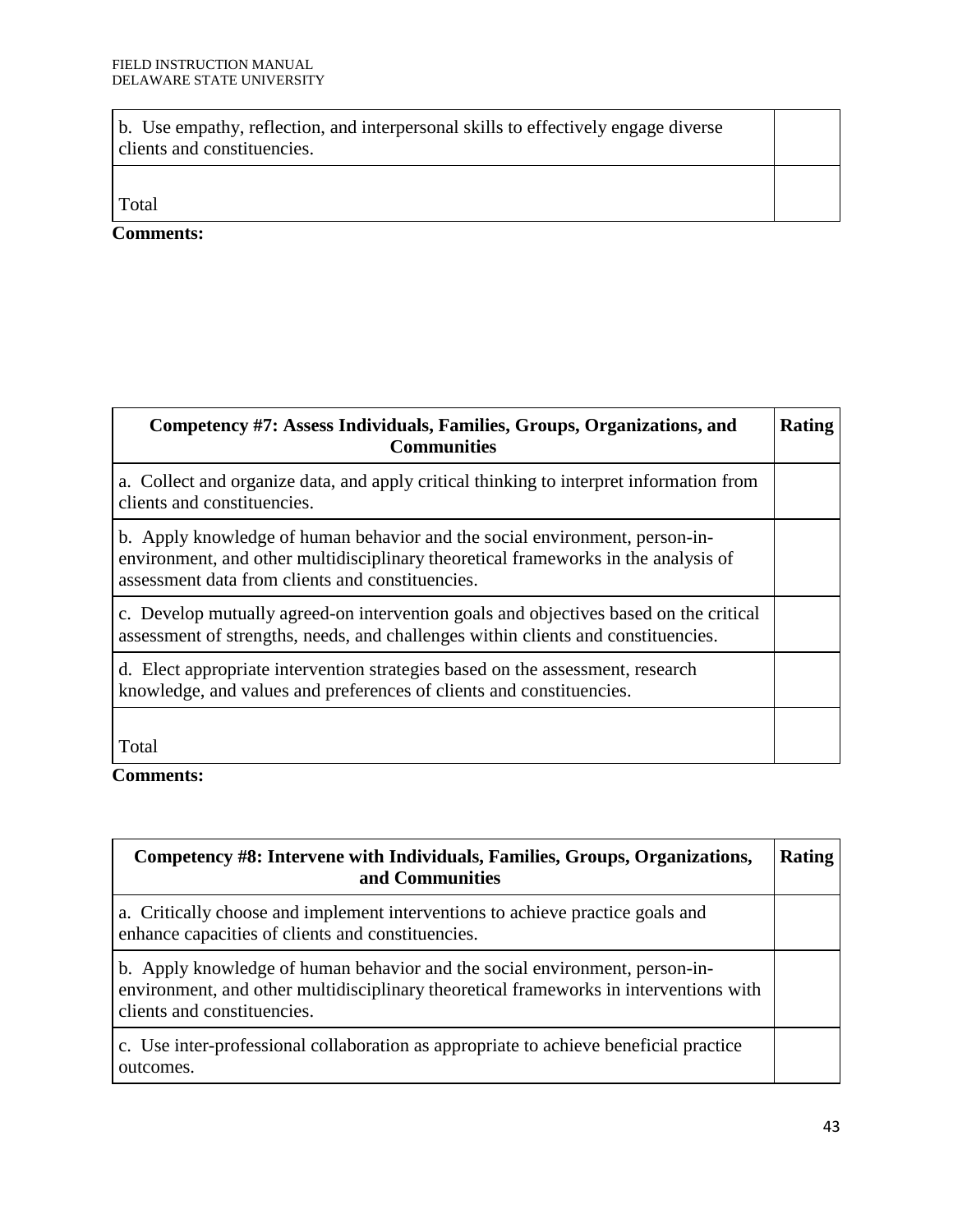| | |
|---|---|
| b. Use empathy, reflection, and interpersonal skills to effectively engage diverse clients and constituencies. | |
| Total | |

**Comments:**

| Competency #7: Assess Individuals, Families, Groups, Organizations, and Communities | Rating |
|---|---|
| a. Collect and organize data, and apply critical thinking to interpret information from clients and constituencies. | |
| b. Apply knowledge of human behavior and the social environment, person-in-environment, and other multidisciplinary theoretical frameworks in the analysis of assessment data from clients and constituencies. | |
| c. Develop mutually agreed-on intervention goals and objectives based on the critical assessment of strengths, needs, and challenges within clients and constituencies. | |
| d. Elect appropriate intervention strategies based on the assessment, research knowledge, and values and preferences of clients and constituencies. | |
| Total | |

**Comments:**

| Competency #8: Intervene with Individuals, Families, Groups, Organizations, and Communities | Rating |
|---|---|
| a. Critically choose and implement interventions to achieve practice goals and enhance capacities of clients and constituencies. | |
| b. Apply knowledge of human behavior and the social environment, person-in-environment, and other multidisciplinary theoretical frameworks in interventions with clients and constituencies. | |
| c. Use inter-professional collaboration as appropriate to achieve beneficial practice outcomes. | |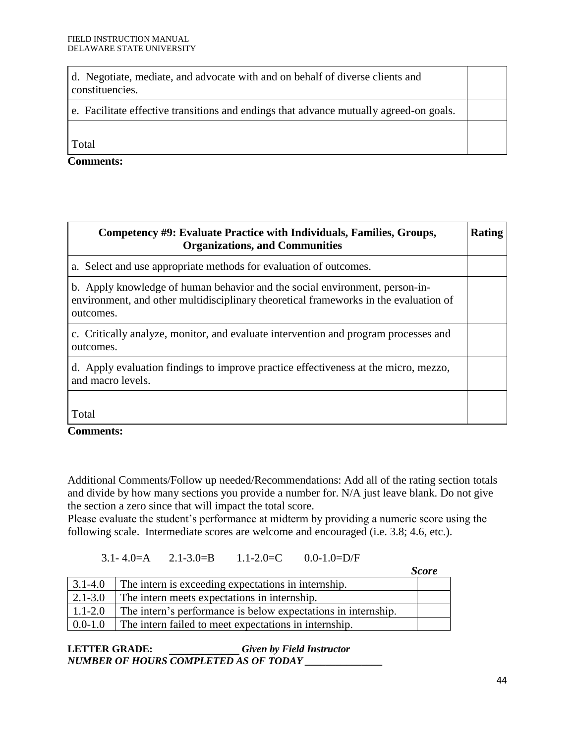| | |
|---|---|
| d. Negotiate, mediate, and advocate with and on behalf of diverse clients and constituencies. | |
| e. Facilitate effective transitions and endings that advance mutually agreed-on goals. | |
| Total | |

**Comments:**

| Competency #9: Evaluate Practice with Individuals, Families, Groups, Organizations, and Communities | Rating |
|---|---|
| a. Select and use appropriate methods for evaluation of outcomes. | |
| b. Apply knowledge of human behavior and the social environment, person-in-environment, and other multidisciplinary theoretical frameworks in the evaluation of outcomes. | |
| c. Critically analyze, monitor, and evaluate intervention and program processes and outcomes. | |
| d. Apply evaluation findings to improve practice effectiveness at the micro, mezzo, and macro levels. | |
| Total | |

**Comments:**

Additional Comments/Follow up needed/Recommendations: Add all of the rating section totals and divide by how many sections you provide a number for. N/A just leave blank. Do not give the section a zero since that will impact the total score.

Please evaluate the student's performance at midterm by providing a numeric score using the following scale. Intermediate scores are welcome and encouraged (i.e. 3.8; 4.6, etc.).

3.1- 4.0=A 2.1-3.0=B 1.1-2.0=C 0.0-1.0=D/F

| | | *Score* |
|---|---|---|
| 3.1-4.0 | The intern is exceeding expectations in internship. | |
| 2.1-3.0 | The intern meets expectations in internship. | |
| 1.1-2.0 | The intern's performance is below expectations in internship. | |
| 0.0-1.0 | The intern failed to meet expectations in internship. | |

**LETTER GRADE:** ______________ ***Given by Field Instructor***

***NUMBER OF HOURS COMPLETED AS OF TODAY _______________***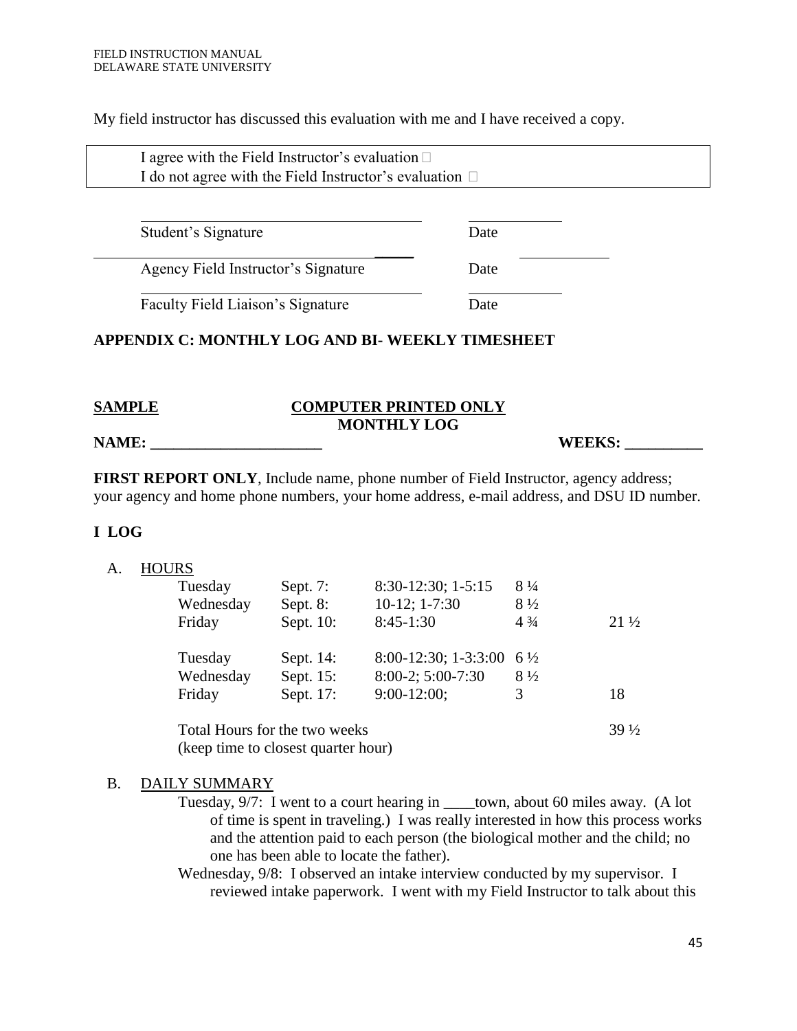My field instructor has discussed this evaluation with me and I have received a copy.

I agree with the Field Instructor's evaluation ☐
I do not agree with the Field Instructor's evaluation ☐

| | |
|---|---|
| _______________________________ | __________ |
| Student's Signature | Date |
| _______________________________ | __________ |
| Agency Field Instructor's Signature | Date |
| _______________________________ | __________ |
| Faculty Field Liaison's Signature | Date |

## APPENDIX C: MONTHLY LOG AND BI- WEEKLY TIMESHEET

**SAMPLE** **COMPUTER PRINTED ONLY**
**MONTHLY LOG**

**NAME: ______________________** **WEEKS: __________**

**FIRST REPORT ONLY**, Include name, phone number of Field Instructor, agency address; your agency and home phone numbers, your home address, e-mail address, and DSU ID number.

### I LOG

A. HOURS

| | | | | |
|---|---|---|---|---|
| Tuesday | Sept. 7: | 8:30-12:30; 1-5:15 | 8 ¼ | |
| Wednesday | Sept. 8: | 10-12; 1-7:30 | 8 ½ | |
| Friday | Sept. 10: | 8:45-1:30 | 4 ¾ | 21 ½ |
| Tuesday | Sept. 14: | 8:00-12:30; 1-3:3:00 | 6 ½ | |
| Wednesday | Sept. 15: | 8:00-2; 5:00-7:30 | 8 ½ | |
| Friday | Sept. 17: | 9:00-12:00; | 3 | 18 |
| Total Hours for the two weeks (keep time to closest quarter hour) | | | | 39 ½ |

B. DAILY SUMMARY

Tuesday, 9/7: I went to a court hearing in ____town, about 60 miles away. (A lot of time is spent in traveling.) I was really interested in how this process works and the attention paid to each person (the biological mother and the child; no one has been able to locate the father).

Wednesday, 9/8: I observed an intake interview conducted by my supervisor. I reviewed intake paperwork. I went with my Field Instructor to talk about this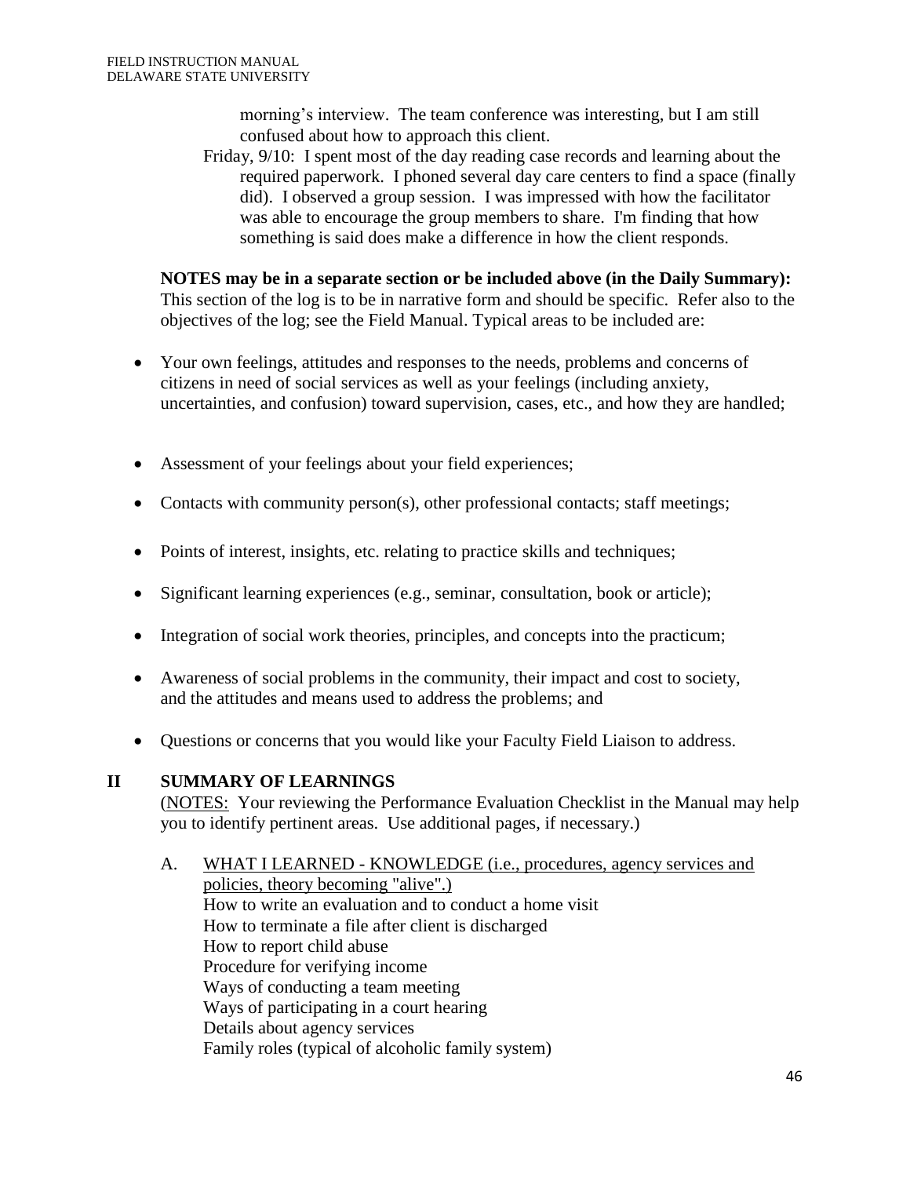morning's interview. The team conference was interesting, but I am still confused about how to approach this client.

Friday, 9/10: I spent most of the day reading case records and learning about the required paperwork. I phoned several day care centers to find a space (finally did). I observed a group session. I was impressed with how the facilitator was able to encourage the group members to share. I'm finding that how something is said does make a difference in how the client responds.

**NOTES may be in a separate section or be included above (in the Daily Summary):** This section of the log is to be in narrative form and should be specific. Refer also to the objectives of the log; see the Field Manual. Typical areas to be included are:

- Your own feelings, attitudes and responses to the needs, problems and concerns of citizens in need of social services as well as your feelings (including anxiety, uncertainties, and confusion) toward supervision, cases, etc., and how they are handled;
- Assessment of your feelings about your field experiences;
- Contacts with community person(s), other professional contacts; staff meetings;
- Points of interest, insights, etc. relating to practice skills and techniques;
- Significant learning experiences (e.g., seminar, consultation, book or article);
- Integration of social work theories, principles, and concepts into the practicum;
- Awareness of social problems in the community, their impact and cost to society, and the attitudes and means used to address the problems; and
- Questions or concerns that you would like your Faculty Field Liaison to address.

## II SUMMARY OF LEARNINGS

(NOTES: Your reviewing the Performance Evaluation Checklist in the Manual may help you to identify pertinent areas. Use additional pages, if necessary.)

A. WHAT I LEARNED - KNOWLEDGE (i.e., procedures, agency services and policies, theory becoming "alive".)

How to write an evaluation and to conduct a home visit
How to terminate a file after client is discharged
How to report child abuse
Procedure for verifying income
Ways of conducting a team meeting
Ways of participating in a court hearing
Details about agency services
Family roles (typical of alcoholic family system)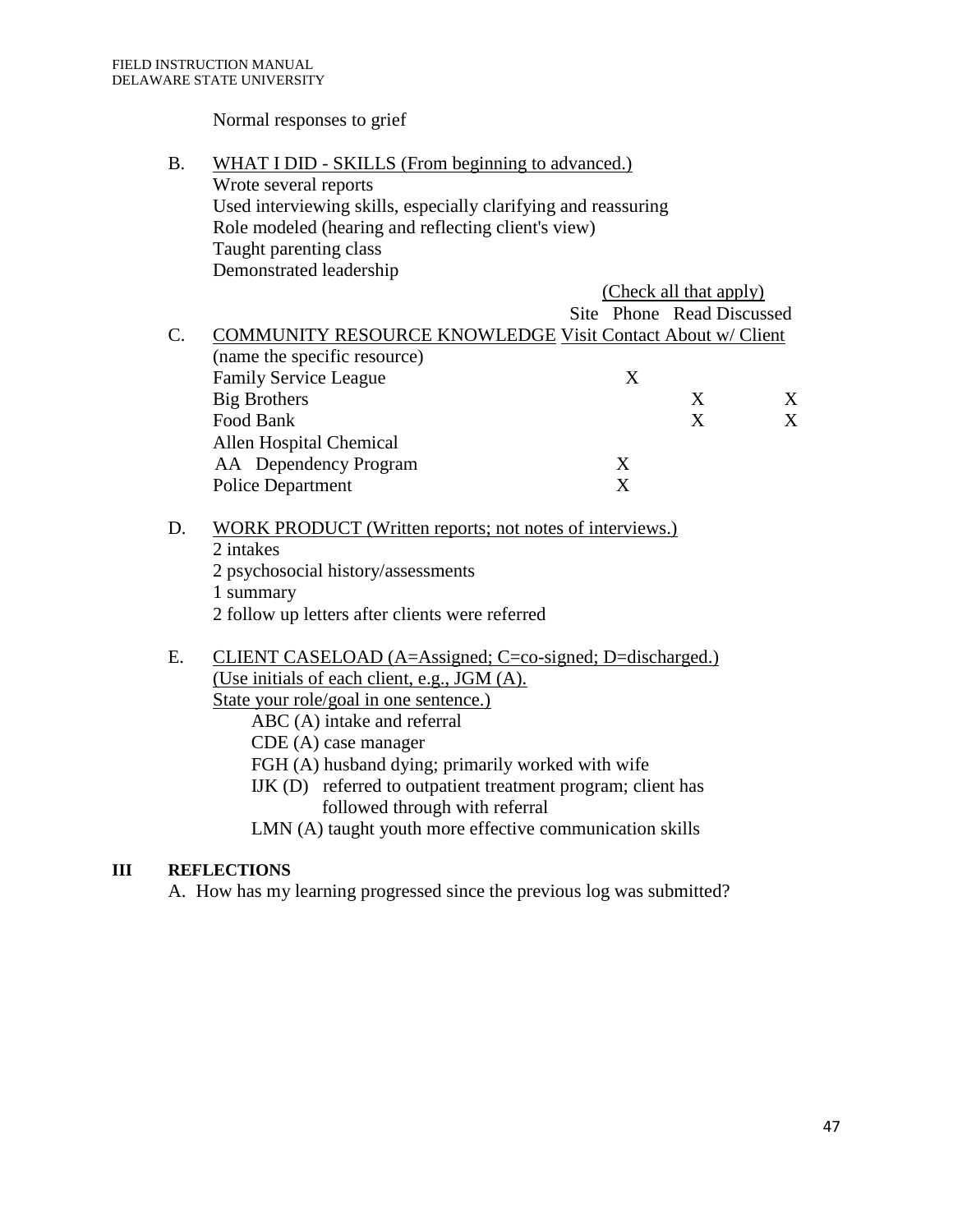Normal responses to grief

B. WHAT I DID - SKILLS (From beginning to advanced.)

Wrote several reports
Used interviewing skills, especially clarifying and reassuring
Role modeled (hearing and reflecting client's view)
Taught parenting class
Demonstrated leadership

C. COMMUNITY RESOURCE KNOWLEDGE

(Check all that apply)

| (name the specific resource) | Site Visit | Phone Contact | Read About | Discussed w/ Client |
|---|---|---|---|---|
| Family Service League | | X | | |
| Big Brothers | | | X | X |
| Food Bank | | | X | X |
| Allen Hospital Chemical | | | | |
| AA Dependency Program | | X | | |
| Police Department | | X | | |

D. WORK PRODUCT (Written reports; not notes of interviews.)

2 intakes
2 psychosocial history/assessments
1 summary
2 follow up letters after clients were referred

E. CLIENT CASELOAD (A=Assigned; C=co-signed; D=discharged.)
(Use initials of each client, e.g., JGM (A).
State your role/goal in one sentence.)

ABC (A) intake and referral
CDE (A) case manager
FGH (A) husband dying; primarily worked with wife
IJK (D) referred to outpatient treatment program; client has followed through with referral
LMN (A) taught youth more effective communication skills

**III REFLECTIONS**

A. How has my learning progressed since the previous log was submitted?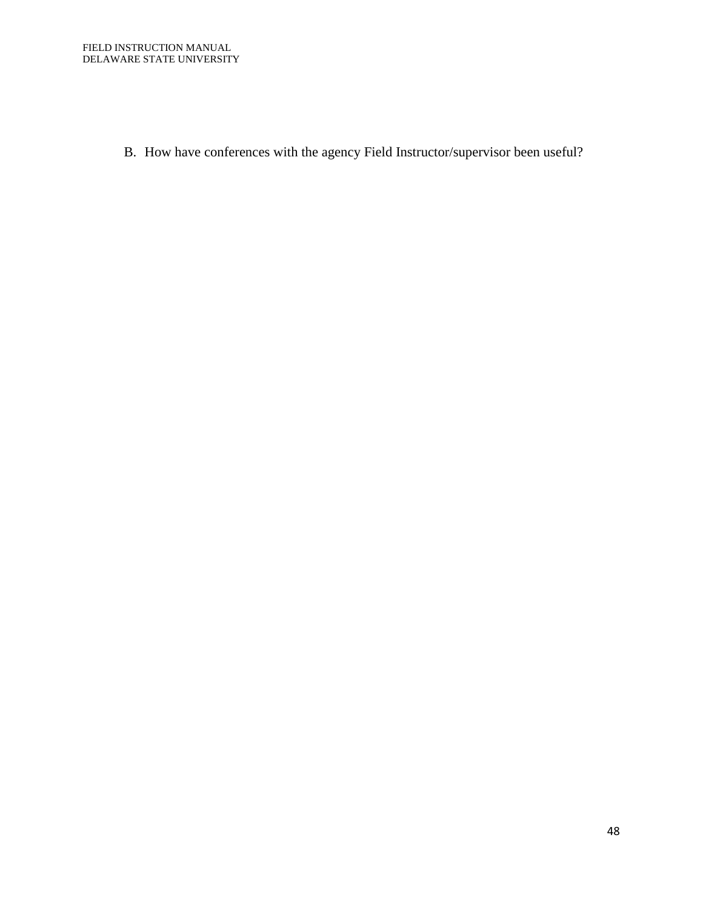B. How have conferences with the agency Field Instructor/supervisor been useful?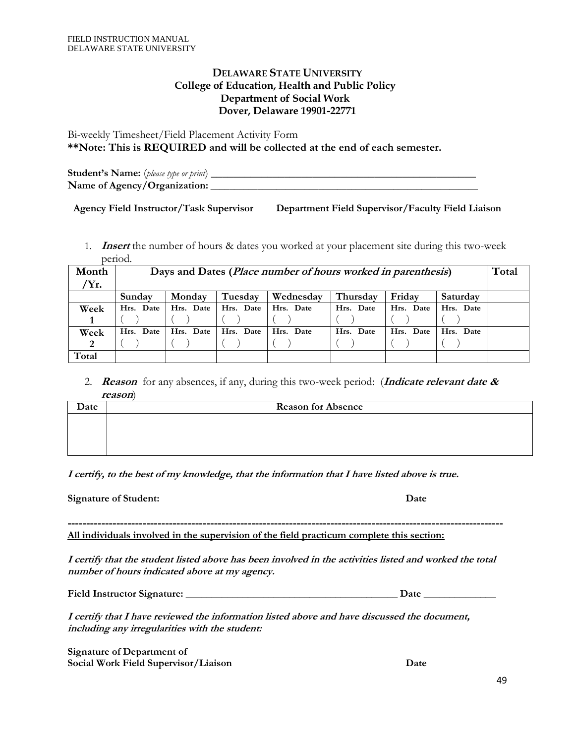**Delaware State University**
**College of Education, Health and Public Policy**
**Department of Social Work**
**Dover, Delaware 19901-22771**

Bi-weekly Timesheet/Field Placement Activity Form
**\*\*Note: This is REQUIRED and will be collected at the end of each semester.**

**Student's Name:** (*please type or print*) ______________________________________________________
**Name of Agency/Organization:** ______________________________________________________

**Agency Field Instructor/Task Supervisor** **Department Field Supervisor/Faculty Field Liaison**

1. ***Insert*** the number of hours & dates you worked at your placement site during this two-week period.

| Month /Yr. | Days and Dates (*Place number of hours worked in parenthesis*) | | | | | | | Total |
|---|---|---|---|---|---|---|---|---|
| | Sunday | Monday | Tuesday | Wednesday | Thursday | Friday | Saturday | |
| Week 1 | Hrs. Date ( ) | Hrs. Date ( ) | Hrs. Date ( ) | Hrs. Date ( ) | Hrs. Date ( ) | Hrs. Date ( ) | Hrs. Date ( ) | |
| Week 2 | Hrs. Date ( ) | Hrs. Date ( ) | Hrs. Date ( ) | Hrs. Date ( ) | Hrs. Date ( ) | Hrs. Date ( ) | Hrs. Date ( ) | |
| Total | | | | | | | | |

2. ***Reason*** for any absences, if any, during this two-week period: (***Indicate relevant date & reason***)

| Date | Reason for Absence |
|---|---|
| | |

***I certify, to the best of my knowledge, that the information that I have listed above is true.***

**Signature of Student:** **Date**

---

**All individuals involved in the supervision of the field practicum complete this section:**

***I certify that the student listed above has been involved in the activities listed and worked the total number of hours indicated above at my agency.***

**Field Instructor Signature:** ________________________________________ **Date** _____________

***I certify that I have reviewed the information listed above and have discussed the document, including any irregularities with the student:***

**Signature of Department of**
**Social Work Field Supervisor/Liaison** **Date**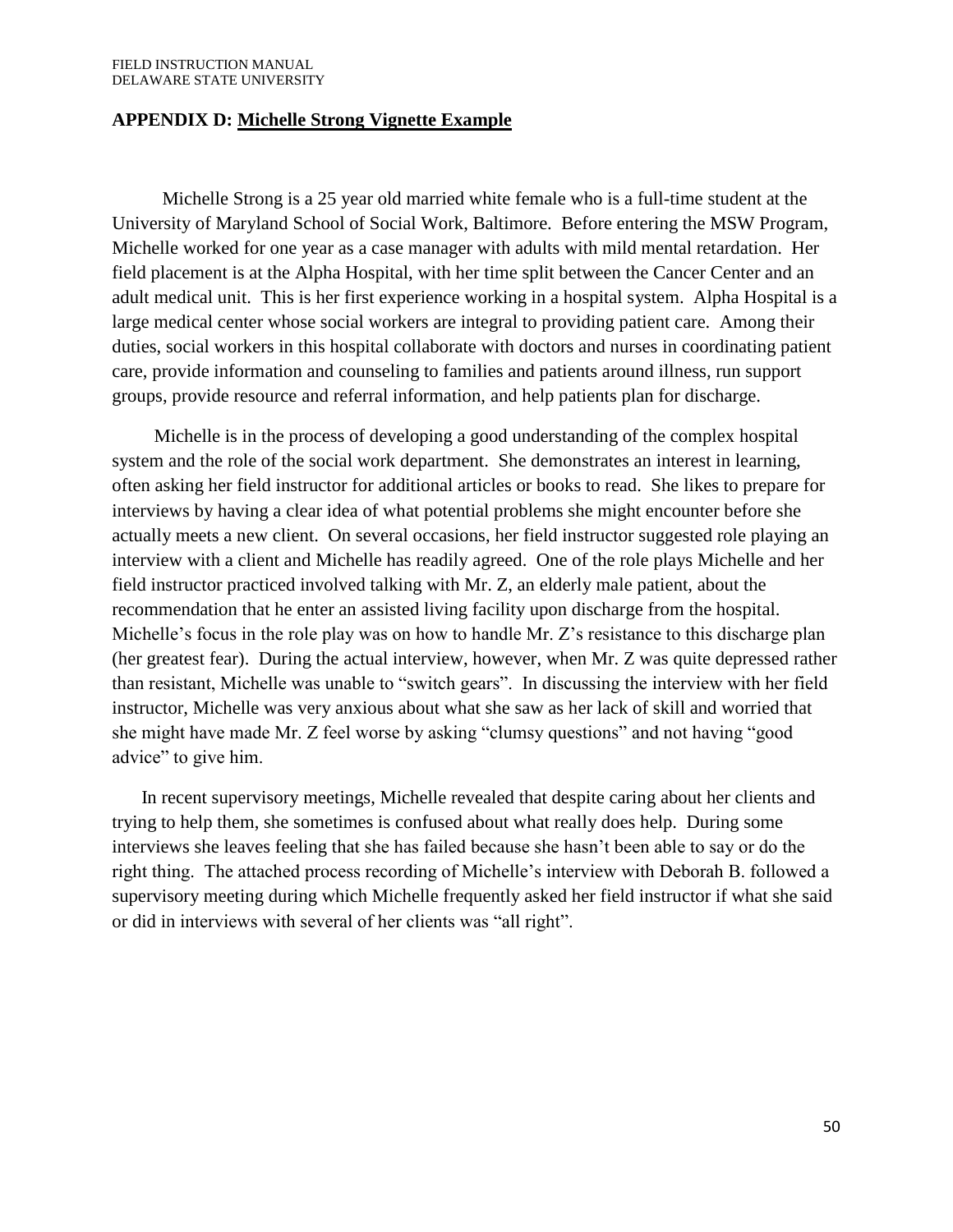## APPENDIX D: Michelle Strong Vignette Example

Michelle Strong is a 25 year old married white female who is a full-time student at the University of Maryland School of Social Work, Baltimore. Before entering the MSW Program, Michelle worked for one year as a case manager with adults with mild mental retardation. Her field placement is at the Alpha Hospital, with her time split between the Cancer Center and an adult medical unit. This is her first experience working in a hospital system. Alpha Hospital is a large medical center whose social workers are integral to providing patient care. Among their duties, social workers in this hospital collaborate with doctors and nurses in coordinating patient care, provide information and counseling to families and patients around illness, run support groups, provide resource and referral information, and help patients plan for discharge.

Michelle is in the process of developing a good understanding of the complex hospital system and the role of the social work department. She demonstrates an interest in learning, often asking her field instructor for additional articles or books to read. She likes to prepare for interviews by having a clear idea of what potential problems she might encounter before she actually meets a new client. On several occasions, her field instructor suggested role playing an interview with a client and Michelle has readily agreed. One of the role plays Michelle and her field instructor practiced involved talking with Mr. Z, an elderly male patient, about the recommendation that he enter an assisted living facility upon discharge from the hospital. Michelle's focus in the role play was on how to handle Mr. Z's resistance to this discharge plan (her greatest fear). During the actual interview, however, when Mr. Z was quite depressed rather than resistant, Michelle was unable to "switch gears". In discussing the interview with her field instructor, Michelle was very anxious about what she saw as her lack of skill and worried that she might have made Mr. Z feel worse by asking "clumsy questions" and not having "good advice" to give him.

In recent supervisory meetings, Michelle revealed that despite caring about her clients and trying to help them, she sometimes is confused about what really does help. During some interviews she leaves feeling that she has failed because she hasn't been able to say or do the right thing. The attached process recording of Michelle's interview with Deborah B. followed a supervisory meeting during which Michelle frequently asked her field instructor if what she said or did in interviews with several of her clients was "all right".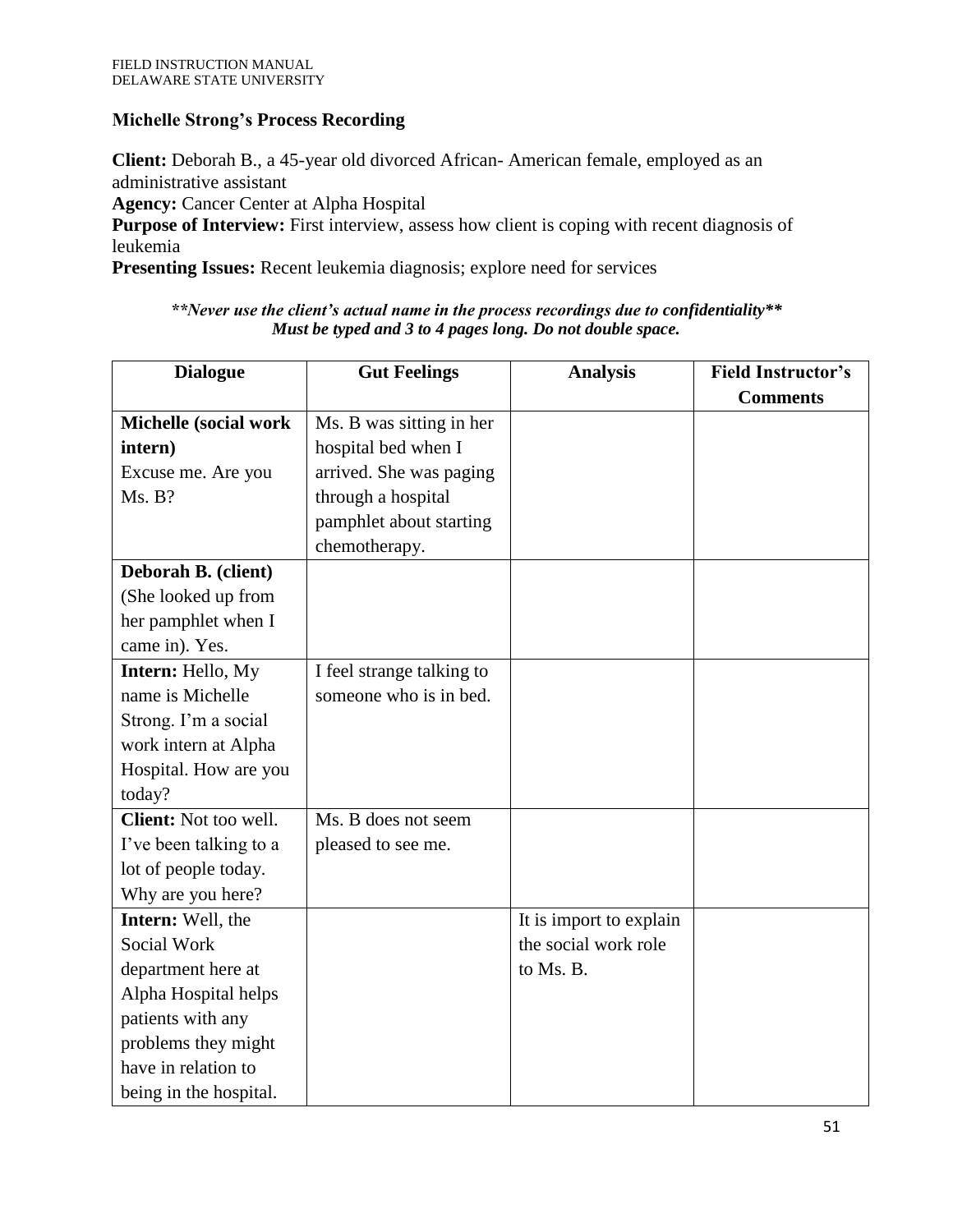### Michelle Strong's Process Recording

**Client:** Deborah B., a 45-year old divorced African- American female, employed as an administrative assistant
**Agency:** Cancer Center at Alpha Hospital
**Purpose of Interview:** First interview, assess how client is coping with recent diagnosis of leukemia
**Presenting Issues:** Recent leukemia diagnosis; explore need for services

***\*\*Never use the client's actual name in the process recordings due to confidentiality\*\**** 
***Must be typed and 3 to 4 pages long. Do not double space.***

| Dialogue | Gut Feelings | Analysis | Field Instructor's Comments |
|---|---|---|---|
| **Michelle (social work intern)** Excuse me. Are you Ms. B? | Ms. B was sitting in her hospital bed when I arrived. She was paging through a hospital pamphlet about starting chemotherapy. | | |
| **Deborah B. (client)** (She looked up from her pamphlet when I came in). Yes. | | | |
| **Intern:** Hello, My name is Michelle Strong. I'm a social work intern at Alpha Hospital. How are you today? | I feel strange talking to someone who is in bed. | | |
| **Client:** Not too well. I've been talking to a lot of people today. Why are you here? | Ms. B does not seem pleased to see me. | | |
| **Intern:** Well, the Social Work department here at Alpha Hospital helps patients with any problems they might have in relation to being in the hospital. | | It is import to explain the social work role to Ms. B. | |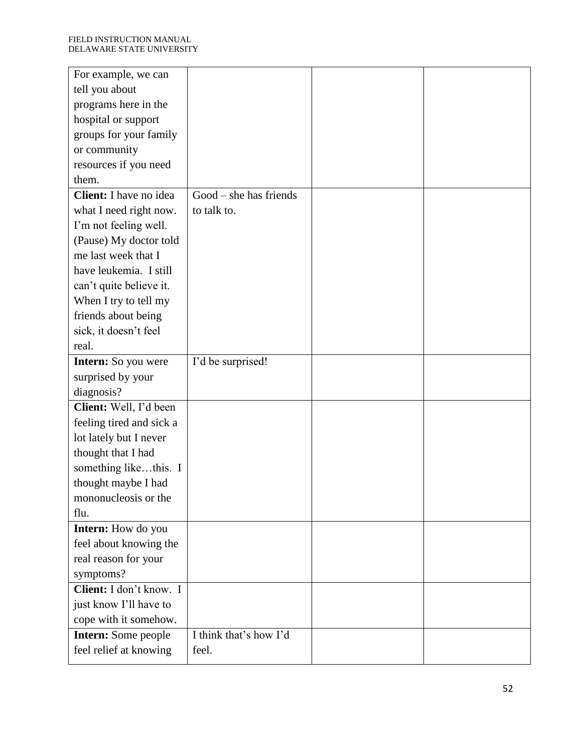| | | | |
|---|---|---|---|
| For example, we can tell you about programs here in the hospital or support groups for your family or community resources if you need them. | | | |
| **Client:** I have no idea what I need right now. I'm not feeling well. (Pause) My doctor told me last week that I have leukemia. I still can't quite believe it. When I try to tell my friends about being sick, it doesn't feel real. | Good – she has friends to talk to. | | |
| **Intern:** So you were surprised by your diagnosis? | I'd be surprised! | | |
| **Client:** Well, I'd been feeling tired and sick a lot lately but I never thought that I had something like…this. I thought maybe I had mononucleosis or the flu. | | | |
| **Intern:** How do you feel about knowing the real reason for your symptoms? | | | |
| **Client:** I don't know. I just know I'll have to cope with it somehow. | | | |
| **Intern:** Some people feel relief at knowing | I think that's how I'd feel. | | |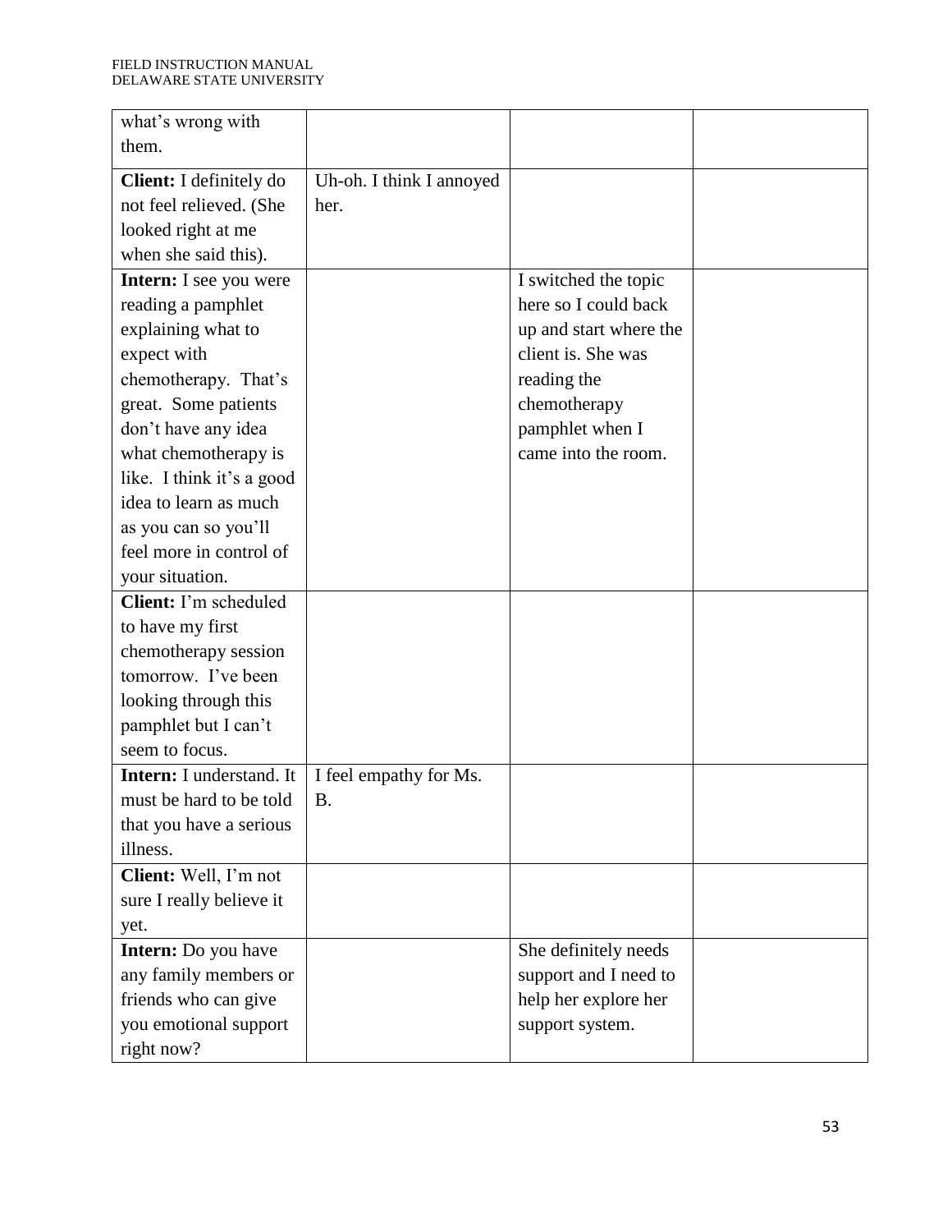| | | | |
|---|---|---|---|
| what's wrong with them. | | | |
| **Client:** I definitely do not feel relieved. (She looked right at me when she said this). | Uh-oh. I think I annoyed her. | | |
| **Intern:** I see you were reading a pamphlet explaining what to expect with chemotherapy. That's great. Some patients don't have any idea what chemotherapy is like. I think it's a good idea to learn as much as you can so you'll feel more in control of your situation. | | I switched the topic here so I could back up and start where the client is. She was reading the chemotherapy pamphlet when I came into the room. | |
| **Client:** I'm scheduled to have my first chemotherapy session tomorrow. I've been looking through this pamphlet but I can't seem to focus. | | | |
| **Intern:** I understand. It must be hard to be told that you have a serious illness. | I feel empathy for Ms. B. | | |
| **Client:** Well, I'm not sure I really believe it yet. | | | |
| **Intern:** Do you have any family members or friends who can give you emotional support right now? | | She definitely needs support and I need to help her explore her support system. | |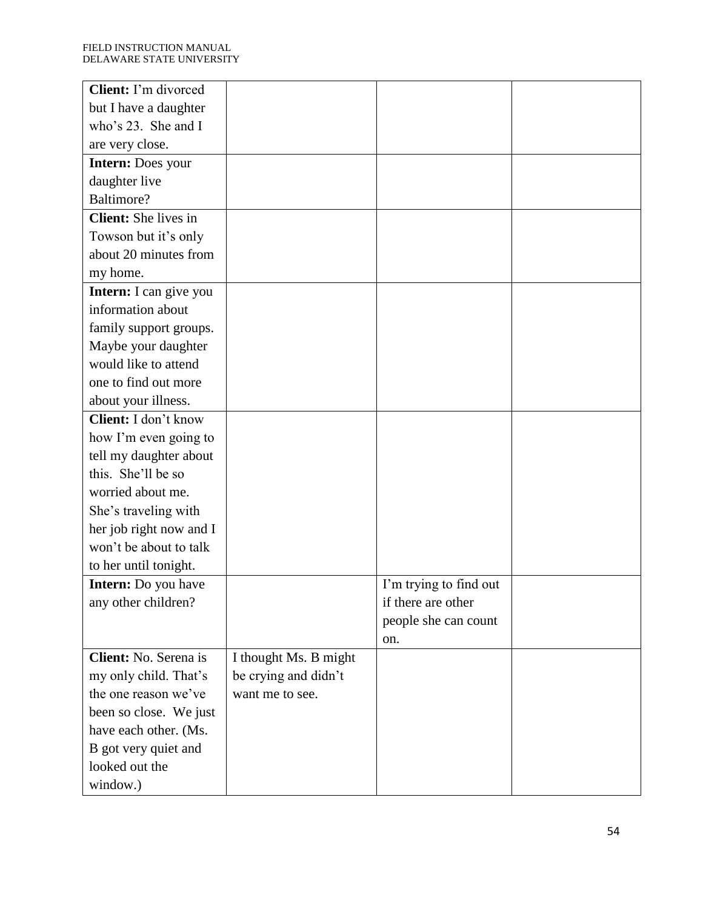| | | | |
|---|---|---|---|
| **Client:** I'm divorced but I have a daughter who's 23. She and I are very close. | | | |
| **Intern:** Does your daughter live Baltimore? | | | |
| **Client:** She lives in Towson but it's only about 20 minutes from my home. | | | |
| **Intern:** I can give you information about family support groups. Maybe your daughter would like to attend one to find out more about your illness. | | | |
| **Client:** I don't know how I'm even going to tell my daughter about this. She'll be so worried about me. She's traveling with her job right now and I won't be about to talk to her until tonight. | | | |
| **Intern:** Do you have any other children? | | I'm trying to find out if there are other people she can count on. | |
| **Client:** No. Serena is my only child. That's the one reason we've been so close. We just have each other. (Ms. B got very quiet and looked out the window.) | I thought Ms. B might be crying and didn't want me to see. | | |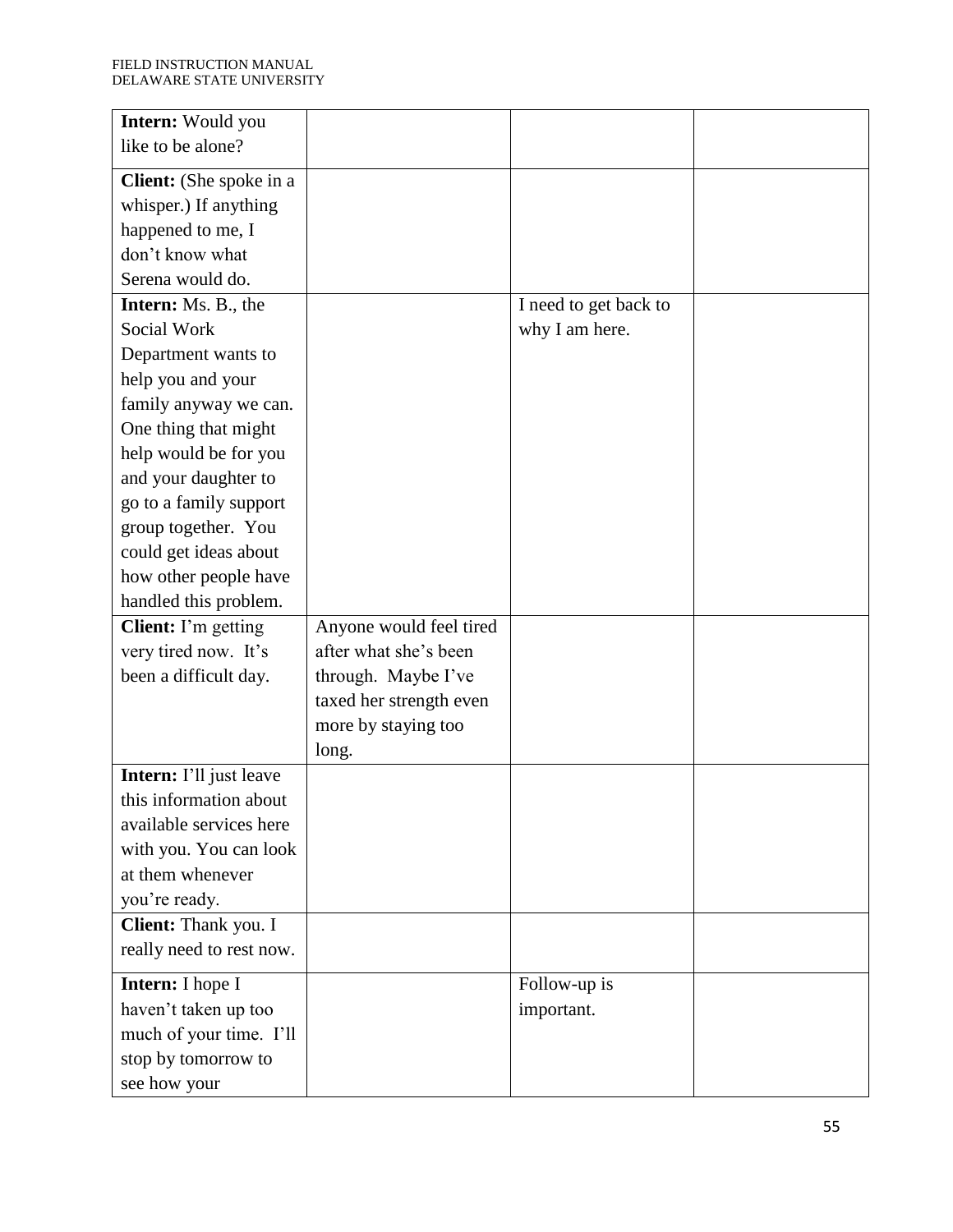| | | | |
|---|---|---|---|
| **Intern:** Would you like to be alone? | | | |
| **Client:** (She spoke in a whisper.) If anything happened to me, I don't know what Serena would do. | | | |
| **Intern:** Ms. B., the Social Work Department wants to help you and your family anyway we can. One thing that might help would be for you and your daughter to go to a family support group together. You could get ideas about how other people have handled this problem. | | I need to get back to why I am here. | |
| **Client:** I'm getting very tired now. It's been a difficult day. | Anyone would feel tired after what she's been through. Maybe I've taxed her strength even more by staying too long. | | |
| **Intern:** I'll just leave this information about available services here with you. You can look at them whenever you're ready. | | | |
| **Client:** Thank you. I really need to rest now. | | | |
| **Intern:** I hope I haven't taken up too much of your time. I'll stop by tomorrow to see how your | | Follow-up is important. | |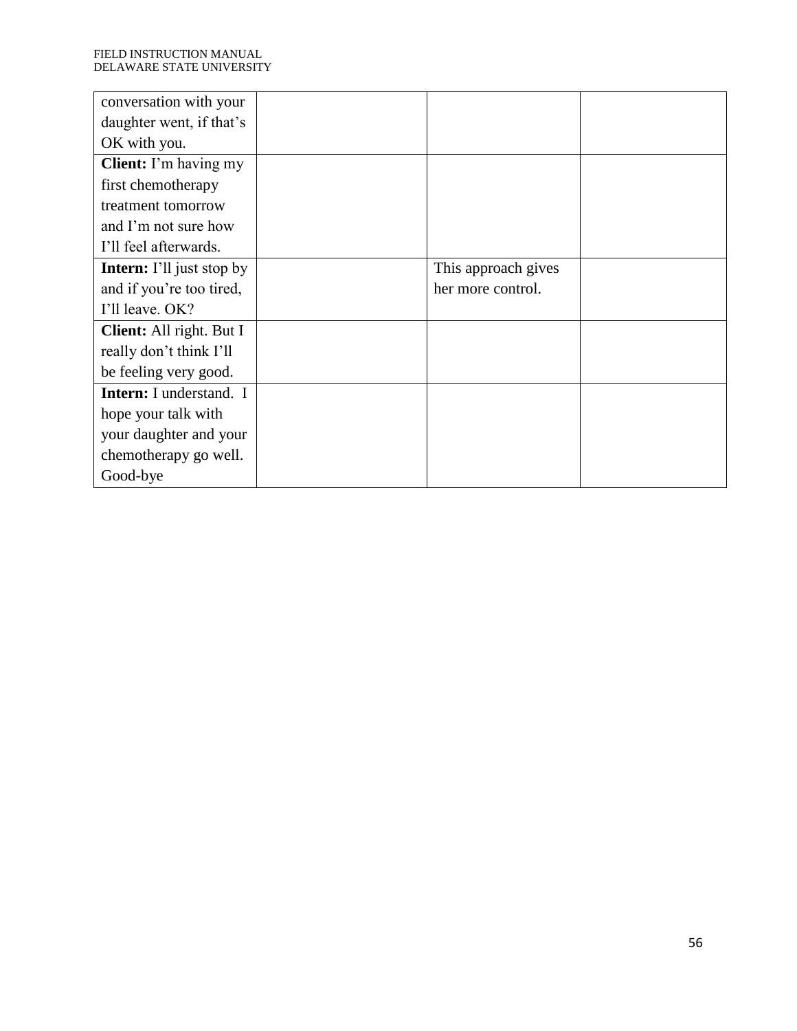| | | | |
|---|---|---|---|
| conversation with your daughter went, if that's OK with you. | | | |
| **Client:** I'm having my first chemotherapy treatment tomorrow and I'm not sure how I'll feel afterwards. | | | |
| **Intern:** I'll just stop by and if you're too tired, I'll leave. OK? | | This approach gives her more control. | |
| **Client:** All right. But I really don't think I'll be feeling very good. | | | |
| **Intern:** I understand. I hope your talk with your daughter and your chemotherapy go well. Good-bye | | | |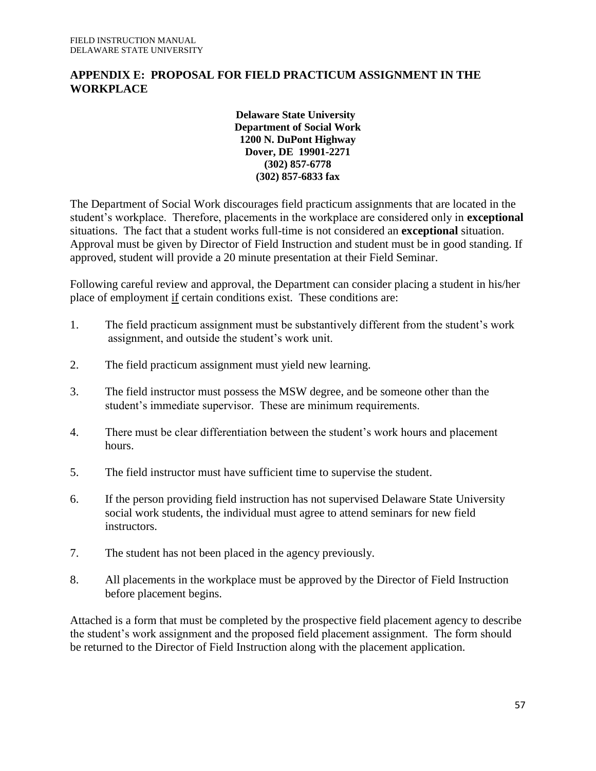## APPENDIX E: PROPOSAL FOR FIELD PRACTICUM ASSIGNMENT IN THE WORKPLACE

**Delaware State University**
**Department of Social Work**
**1200 N. DuPont Highway**
**Dover, DE 19901-2271**
**(302) 857-6778**
**(302) 857-6833 fax**

The Department of Social Work discourages field practicum assignments that are located in the student's workplace. Therefore, placements in the workplace are considered only in **exceptional** situations. The fact that a student works full-time is not considered an **exceptional** situation. Approval must be given by Director of Field Instruction and student must be in good standing. If approved, student will provide a 20 minute presentation at their Field Seminar.

Following careful review and approval, the Department can consider placing a student in his/her place of employment <u>if</u> certain conditions exist. These conditions are:

1. The field practicum assignment must be substantively different from the student's work assignment, and outside the student's work unit.
2. The field practicum assignment must yield new learning.
3. The field instructor must possess the MSW degree, and be someone other than the student's immediate supervisor. These are minimum requirements.
4. There must be clear differentiation between the student's work hours and placement hours.
5. The field instructor must have sufficient time to supervise the student.
6. If the person providing field instruction has not supervised Delaware State University social work students, the individual must agree to attend seminars for new field instructors.
7. The student has not been placed in the agency previously.
8. All placements in the workplace must be approved by the Director of Field Instruction before placement begins.

Attached is a form that must be completed by the prospective field placement agency to describe the student's work assignment and the proposed field placement assignment. The form should be returned to the Director of Field Instruction along with the placement application.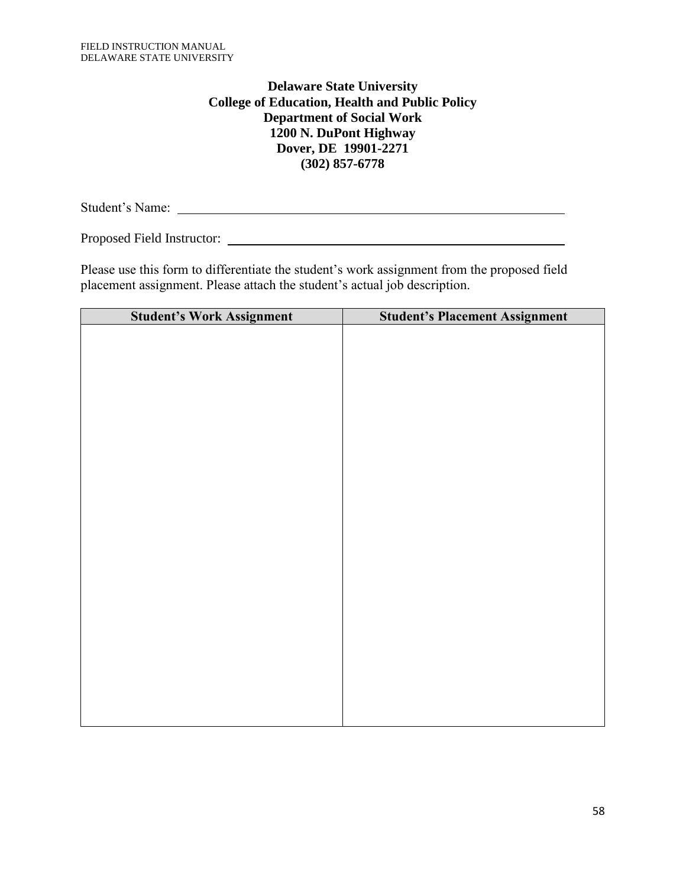**Delaware State University**
**College of Education, Health and Public Policy**
**Department of Social Work**
**1200 N. DuPont Highway**
**Dover, DE 19901-2271**
**(302) 857-6778**

Student's Name: \_\_\_\_\_\_\_\_\_\_\_\_\_\_\_\_\_\_\_\_\_\_\_\_\_\_\_\_\_\_\_\_\_\_\_\_\_\_\_\_\_\_\_\_\_\_\_\_\_\_\_\_\_\_\_\_

Proposed Field Instructor: \_\_\_\_\_\_\_\_\_\_\_\_\_\_\_\_\_\_\_\_\_\_\_\_\_\_\_\_\_\_\_\_\_\_\_\_\_\_\_\_\_\_\_\_\_\_\_\_\_\_

Please use this form to differentiate the student's work assignment from the proposed field placement assignment. Please attach the student's actual job description.

| Student's Work Assignment | Student's Placement Assignment |
|---|---|
| | |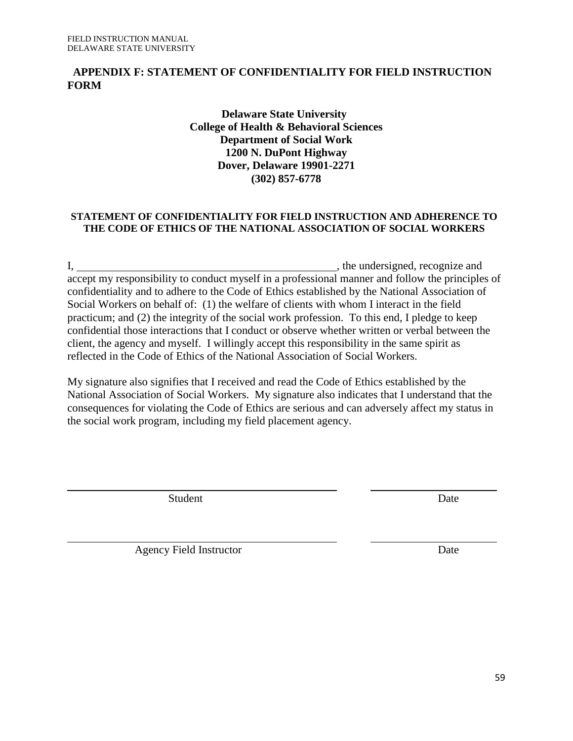## APPENDIX F: STATEMENT OF CONFIDENTIALITY FOR FIELD INSTRUCTION FORM

**Delaware State University**
**College of Health & Behavioral Sciences**
**Department of Social Work**
**1200 N. DuPont Highway**
**Dover, Delaware 19901-2271**
**(302) 857-6778**

**STATEMENT OF CONFIDENTIALITY FOR FIELD INSTRUCTION AND ADHERENCE TO THE CODE OF ETHICS OF THE NATIONAL ASSOCIATION OF SOCIAL WORKERS**

I, ______________________________________________, the undersigned, recognize and accept my responsibility to conduct myself in a professional manner and follow the principles of confidentiality and to adhere to the Code of Ethics established by the National Association of Social Workers on behalf of: (1) the welfare of clients with whom I interact in the field practicum; and (2) the integrity of the social work profession. To this end, I pledge to keep confidential those interactions that I conduct or observe whether written or verbal between the client, the agency and myself. I willingly accept this responsibility in the same spirit as reflected in the Code of Ethics of the National Association of Social Workers.

My signature also signifies that I received and read the Code of Ethics established by the National Association of Social Workers. My signature also indicates that I understand that the consequences for violating the Code of Ethics are serious and can adversely affect my status in the social work program, including my field placement agency.

______________________________________________ ______________________
Student Date

______________________________________________ ______________________
Agency Field Instructor Date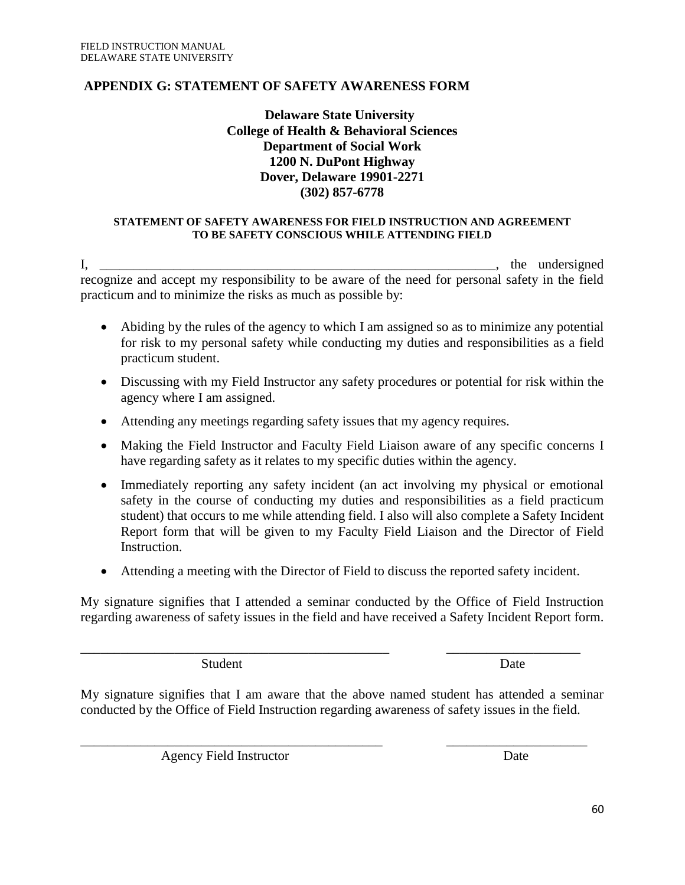## APPENDIX G: STATEMENT OF SAFETY AWARENESS FORM

**Delaware State University**
**College of Health & Behavioral Sciences**
**Department of Social Work**
**1200 N. DuPont Highway**
**Dover, Delaware 19901-2271**
**(302) 857-6778**

**STATEMENT OF SAFETY AWARENESS FOR FIELD INSTRUCTION AND AGREEMENT TO BE SAFETY CONSCIOUS WHILE ATTENDING FIELD**

I, ______________________________________________________________, the undersigned recognize and accept my responsibility to be aware of the need for personal safety in the field practicum and to minimize the risks as much as possible by:

- Abiding by the rules of the agency to which I am assigned so as to minimize any potential for risk to my personal safety while conducting my duties and responsibilities as a field practicum student.
- Discussing with my Field Instructor any safety procedures or potential for risk within the agency where I am assigned.
- Attending any meetings regarding safety issues that my agency requires.
- Making the Field Instructor and Faculty Field Liaison aware of any specific concerns I have regarding safety as it relates to my specific duties within the agency.
- Immediately reporting any safety incident (an act involving my physical or emotional safety in the course of conducting my duties and responsibilities as a field practicum student) that occurs to me while attending field. I also will also complete a Safety Incident Report form that will be given to my Faculty Field Liaison and the Director of Field Instruction.
- Attending a meeting with the Director of Field to discuss the reported safety incident.

My signature signifies that I attended a seminar conducted by the Office of Field Instruction regarding awareness of safety issues in the field and have received a Safety Incident Report form.

_______________________________________________ ____________________

Student Date

My signature signifies that I am aware that the above named student has attended a seminar conducted by the Office of Field Instruction regarding awareness of safety issues in the field.

______________________________________________ _____________________

Agency Field Instructor Date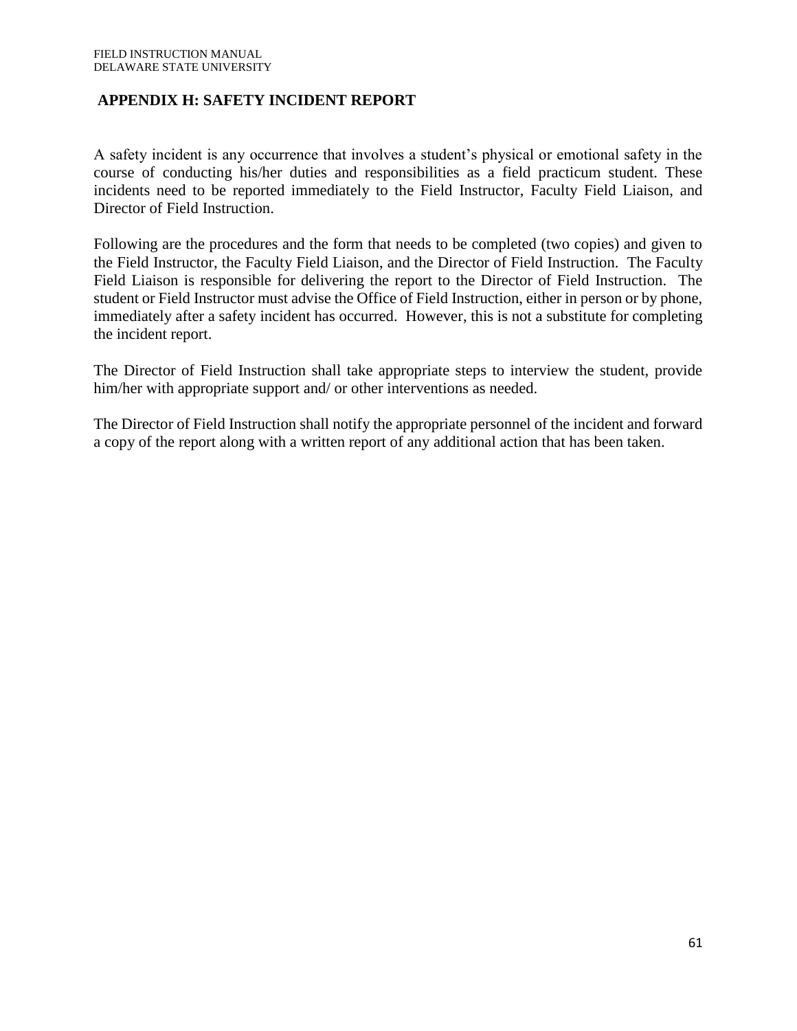## APPENDIX H: SAFETY INCIDENT REPORT

A safety incident is any occurrence that involves a student's physical or emotional safety in the course of conducting his/her duties and responsibilities as a field practicum student. These incidents need to be reported immediately to the Field Instructor, Faculty Field Liaison, and Director of Field Instruction.

Following are the procedures and the form that needs to be completed (two copies) and given to the Field Instructor, the Faculty Field Liaison, and the Director of Field Instruction. The Faculty Field Liaison is responsible for delivering the report to the Director of Field Instruction. The student or Field Instructor must advise the Office of Field Instruction, either in person or by phone, immediately after a safety incident has occurred. However, this is not a substitute for completing the incident report.

The Director of Field Instruction shall take appropriate steps to interview the student, provide him/her with appropriate support and/ or other interventions as needed.

The Director of Field Instruction shall notify the appropriate personnel of the incident and forward a copy of the report along with a written report of any additional action that has been taken.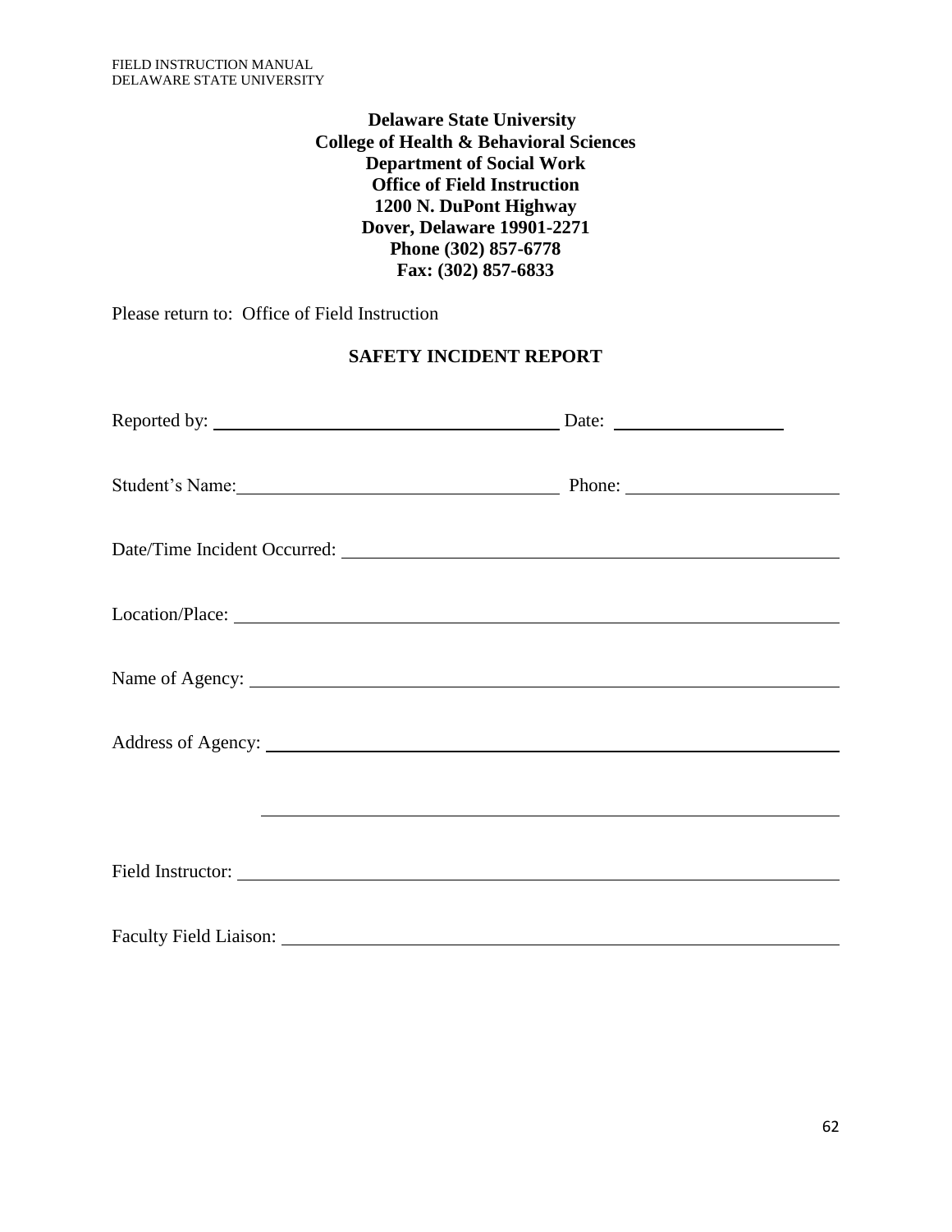**Delaware State University**
**College of Health & Behavioral Sciences**
**Department of Social Work**
**Office of Field Instruction**
**1200 N. DuPont Highway**
**Dover, Delaware 19901-2271**
**Phone (302) 857-6778**
**Fax: (302) 857-6833**

Please return to: Office of Field Instruction

## SAFETY INCIDENT REPORT

Reported by: ______________________________ Date: ________________

Student's Name: ______________________________ Phone: ____________________

Date/Time Incident Occurred: ______________________________________________

Location/Place: ______________________________________________

Name of Agency: ______________________________________________

Address of Agency: ______________________________________________

______________________________________________

Field Instructor: ______________________________________________

Faculty Field Liaison: ______________________________________________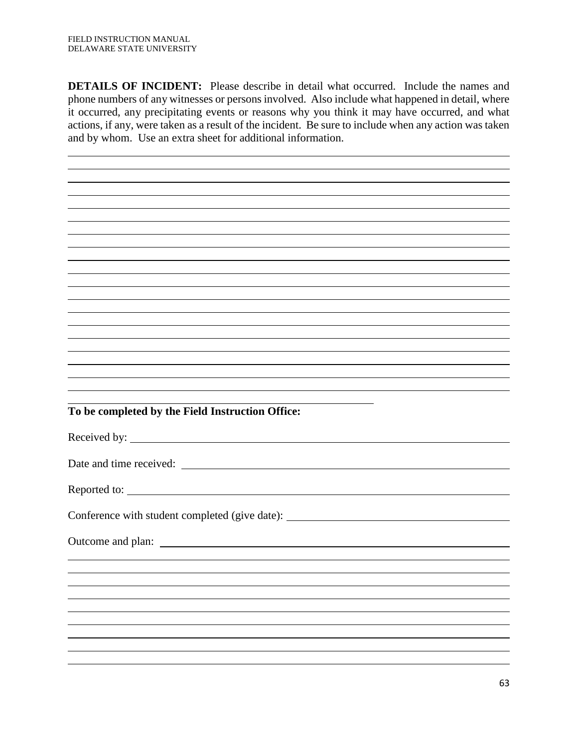**DETAILS OF INCIDENT:** Please describe in detail what occurred. Include the names and phone numbers of any witnesses or persons involved. Also include what happened in detail, where it occurred, any precipitating events or reasons why you think it may have occurred, and what actions, if any, were taken as a result of the incident. Be sure to include when any action was taken and by whom. Use an extra sheet for additional information.

**To be completed by the Field Instruction Office:**

Received by: \_\_\_\_\_\_\_\_\_\_\_\_\_\_\_\_\_\_\_\_\_\_\_\_\_\_\_\_\_\_\_\_\_\_\_\_\_\_\_\_

Date and time received: \_\_\_\_\_\_\_\_\_\_\_\_\_\_\_\_\_\_\_\_\_\_\_\_\_\_\_\_\_\_\_\_\_\_\_\_\_\_\_\_

Reported to: \_\_\_\_\_\_\_\_\_\_\_\_\_\_\_\_\_\_\_\_\_\_\_\_\_\_\_\_\_\_\_\_\_\_\_\_\_\_\_\_

Conference with student completed (give date): \_\_\_\_\_\_\_\_\_\_\_\_\_\_\_\_\_\_\_\_\_\_\_\_\_\_\_\_\_\_\_\_\_\_\_\_\_\_\_\_

Outcome and plan: \_\_\_\_\_\_\_\_\_\_\_\_\_\_\_\_\_\_\_\_\_\_\_\_\_\_\_\_\_\_\_\_\_\_\_\_\_\_\_\_